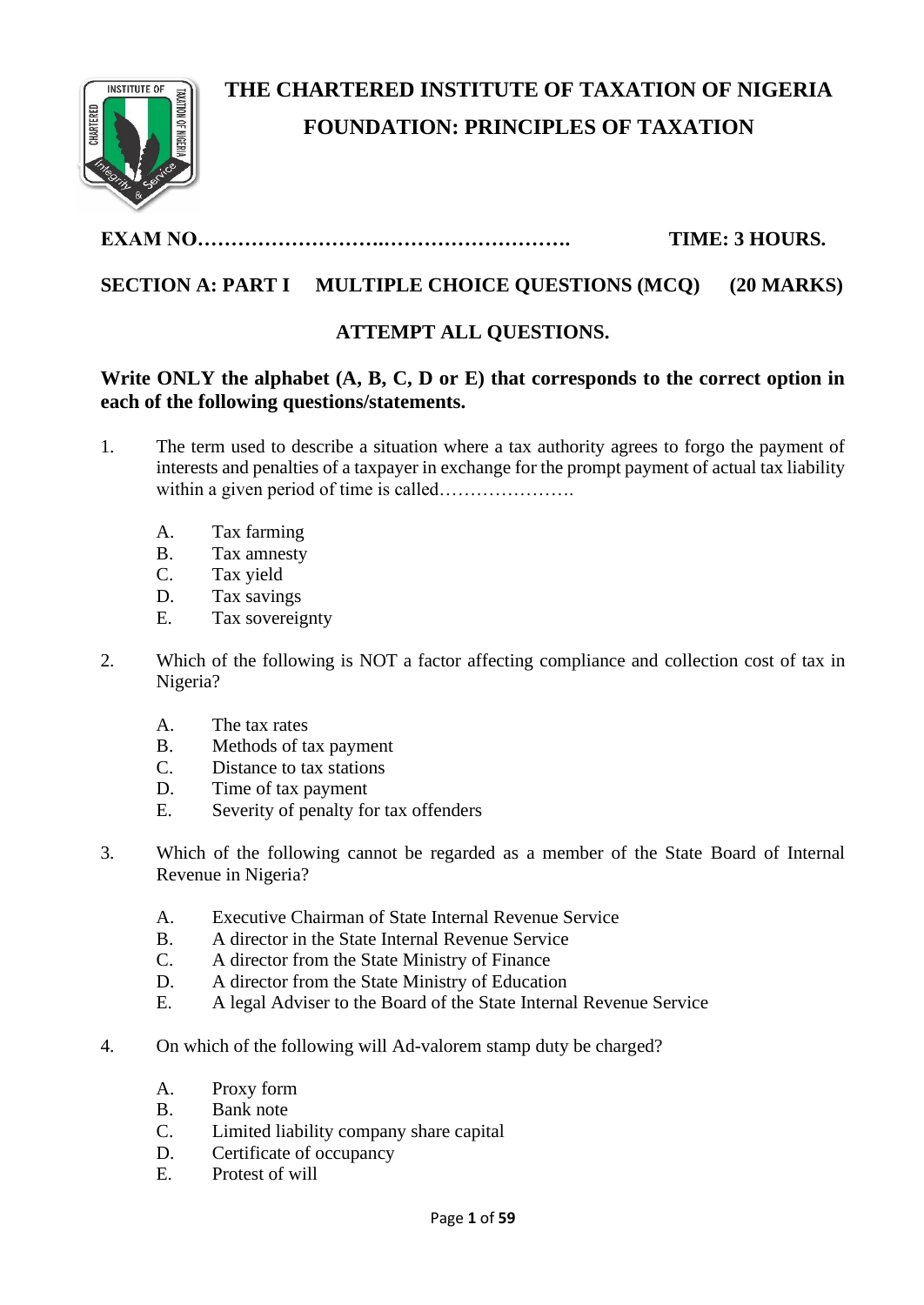# THE CHARTERED INSTITUTE OF TAXATION OF NIGERIA

## FOUNDATION: PRINCIPLES OF TAXATION

**EXAM NO……………………….……………………….** **TIME: 3 HOURS.**

**SECTION A: PART I MULTIPLE CHOICE QUESTIONS (MCQ) (20 MARKS)**

**ATTEMPT ALL QUESTIONS.**

**Write ONLY the alphabet (A, B, C, D or E) that corresponds to the correct option in each of the following questions/statements.**

1. The term used to describe a situation where a tax authority agrees to forgo the payment of interests and penalties of a taxpayer in exchange for the prompt payment of actual tax liability within a given period of time is called………………….

   A. Tax farming
   B. Tax amnesty
   C. Tax yield
   D. Tax savings
   E. Tax sovereignty

2. Which of the following is NOT a factor affecting compliance and collection cost of tax in Nigeria?

   A. The tax rates
   B. Methods of tax payment
   C. Distance to tax stations
   D. Time of tax payment
   E. Severity of penalty for tax offenders

3. Which of the following cannot be regarded as a member of the State Board of Internal Revenue in Nigeria?

   A. Executive Chairman of State Internal Revenue Service
   B. A director in the State Internal Revenue Service
   C. A director from the State Ministry of Finance
   D. A director from the State Ministry of Education
   E. A legal Adviser to the Board of the State Internal Revenue Service

4. On which of the following will Ad-valorem stamp duty be charged?

   A. Proxy form
   B. Bank note
   C. Limited liability company share capital
   D. Certificate of occupancy
   E. Protest of will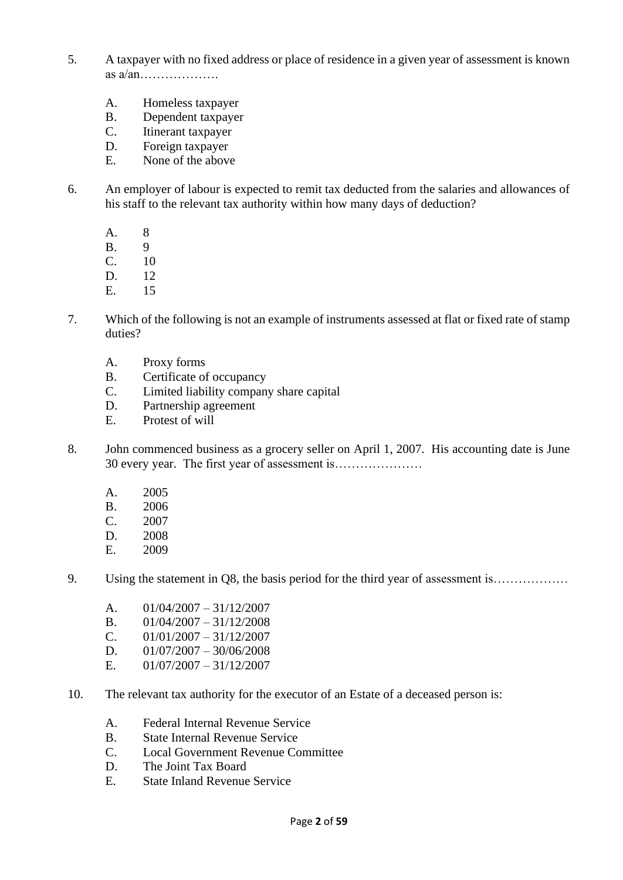5. A taxpayer with no fixed address or place of residence in a given year of assessment is known as a/an……………….

   A. Homeless taxpayer
   B. Dependent taxpayer
   C. Itinerant taxpayer
   D. Foreign taxpayer
   E. None of the above

6. An employer of labour is expected to remit tax deducted from the salaries and allowances of his staff to the relevant tax authority within how many days of deduction?

   A. 8
   B. 9
   C. 10
   D. 12
   E. 15

7. Which of the following is not an example of instruments assessed at flat or fixed rate of stamp duties?

   A. Proxy forms
   B. Certificate of occupancy
   C. Limited liability company share capital
   D. Partnership agreement
   E. Protest of will

8. John commenced business as a grocery seller on April 1, 2007. His accounting date is June 30 every year. The first year of assessment is…………………

   A. 2005
   B. 2006
   C. 2007
   D. 2008
   E. 2009

9. Using the statement in Q8, the basis period for the third year of assessment is………………

   A. 01/04/2007 – 31/12/2007
   B. 01/04/2007 – 31/12/2008
   C. 01/01/2007 – 31/12/2007
   D. 01/07/2007 – 30/06/2008
   E. 01/07/2007 – 31/12/2007

10. The relevant tax authority for the executor of an Estate of a deceased person is:

    A. Federal Internal Revenue Service
    B. State Internal Revenue Service
    C. Local Government Revenue Committee
    D. The Joint Tax Board
    E. State Inland Revenue Service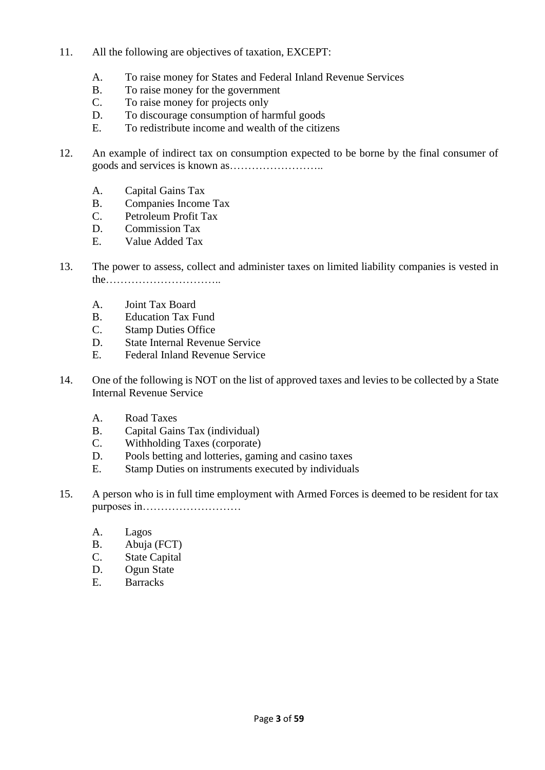11. All the following are objectives of taxation, EXCEPT:

    A. To raise money for States and Federal Inland Revenue Services
    B. To raise money for the government
    C. To raise money for projects only
    D. To discourage consumption of harmful goods
    E. To redistribute income and wealth of the citizens

12. An example of indirect tax on consumption expected to be borne by the final consumer of goods and services is known as……………………..

    A. Capital Gains Tax
    B. Companies Income Tax
    C. Petroleum Profit Tax
    D. Commission Tax
    E. Value Added Tax

13. The power to assess, collect and administer taxes on limited liability companies is vested in the…………………………..

    A. Joint Tax Board
    B. Education Tax Fund
    C. Stamp Duties Office
    D. State Internal Revenue Service
    E. Federal Inland Revenue Service

14. One of the following is NOT on the list of approved taxes and levies to be collected by a State Internal Revenue Service

    A. Road Taxes
    B. Capital Gains Tax (individual)
    C. Withholding Taxes (corporate)
    D. Pools betting and lotteries, gaming and casino taxes
    E. Stamp Duties on instruments executed by individuals

15. A person who is in full time employment with Armed Forces is deemed to be resident for tax purposes in………………………

    A. Lagos
    B. Abuja (FCT)
    C. State Capital
    D. Ogun State
    E. Barracks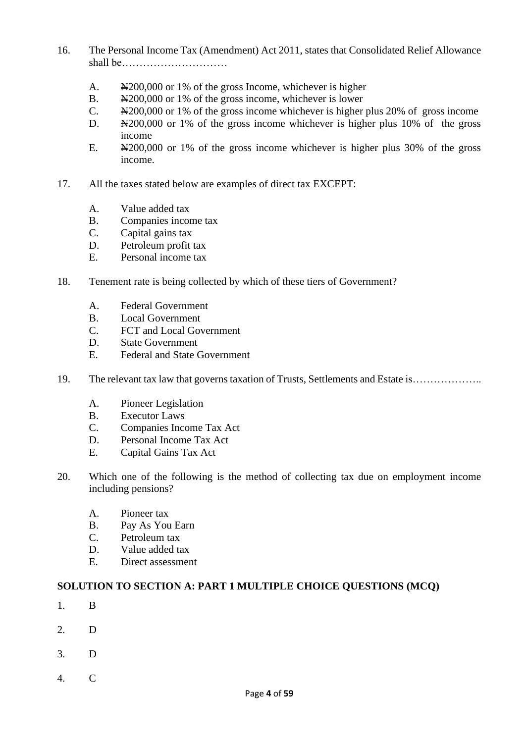16. The Personal Income Tax (Amendment) Act 2011, states that Consolidated Relief Allowance shall be…………………………

    A. ₦200,000 or 1% of the gross Income, whichever is higher
    B. ₦200,000 or 1% of the gross income, whichever is lower
    C. ₦200,000 or 1% of the gross income whichever is higher plus 20% of gross income
    D. ₦200,000 or 1% of the gross income whichever is higher plus 10% of the gross income
    E. ₦200,000 or 1% of the gross income whichever is higher plus 30% of the gross income.

17. All the taxes stated below are examples of direct tax EXCEPT:

    A. Value added tax
    B. Companies income tax
    C. Capital gains tax
    D. Petroleum profit tax
    E. Personal income tax

18. Tenement rate is being collected by which of these tiers of Government?

    A. Federal Government
    B. Local Government
    C. FCT and Local Government
    D. State Government
    E. Federal and State Government

19. The relevant tax law that governs taxation of Trusts, Settlements and Estate is………………..

    A. Pioneer Legislation
    B. Executor Laws
    C. Companies Income Tax Act
    D. Personal Income Tax Act
    E. Capital Gains Tax Act

20. Which one of the following is the method of collecting tax due on employment income including pensions?

    A. Pioneer tax
    B. Pay As You Earn
    C. Petroleum tax
    D. Value added tax
    E. Direct assessment

**SOLUTION TO SECTION A: PART 1 MULTIPLE CHOICE QUESTIONS (MCQ)**

1. B

2. D

3. D

4. C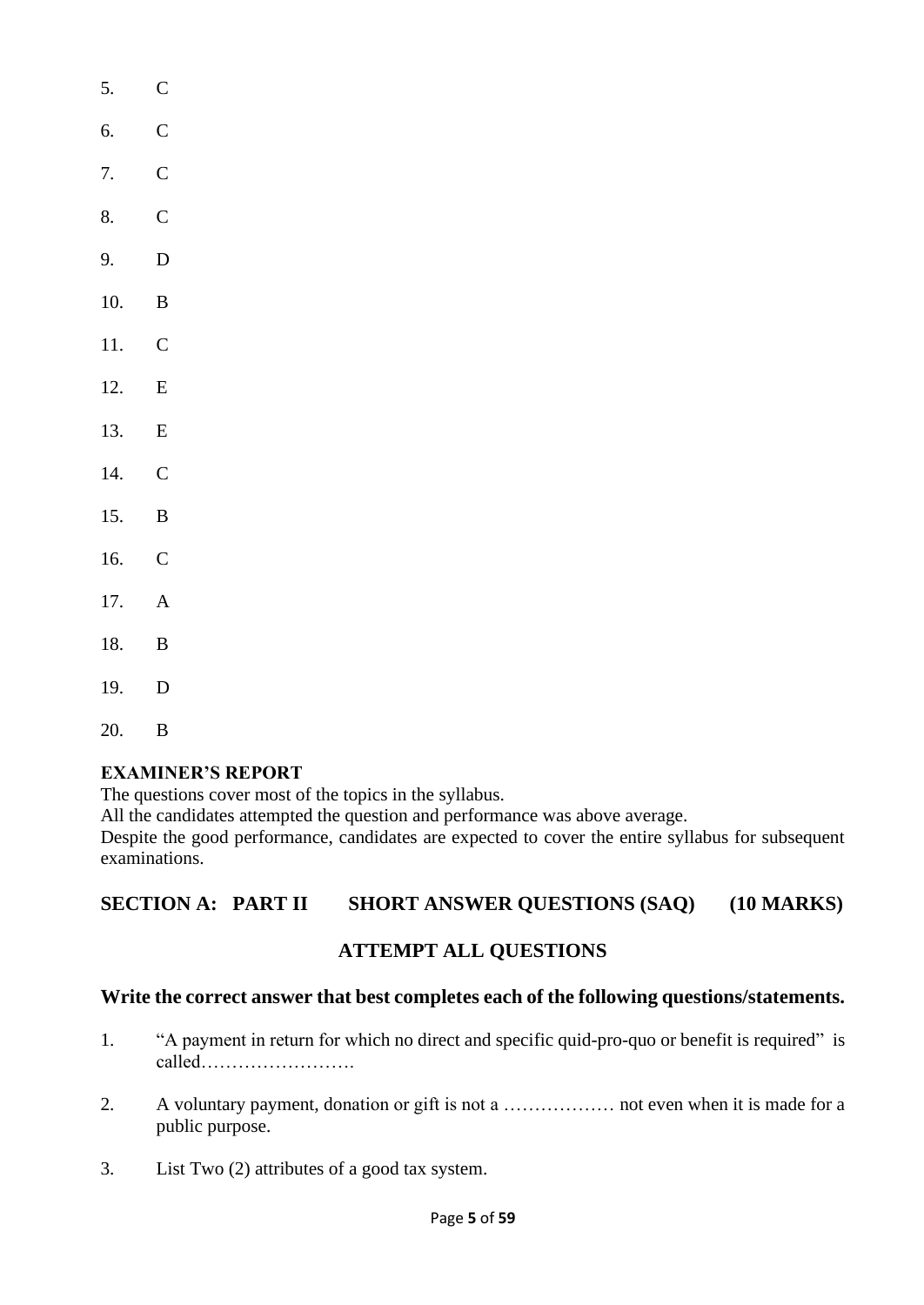5. C

6. C

7. C

8. C

9. D

10. B

11. C

12. E

13. E

14. C

15. B

16. C

17. A

18. B

19. D

20. B

**EXAMINER'S REPORT**

The questions cover most of the topics in the syllabus.

All the candidates attempted the question and performance was above average.

Despite the good performance, candidates are expected to cover the entire syllabus for subsequent examinations.

## SECTION A: PART II SHORT ANSWER QUESTIONS (SAQ) (10 MARKS)

### ATTEMPT ALL QUESTIONS

### Write the correct answer that best completes each of the following questions/statements.

1. "A payment in return for which no direct and specific quid-pro-quo or benefit is required" is called…………………….

2. A voluntary payment, donation or gift is not a ……………… not even when it is made for a public purpose.

3. List Two (2) attributes of a good tax system.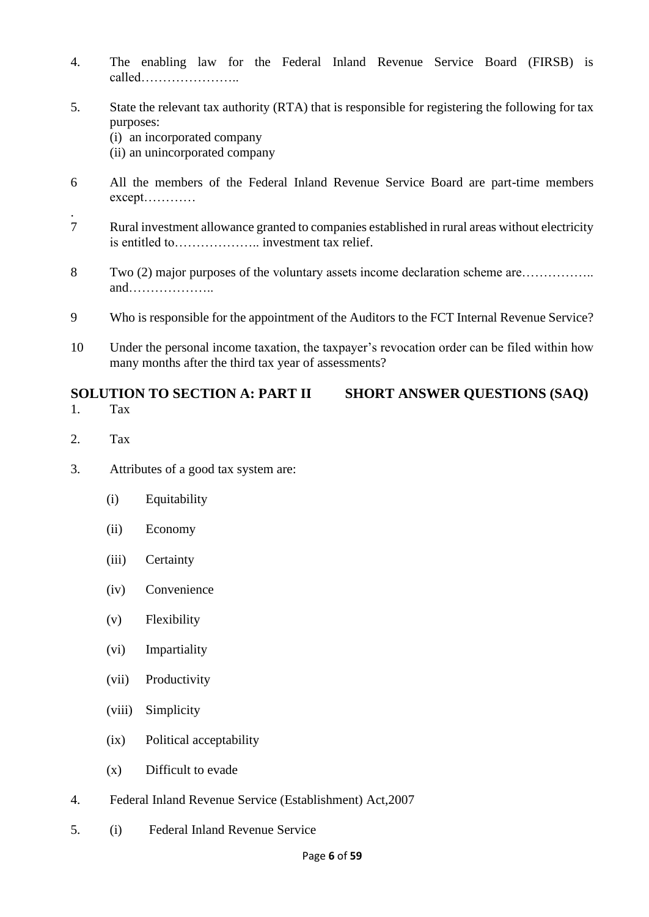4. The enabling law for the Federal Inland Revenue Service Board (FIRSB) is called…………………..

5. State the relevant tax authority (RTA) that is responsible for registering the following for tax purposes:
   (i) an incorporated company
   (ii) an unincorporated company

6 All the members of the Federal Inland Revenue Service Board are part-time members except…………

7 Rural investment allowance granted to companies established in rural areas without electricity is entitled to……………….. investment tax relief.

8 Two (2) major purposes of the voluntary assets income declaration scheme are…………….. and………………..

9 Who is responsible for the appointment of the Auditors to the FCT Internal Revenue Service?

10 Under the personal income taxation, the taxpayer's revocation order can be filed within how many months after the third tax year of assessments?

## SOLUTION TO SECTION A: PART II SHORT ANSWER QUESTIONS (SAQ)

1. Tax

2. Tax

3. Attributes of a good tax system are:

   (i) Equitability

   (ii) Economy

   (iii) Certainty

   (iv) Convenience

   (v) Flexibility

   (vi) Impartiality

   (vii) Productivity

   (viii) Simplicity

   (ix) Political acceptability

   (x) Difficult to evade

4. Federal Inland Revenue Service (Establishment) Act,2007

5. (i) Federal Inland Revenue Service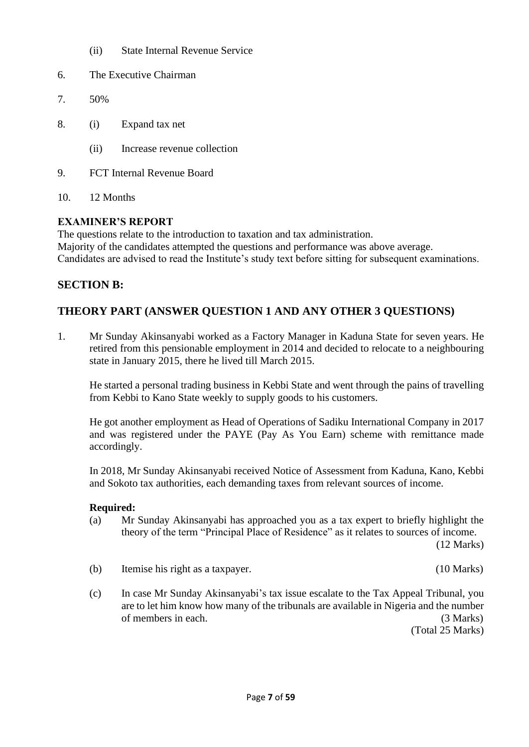(ii) State Internal Revenue Service

6. The Executive Chairman

7. 50%

8. (i) Expand tax net

   (ii) Increase revenue collection

9. FCT Internal Revenue Board

10. 12 Months

**EXAMINER'S REPORT**

The questions relate to the introduction to taxation and tax administration.
Majority of the candidates attempted the questions and performance was above average.
Candidates are advised to read the Institute's study text before sitting for subsequent examinations.

## SECTION B:

## THEORY PART (ANSWER QUESTION 1 AND ANY OTHER 3 QUESTIONS)

1. Mr Sunday Akinsanyabi worked as a Factory Manager in Kaduna State for seven years. He retired from this pensionable employment in 2014 and decided to relocate to a neighbouring state in January 2015, there he lived till March 2015.

   He started a personal trading business in Kebbi State and went through the pains of travelling from Kebbi to Kano State weekly to supply goods to his customers.

   He got another employment as Head of Operations of Sadiku International Company in 2017 and was registered under the PAYE (Pay As You Earn) scheme with remittance made accordingly.

   In 2018, Mr Sunday Akinsanyabi received Notice of Assessment from Kaduna, Kano, Kebbi and Sokoto tax authorities, each demanding taxes from relevant sources of income.

   **Required:**

   (a) Mr Sunday Akinsanyabi has approached you as a tax expert to briefly highlight the theory of the term "Principal Place of Residence" as it relates to sources of income. (12 Marks)

   (b) Itemise his right as a taxpayer. (10 Marks)

   (c) In case Mr Sunday Akinsanyabi's tax issue escalate to the Tax Appeal Tribunal, you are to let him know how many of the tribunals are available in Nigeria and the number of members in each. (3 Marks)

   (Total 25 Marks)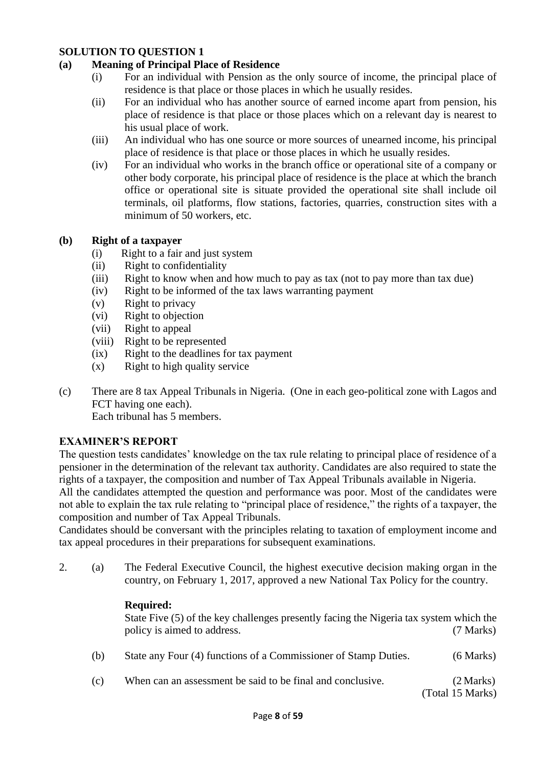**SOLUTION TO QUESTION 1**

**(a) Meaning of Principal Place of Residence**

(i) For an individual with Pension as the only source of income, the principal place of residence is that place or those places in which he usually resides.

(ii) For an individual who has another source of earned income apart from pension, his place of residence is that place or those places which on a relevant day is nearest to his usual place of work.

(iii) An individual who has one source or more sources of unearned income, his principal place of residence is that place or those places in which he usually resides.

(iv) For an individual who works in the branch office or operational site of a company or other body corporate, his principal place of residence is the place at which the branch office or operational site is situate provided the operational site shall include oil terminals, oil platforms, flow stations, factories, quarries, construction sites with a minimum of 50 workers, etc.

**(b) Right of a taxpayer**

(i) Right to a fair and just system
(ii) Right to confidentiality
(iii) Right to know when and how much to pay as tax (not to pay more than tax due)
(iv) Right to be informed of the tax laws warranting payment
(v) Right to privacy
(vi) Right to objection
(vii) Right to appeal
(viii) Right to be represented
(ix) Right to the deadlines for tax payment
(x) Right to high quality service

(c) There are 8 tax Appeal Tribunals in Nigeria. (One in each geo-political zone with Lagos and FCT having one each).
Each tribunal has 5 members.

**EXAMINER'S REPORT**

The question tests candidates' knowledge on the tax rule relating to principal place of residence of a pensioner in the determination of the relevant tax authority. Candidates are also required to state the rights of a taxpayer, the composition and number of Tax Appeal Tribunals available in Nigeria.

All the candidates attempted the question and performance was poor. Most of the candidates were not able to explain the tax rule relating to "principal place of residence," the rights of a taxpayer, the composition and number of Tax Appeal Tribunals.

Candidates should be conversant with the principles relating to taxation of employment income and tax appeal procedures in their preparations for subsequent examinations.

2. (a) The Federal Executive Council, the highest executive decision making organ in the country, on February 1, 2017, approved a new National Tax Policy for the country.

**Required:**

State Five (5) of the key challenges presently facing the Nigeria tax system which the policy is aimed to address. (7 Marks)

(b) State any Four (4) functions of a Commissioner of Stamp Duties. (6 Marks)

(c) When can an assessment be said to be final and conclusive. (2 Marks)

(Total 15 Marks)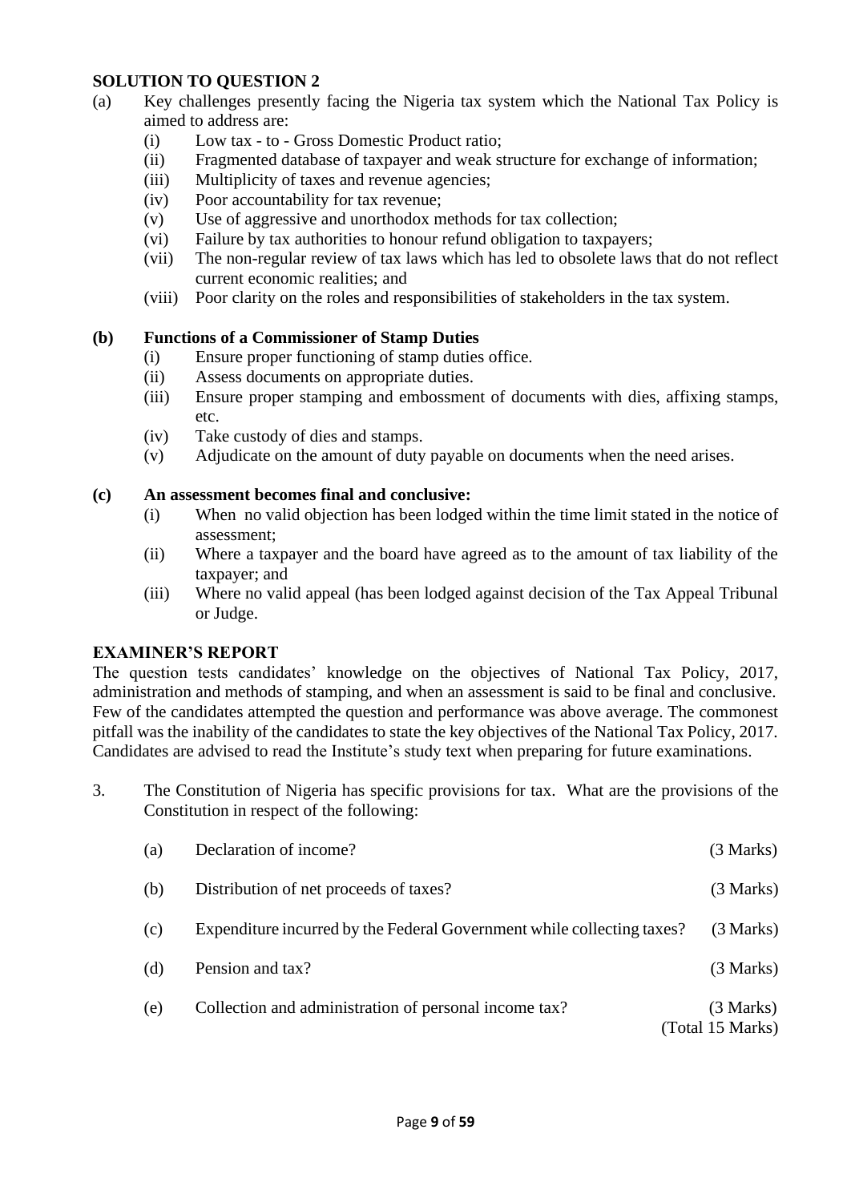## SOLUTION TO QUESTION 2

(a) Key challenges presently facing the Nigeria tax system which the National Tax Policy is aimed to address are:

- (i) Low tax - to - Gross Domestic Product ratio;
- (ii) Fragmented database of taxpayer and weak structure for exchange of information;
- (iii) Multiplicity of taxes and revenue agencies;
- (iv) Poor accountability for tax revenue;
- (v) Use of aggressive and unorthodox methods for tax collection;
- (vi) Failure by tax authorities to honour refund obligation to taxpayers;
- (vii) The non-regular review of tax laws which has led to obsolete laws that do not reflect current economic realities; and
- (viii) Poor clarity on the roles and responsibilities of stakeholders in the tax system.

**(b) Functions of a Commissioner of Stamp Duties**

- (i) Ensure proper functioning of stamp duties office.
- (ii) Assess documents on appropriate duties.
- (iii) Ensure proper stamping and embossment of documents with dies, affixing stamps, etc.
- (iv) Take custody of dies and stamps.
- (v) Adjudicate on the amount of duty payable on documents when the need arises.

**(c) An assessment becomes final and conclusive:**

- (i) When no valid objection has been lodged within the time limit stated in the notice of assessment;
- (ii) Where a taxpayer and the board have agreed as to the amount of tax liability of the taxpayer; and
- (iii) Where no valid appeal (has been lodged against decision of the Tax Appeal Tribunal or Judge.

## EXAMINER'S REPORT

The question tests candidates' knowledge on the objectives of National Tax Policy, 2017, administration and methods of stamping, and when an assessment is said to be final and conclusive. Few of the candidates attempted the question and performance was above average. The commonest pitfall was the inability of the candidates to state the key objectives of the National Tax Policy, 2017. Candidates are advised to read the Institute's study text when preparing for future examinations.

3. The Constitution of Nigeria has specific provisions for tax. What are the provisions of the Constitution in respect of the following:

| | | |
|---|---|---|
| (a) | Declaration of income? | (3 Marks) |
| (b) | Distribution of net proceeds of taxes? | (3 Marks) |
| (c) | Expenditure incurred by the Federal Government while collecting taxes? | (3 Marks) |
| (d) | Pension and tax? | (3 Marks) |
| (e) | Collection and administration of personal income tax? | (3 Marks) |
| | | (Total 15 Marks) |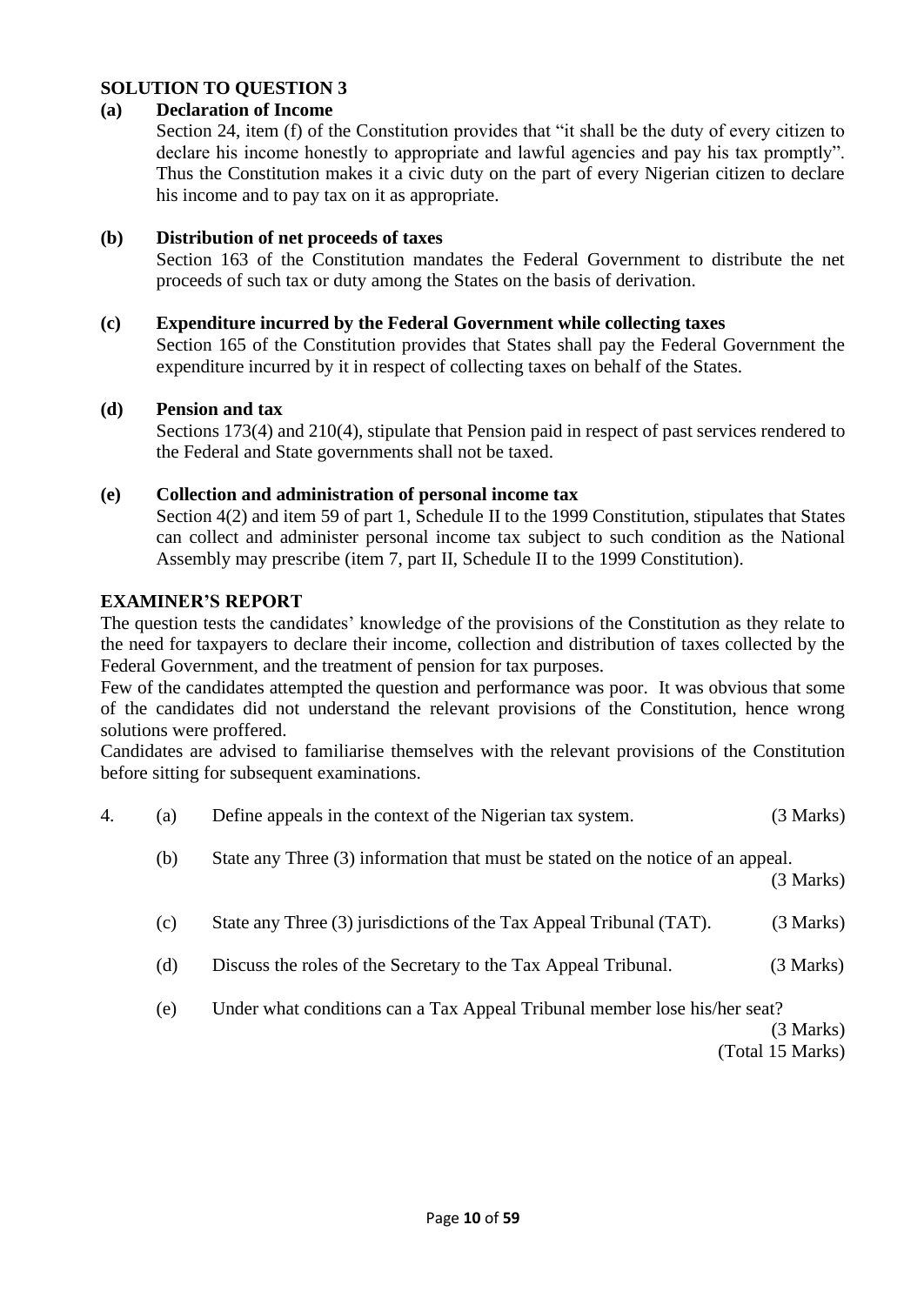## SOLUTION TO QUESTION 3

**(a) Declaration of Income**

Section 24, item (f) of the Constitution provides that "it shall be the duty of every citizen to declare his income honestly to appropriate and lawful agencies and pay his tax promptly". Thus the Constitution makes it a civic duty on the part of every Nigerian citizen to declare his income and to pay tax on it as appropriate.

**(b) Distribution of net proceeds of taxes**

Section 163 of the Constitution mandates the Federal Government to distribute the net proceeds of such tax or duty among the States on the basis of derivation.

**(c) Expenditure incurred by the Federal Government while collecting taxes**

Section 165 of the Constitution provides that States shall pay the Federal Government the expenditure incurred by it in respect of collecting taxes on behalf of the States.

**(d) Pension and tax**

Sections 173(4) and 210(4), stipulate that Pension paid in respect of past services rendered to the Federal and State governments shall not be taxed.

**(e) Collection and administration of personal income tax**

Section 4(2) and item 59 of part 1, Schedule II to the 1999 Constitution, stipulates that States can collect and administer personal income tax subject to such condition as the National Assembly may prescribe (item 7, part II, Schedule II to the 1999 Constitution).

## EXAMINER'S REPORT

The question tests the candidates' knowledge of the provisions of the Constitution as they relate to the need for taxpayers to declare their income, collection and distribution of taxes collected by the Federal Government, and the treatment of pension for tax purposes.

Few of the candidates attempted the question and performance was poor. It was obvious that some of the candidates did not understand the relevant provisions of the Constitution, hence wrong solutions were proffered.

Candidates are advised to familiarise themselves with the relevant provisions of the Constitution before sitting for subsequent examinations.

4. (a) Define appeals in the context of the Nigerian tax system. (3 Marks)

   (b) State any Three (3) information that must be stated on the notice of an appeal. (3 Marks)

   (c) State any Three (3) jurisdictions of the Tax Appeal Tribunal (TAT). (3 Marks)

   (d) Discuss the roles of the Secretary to the Tax Appeal Tribunal. (3 Marks)

   (e) Under what conditions can a Tax Appeal Tribunal member lose his/her seat? (3 Marks)

(Total 15 Marks)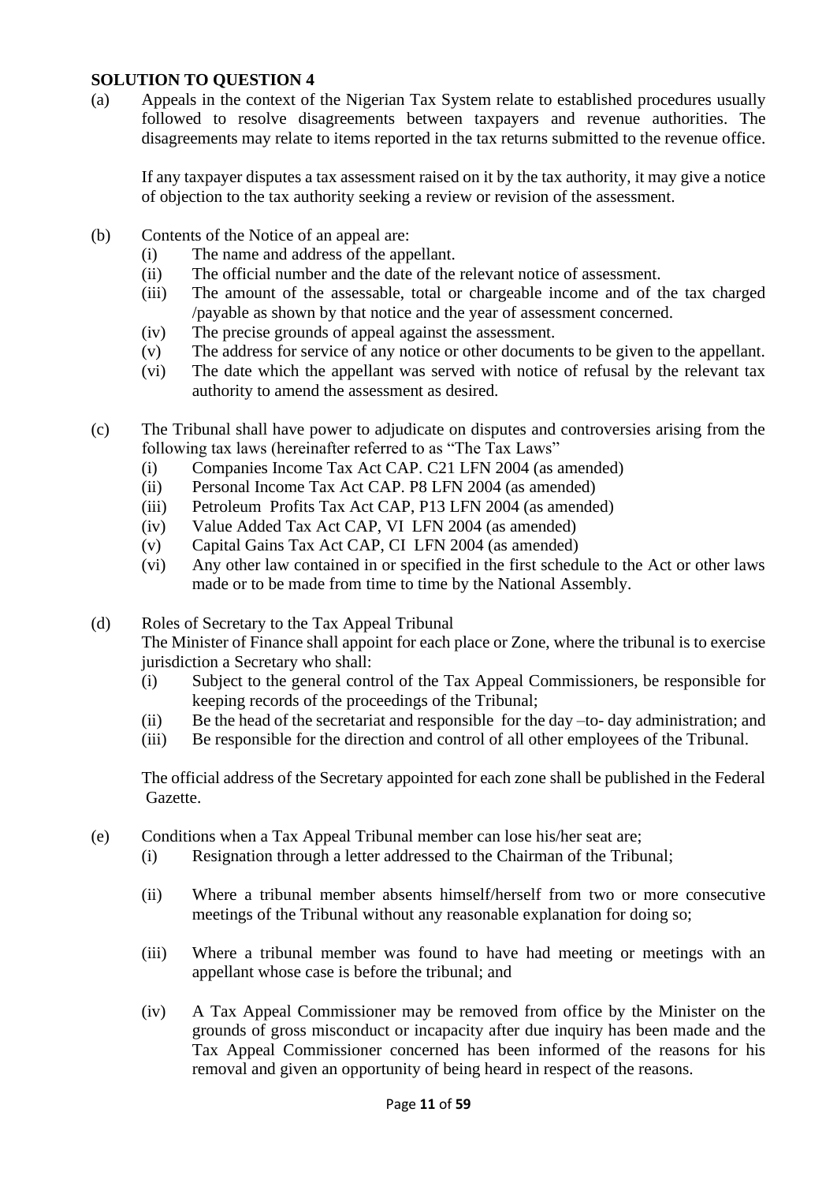**SOLUTION TO QUESTION 4**

(a) Appeals in the context of the Nigerian Tax System relate to established procedures usually followed to resolve disagreements between taxpayers and revenue authorities. The disagreements may relate to items reported in the tax returns submitted to the revenue office.

If any taxpayer disputes a tax assessment raised on it by the tax authority, it may give a notice of objection to the tax authority seeking a review or revision of the assessment.

(b) Contents of the Notice of an appeal are:

- (i) The name and address of the appellant.
- (ii) The official number and the date of the relevant notice of assessment.
- (iii) The amount of the assessable, total or chargeable income and of the tax charged /payable as shown by that notice and the year of assessment concerned.
- (iv) The precise grounds of appeal against the assessment.
- (v) The address for service of any notice or other documents to be given to the appellant.
- (vi) The date which the appellant was served with notice of refusal by the relevant tax authority to amend the assessment as desired.

(c) The Tribunal shall have power to adjudicate on disputes and controversies arising from the following tax laws (hereinafter referred to as "The Tax Laws"

- (i) Companies Income Tax Act CAP. C21 LFN 2004 (as amended)
- (ii) Personal Income Tax Act CAP. P8 LFN 2004 (as amended)
- (iii) Petroleum Profits Tax Act CAP, P13 LFN 2004 (as amended)
- (iv) Value Added Tax Act CAP, VI LFN 2004 (as amended)
- (v) Capital Gains Tax Act CAP, CI LFN 2004 (as amended)
- (vi) Any other law contained in or specified in the first schedule to the Act or other laws made or to be made from time to time by the National Assembly.

(d) Roles of Secretary to the Tax Appeal Tribunal

The Minister of Finance shall appoint for each place or Zone, where the tribunal is to exercise jurisdiction a Secretary who shall:

- (i) Subject to the general control of the Tax Appeal Commissioners, be responsible for keeping records of the proceedings of the Tribunal;
- (ii) Be the head of the secretariat and responsible for the day –to- day administration; and
- (iii) Be responsible for the direction and control of all other employees of the Tribunal.

The official address of the Secretary appointed for each zone shall be published in the Federal Gazette.

(e) Conditions when a Tax Appeal Tribunal member can lose his/her seat are;

- (i) Resignation through a letter addressed to the Chairman of the Tribunal;
- (ii) Where a tribunal member absents himself/herself from two or more consecutive meetings of the Tribunal without any reasonable explanation for doing so;
- (iii) Where a tribunal member was found to have had meeting or meetings with an appellant whose case is before the tribunal; and
- (iv) A Tax Appeal Commissioner may be removed from office by the Minister on the grounds of gross misconduct or incapacity after due inquiry has been made and the Tax Appeal Commissioner concerned has been informed of the reasons for his removal and given an opportunity of being heard in respect of the reasons.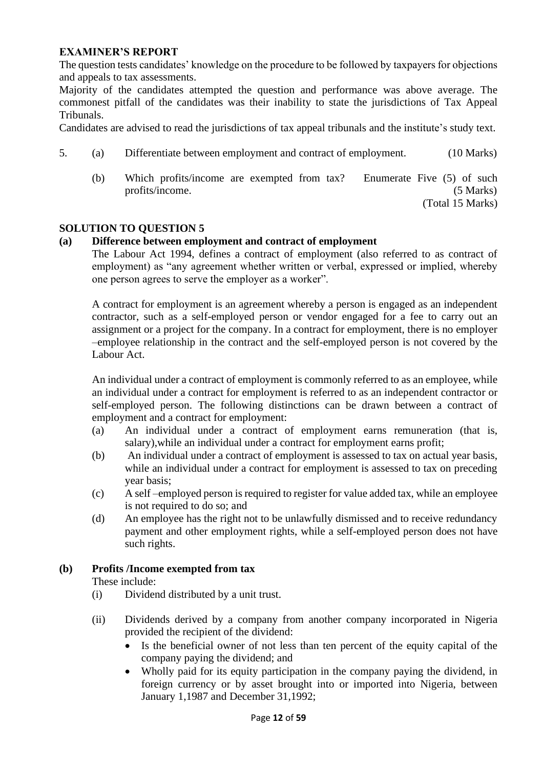**EXAMINER'S REPORT**

The question tests candidates' knowledge on the procedure to be followed by taxpayers for objections and appeals to tax assessments.

Majority of the candidates attempted the question and performance was above average. The commonest pitfall of the candidates was their inability to state the jurisdictions of Tax Appeal Tribunals.

Candidates are advised to read the jurisdictions of tax appeal tribunals and the institute's study text.

5. (a) Differentiate between employment and contract of employment. (10 Marks)

   (b) Which profits/income are exempted from tax? Enumerate Five (5) of such profits/income. (5 Marks)

(Total 15 Marks)

## SOLUTION TO QUESTION 5

**(a) Difference between employment and contract of employment**

The Labour Act 1994, defines a contract of employment (also referred to as contract of employment) as "any agreement whether written or verbal, expressed or implied, whereby one person agrees to serve the employer as a worker".

A contract for employment is an agreement whereby a person is engaged as an independent contractor, such as a self-employed person or vendor engaged for a fee to carry out an assignment or a project for the company. In a contract for employment, there is no employer –employee relationship in the contract and the self-employed person is not covered by the Labour Act.

An individual under a contract of employment is commonly referred to as an employee, while an individual under a contract for employment is referred to as an independent contractor or self-employed person. The following distinctions can be drawn between a contract of employment and a contract for employment:

(a) An individual under a contract of employment earns remuneration (that is, salary),while an individual under a contract for employment earns profit;

(b) An individual under a contract of employment is assessed to tax on actual year basis, while an individual under a contract for employment is assessed to tax on preceding year basis;

(c) A self –employed person is required to register for value added tax, while an employee is not required to do so; and

(d) An employee has the right not to be unlawfully dismissed and to receive redundancy payment and other employment rights, while a self-employed person does not have such rights.

**(b) Profits /Income exempted from tax**

These include:

(i) Dividend distributed by a unit trust.

(ii) Dividends derived by a company from another company incorporated in Nigeria provided the recipient of the dividend:

- Is the beneficial owner of not less than ten percent of the equity capital of the company paying the dividend; and
- Wholly paid for its equity participation in the company paying the dividend, in foreign currency or by asset brought into or imported into Nigeria, between January 1,1987 and December 31,1992;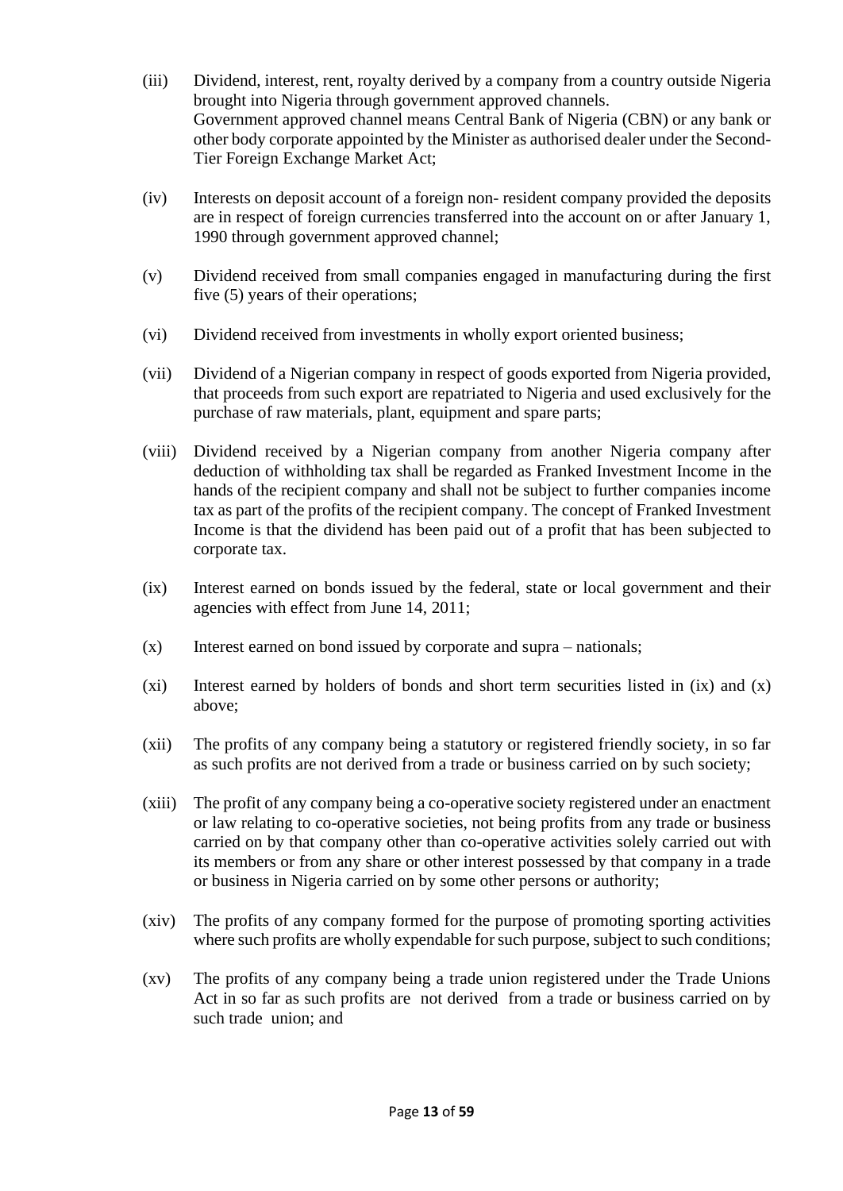(iii) Dividend, interest, rent, royalty derived by a company from a country outside Nigeria brought into Nigeria through government approved channels.
Government approved channel means Central Bank of Nigeria (CBN) or any bank or other body corporate appointed by the Minister as authorised dealer under the Second-Tier Foreign Exchange Market Act;

(iv) Interests on deposit account of a foreign non- resident company provided the deposits are in respect of foreign currencies transferred into the account on or after January 1, 1990 through government approved channel;

(v) Dividend received from small companies engaged in manufacturing during the first five (5) years of their operations;

(vi) Dividend received from investments in wholly export oriented business;

(vii) Dividend of a Nigerian company in respect of goods exported from Nigeria provided, that proceeds from such export are repatriated to Nigeria and used exclusively for the purchase of raw materials, plant, equipment and spare parts;

(viii) Dividend received by a Nigerian company from another Nigeria company after deduction of withholding tax shall be regarded as Franked Investment Income in the hands of the recipient company and shall not be subject to further companies income tax as part of the profits of the recipient company. The concept of Franked Investment Income is that the dividend has been paid out of a profit that has been subjected to corporate tax.

(ix) Interest earned on bonds issued by the federal, state or local government and their agencies with effect from June 14, 2011;

(x) Interest earned on bond issued by corporate and supra – nationals;

(xi) Interest earned by holders of bonds and short term securities listed in (ix) and (x) above;

(xii) The profits of any company being a statutory or registered friendly society, in so far as such profits are not derived from a trade or business carried on by such society;

(xiii) The profit of any company being a co-operative society registered under an enactment or law relating to co-operative societies, not being profits from any trade or business carried on by that company other than co-operative activities solely carried out with its members or from any share or other interest possessed by that company in a trade or business in Nigeria carried on by some other persons or authority;

(xiv) The profits of any company formed for the purpose of promoting sporting activities where such profits are wholly expendable for such purpose, subject to such conditions;

(xv) The profits of any company being a trade union registered under the Trade Unions Act in so far as such profits are not derived from a trade or business carried on by such trade union; and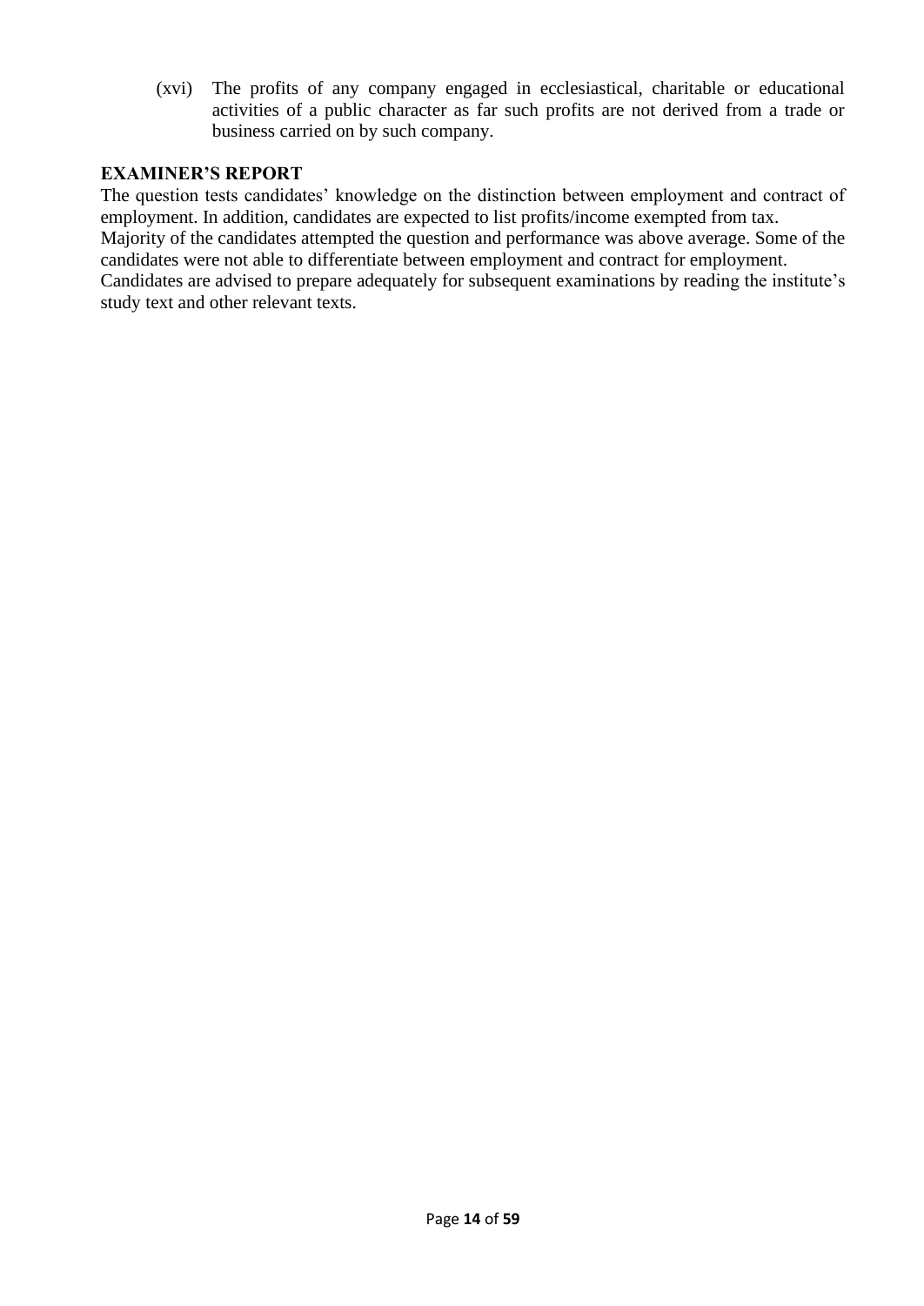(xvi) The profits of any company engaged in ecclesiastical, charitable or educational activities of a public character as far such profits are not derived from a trade or business carried on by such company.

**EXAMINER'S REPORT**

The question tests candidates' knowledge on the distinction between employment and contract of employment. In addition, candidates are expected to list profits/income exempted from tax.

Majority of the candidates attempted the question and performance was above average. Some of the candidates were not able to differentiate between employment and contract for employment.

Candidates are advised to prepare adequately for subsequent examinations by reading the institute's study text and other relevant texts.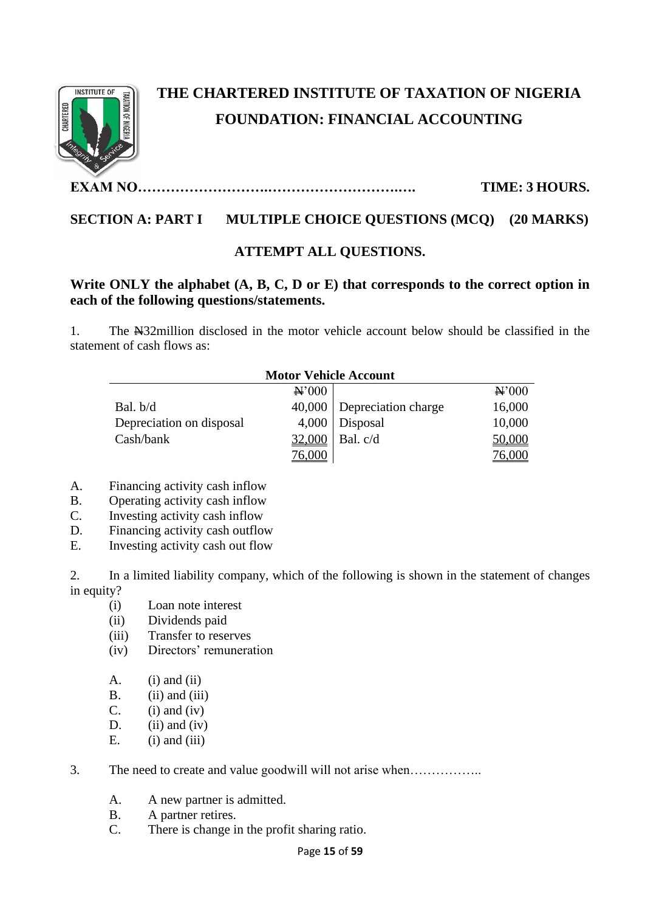# THE CHARTERED INSTITUTE OF TAXATION OF NIGERIA

## FOUNDATION: FINANCIAL ACCOUNTING

**EXAM NO……………………….………………………..….** **TIME: 3 HOURS.**

**SECTION A: PART I MULTIPLE CHOICE QUESTIONS (MCQ) (20 MARKS)**

**ATTEMPT ALL QUESTIONS.**

**Write ONLY the alphabet (A, B, C, D or E) that corresponds to the correct option in each of the following questions/statements.**

1. The ₦32million disclosed in the motor vehicle account below should be classified in the statement of cash flows as:

**Motor Vehicle Account**

| | ₦'000 | | ₦'000 |
|---|---|---|---|
| Bal. b/d | 40,000 | Depreciation charge | 16,000 |
| Depreciation on disposal | 4,000 | Disposal | 10,000 |
| Cash/bank | 32,000 | Bal. c/d | 50,000 |
| | 76,000 | | 76,000 |

A. Financing activity cash inflow
B. Operating activity cash inflow
C. Investing activity cash inflow
D. Financing activity cash outflow
E. Investing activity cash out flow

2. In a limited liability company, which of the following is shown in the statement of changes in equity?
   (i) Loan note interest
   (ii) Dividends paid
   (iii) Transfer to reserves
   (iv) Directors' remuneration

   A. (i) and (ii)
   B. (ii) and (iii)
   C. (i) and (iv)
   D. (ii) and (iv)
   E. (i) and (iii)

3. The need to create and value goodwill will not arise when……………..

   A. A new partner is admitted.
   B. A partner retires.
   C. There is change in the profit sharing ratio.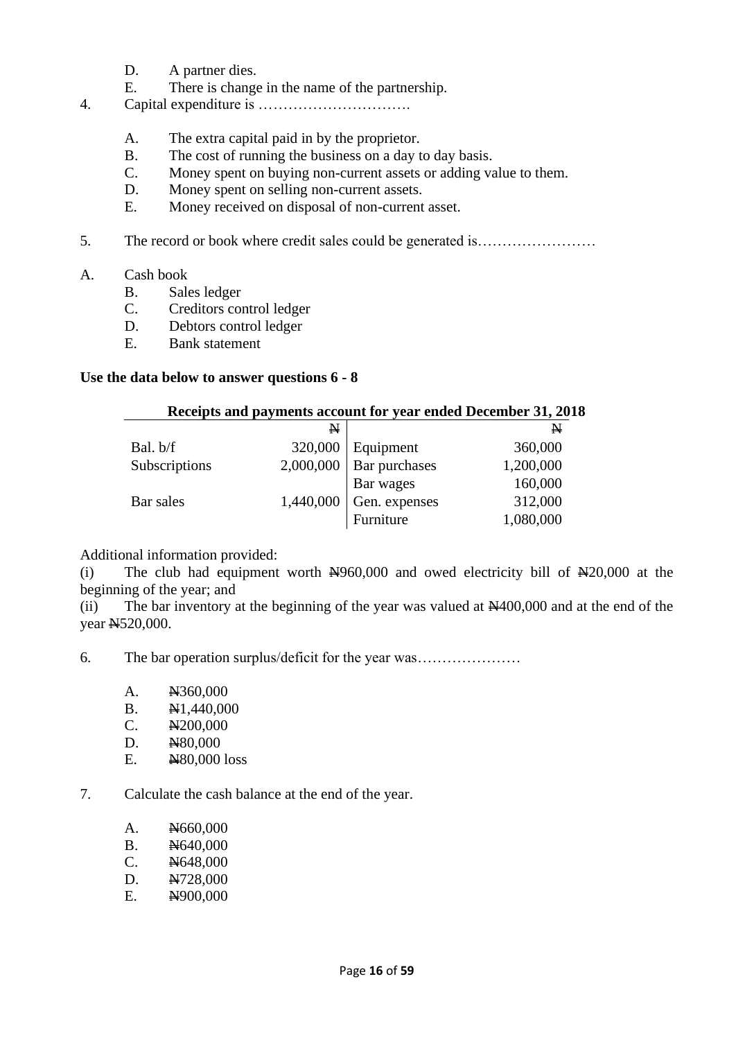D. A partner dies.
E. There is change in the name of the partnership.

4. Capital expenditure is ………………………….

   A. The extra capital paid in by the proprietor.
   B. The cost of running the business on a day to day basis.
   C. Money spent on buying non-current assets or adding value to them.
   D. Money spent on selling non-current assets.
   E. Money received on disposal of non-current asset.

5. The record or book where credit sales could be generated is……………………

A. Cash book
   B. Sales ledger
   C. Creditors control ledger
   D. Debtors control ledger
   E. Bank statement

**Use the data below to answer questions 6 - 8**

**Receipts and payments account for year ended December 31, 2018**

| | ₦ | | ₦ |
|---|---|---|---|
| Bal. b/f | 320,000 | Equipment | 360,000 |
| Subscriptions | 2,000,000 | Bar purchases | 1,200,000 |
| | | Bar wages | 160,000 |
| Bar sales | 1,440,000 | Gen. expenses | 312,000 |
| | | Furniture | 1,080,000 |

Additional information provided:

(i) The club had equipment worth ₦960,000 and owed electricity bill of ₦20,000 at the beginning of the year; and

(ii) The bar inventory at the beginning of the year was valued at ₦400,000 and at the end of the year ₦520,000.

6. The bar operation surplus/deficit for the year was…………………

   A. ₦360,000
   B. ₦1,440,000
   C. ₦200,000
   D. ₦80,000
   E. ₦80,000 loss

7. Calculate the cash balance at the end of the year.

   A. ₦660,000
   B. ₦640,000
   C. ₦648,000
   D. ₦728,000
   E. ₦900,000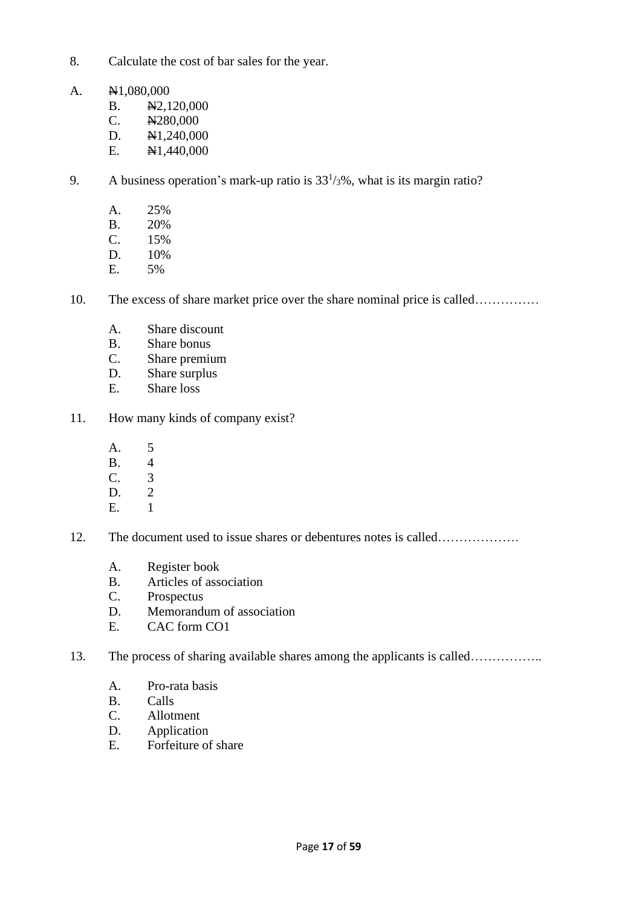8. Calculate the cost of bar sales for the year.

A. ₦1,080,000
B. ₦2,120,000
C. ₦280,000
D. ₦1,240,000
E. ₦1,440,000

9. A business operation's mark-up ratio is $33^1/_3\%$, what is its margin ratio?

A. 25%
B. 20%
C. 15%
D. 10%
E. 5%

10. The excess of share market price over the share nominal price is called……………

A. Share discount
B. Share bonus
C. Share premium
D. Share surplus
E. Share loss

11. How many kinds of company exist?

A. 5
B. 4
C. 3
D. 2
E. 1

12. The document used to issue shares or debentures notes is called……………….

A. Register book
B. Articles of association
C. Prospectus
D. Memorandum of association
E. CAC form CO1

13. The process of sharing available shares among the applicants is called……………..

A. Pro-rata basis
B. Calls
C. Allotment
D. Application
E. Forfeiture of share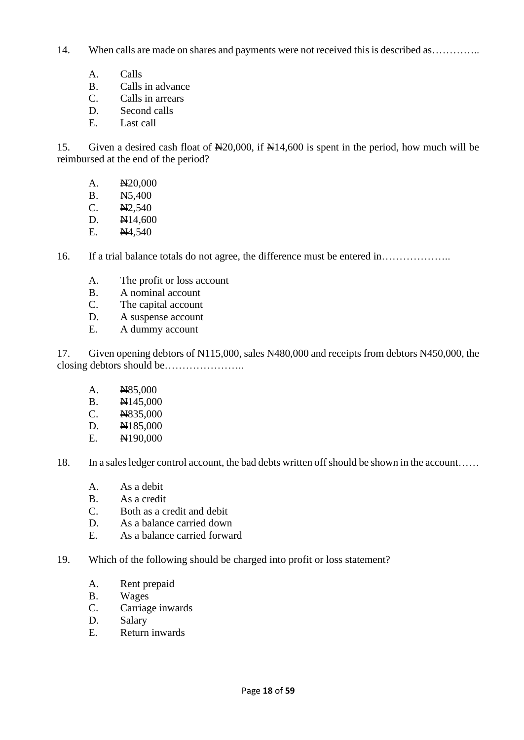14. When calls are made on shares and payments were not received this is described as…………..

   A. Calls
   B. Calls in advance
   C. Calls in arrears
   D. Second calls
   E. Last call

15. Given a desired cash float of ₦20,000, if ₦14,600 is spent in the period, how much will be reimbursed at the end of the period?

   A. ₦20,000
   B. ₦5,400
   C. ₦2,540
   D. ₦14,600
   E. ₦4,540

16. If a trial balance totals do not agree, the difference must be entered in………………..

   A. The profit or loss account
   B. A nominal account
   C. The capital account
   D. A suspense account
   E. A dummy account

17. Given opening debtors of ₦115,000, sales ₦480,000 and receipts from debtors ₦450,000, the closing debtors should be…………………..

   A. ₦85,000
   B. ₦145,000
   C. ₦835,000
   D. ₦185,000
   E. ₦190,000

18. In a sales ledger control account, the bad debts written off should be shown in the account……

   A. As a debit
   B. As a credit
   C. Both as a credit and debit
   D. As a balance carried down
   E. As a balance carried forward

19. Which of the following should be charged into profit or loss statement?

   A. Rent prepaid
   B. Wages
   C. Carriage inwards
   D. Salary
   E. Return inwards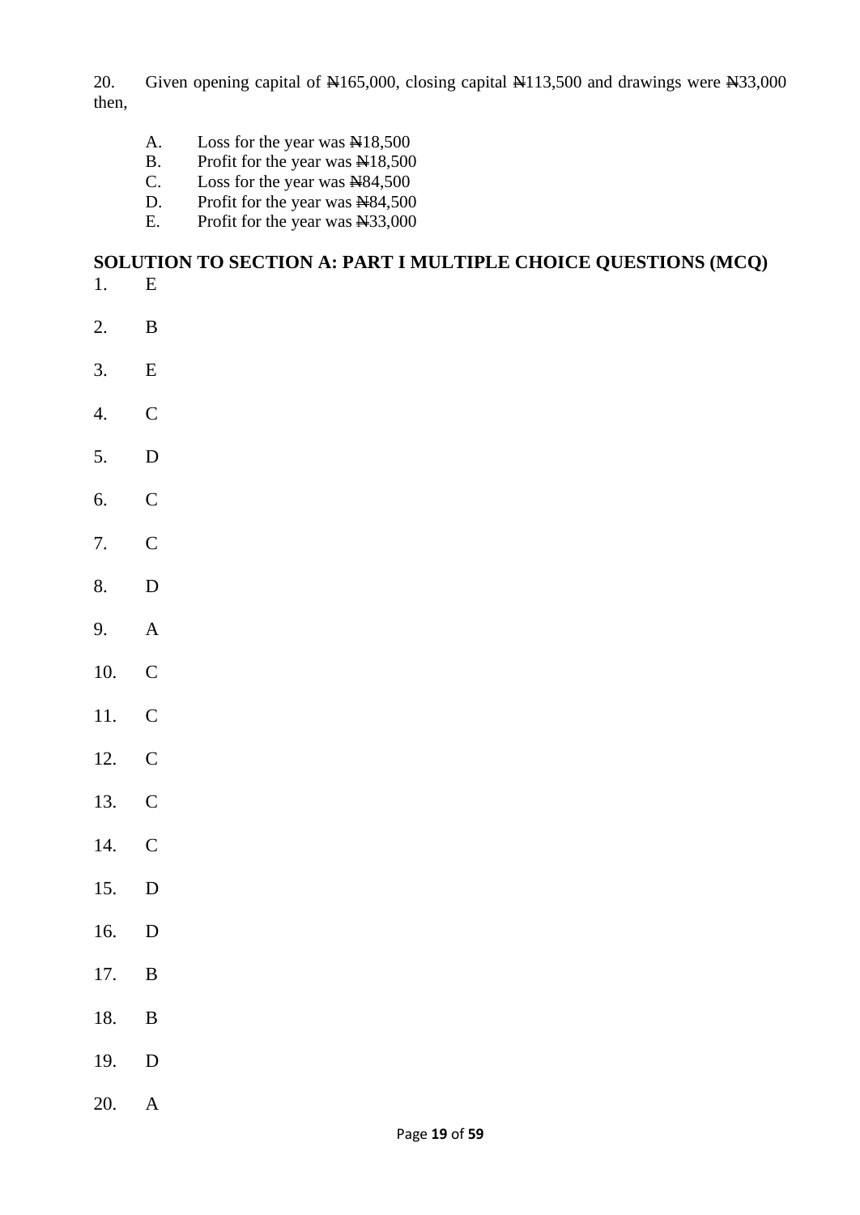20. Given opening capital of ₦165,000, closing capital ₦113,500 and drawings were ₦33,000 then,

A. Loss for the year was ₦18,500
B. Profit for the year was ₦18,500
C. Loss for the year was ₦84,500
D. Profit for the year was ₦84,500
E. Profit for the year was ₦33,000

## SOLUTION TO SECTION A: PART I MULTIPLE CHOICE QUESTIONS (MCQ)

1. E
2. B
3. E
4. C
5. D
6. C
7. C
8. D
9. A
10. C
11. C
12. C
13. C
14. C
15. D
16. D
17. B
18. B
19. D
20. A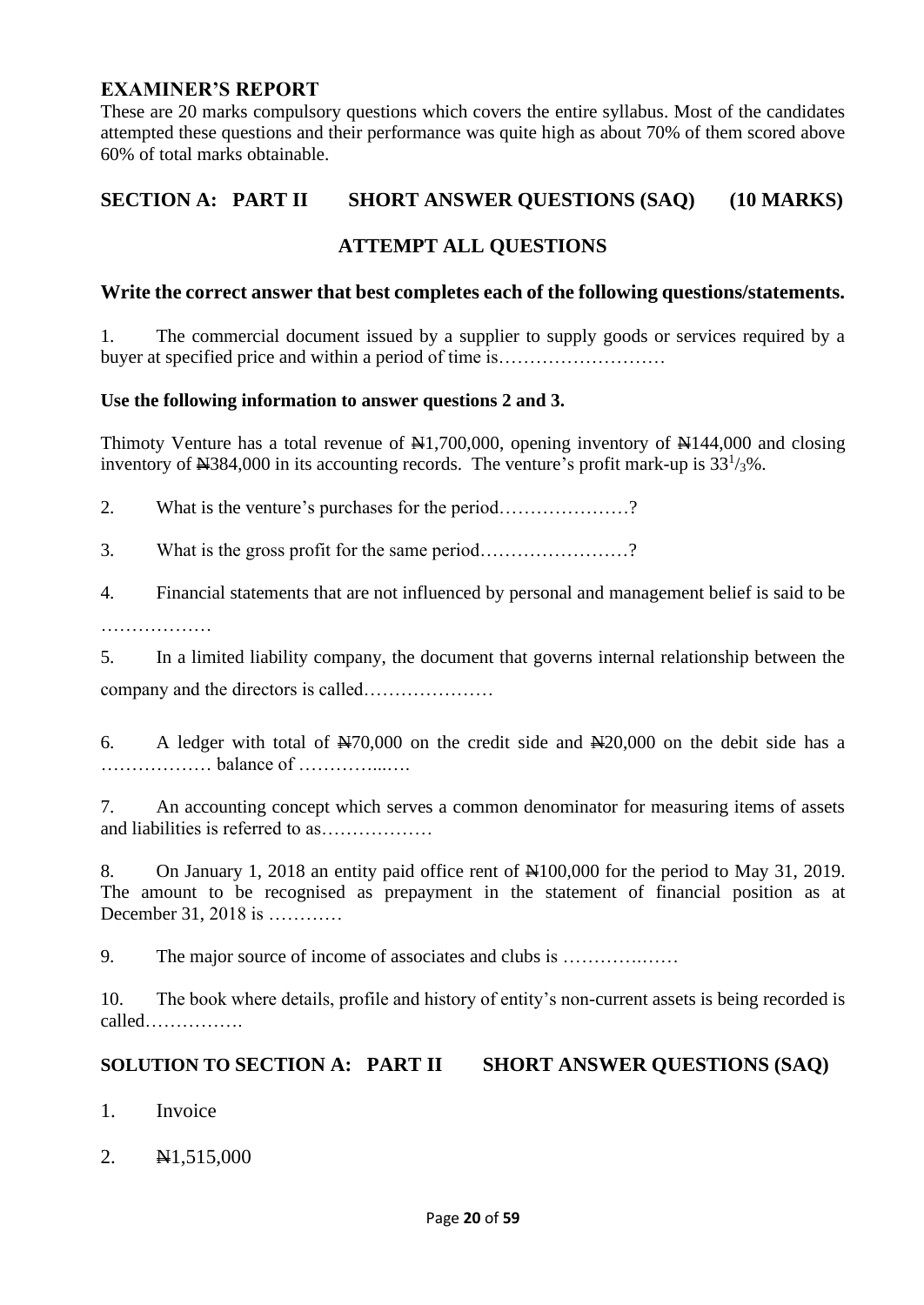## EXAMINER'S REPORT

These are 20 marks compulsory questions which covers the entire syllabus. Most of the candidates attempted these questions and their performance was quite high as about 70% of them scored above 60% of total marks obtainable.

## SECTION A: PART II SHORT ANSWER QUESTIONS (SAQ) (10 MARKS)

### ATTEMPT ALL QUESTIONS

**Write the correct answer that best completes each of the following questions/statements.**

1. The commercial document issued by a supplier to supply goods or services required by a buyer at specified price and within a period of time is………………………

**Use the following information to answer questions 2 and 3.**

Thimoty Venture has a total revenue of ₦1,700,000, opening inventory of ₦144,000 and closing inventory of ₦384,000 in its accounting records. The venture's profit mark-up is $33^1/_3$%.

2. What is the venture's purchases for the period…………………?

3. What is the gross profit for the same period……………………?

4. Financial statements that are not influenced by personal and management belief is said to be ………………

5. In a limited liability company, the document that governs internal relationship between the company and the directors is called…………………

6. A ledger with total of ₦70,000 on the credit side and ₦20,000 on the debit side has a ……………… balance of …………..….

7. An accounting concept which serves a common denominator for measuring items of assets and liabilities is referred to as………………

8. On January 1, 2018 an entity paid office rent of ₦100,000 for the period to May 31, 2019. The amount to be recognised as prepayment in the statement of financial position as at December 31, 2018 is …………

9. The major source of income of associates and clubs is ……………

10. The book where details, profile and history of entity's non-current assets is being recorded is called…………….

## SOLUTION TO SECTION A: PART II SHORT ANSWER QUESTIONS (SAQ)

1. Invoice

2. ₦1,515,000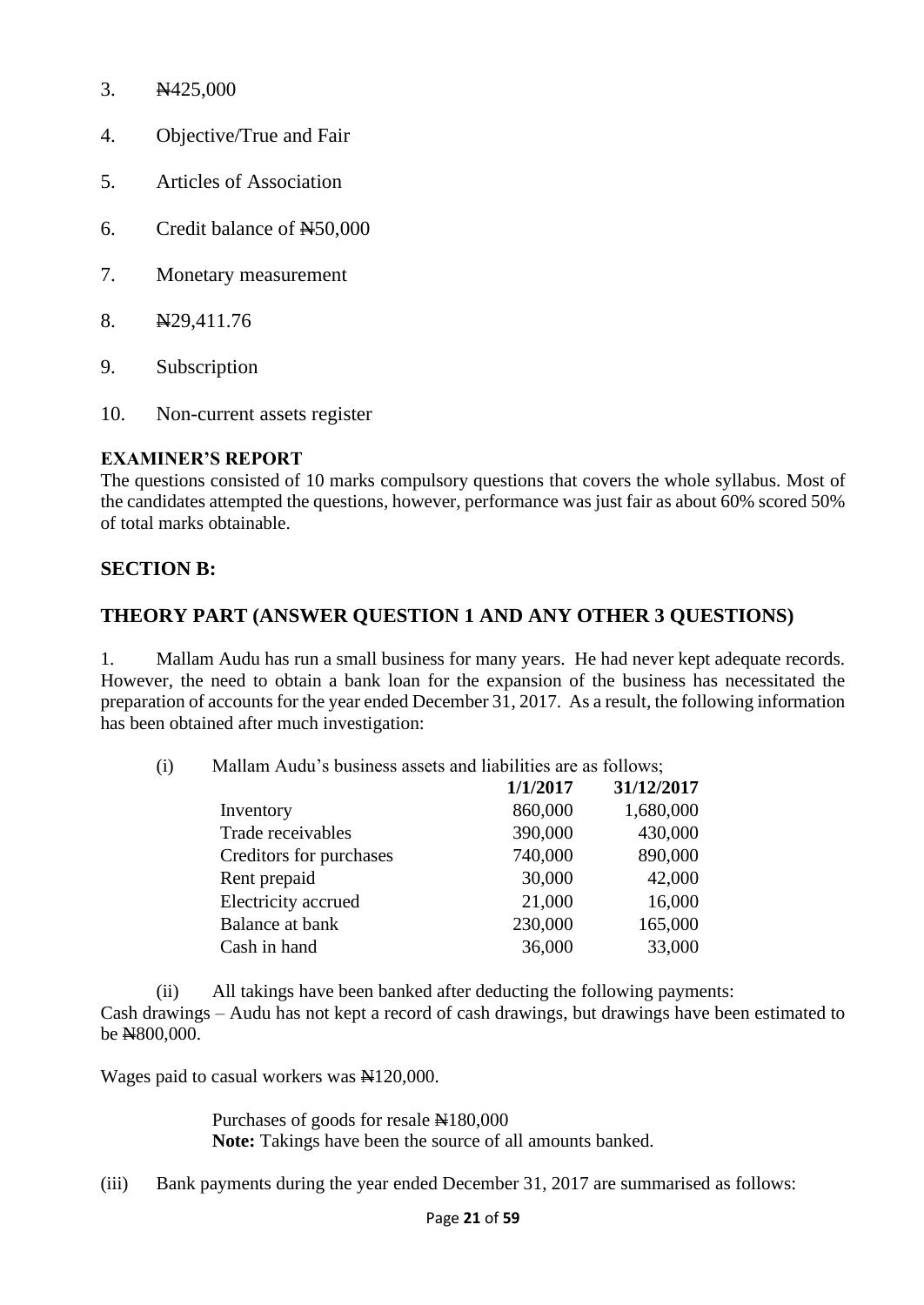3. ₦425,000

4. Objective/True and Fair

5. Articles of Association

6. Credit balance of ₦50,000

7. Monetary measurement

8. ₦29,411.76

9. Subscription

10. Non-current assets register

**EXAMINER'S REPORT**

The questions consisted of 10 marks compulsory questions that covers the whole syllabus. Most of the candidates attempted the questions, however, performance was just fair as about 60% scored 50% of total marks obtainable.

## SECTION B:

## THEORY PART (ANSWER QUESTION 1 AND ANY OTHER 3 QUESTIONS)

1. Mallam Audu has run a small business for many years. He had never kept adequate records. However, the need to obtain a bank loan for the expansion of the business has necessitated the preparation of accounts for the year ended December 31, 2017. As a result, the following information has been obtained after much investigation:

(i) Mallam Audu's business assets and liabilities are as follows;

| | **1/1/2017** | **31/12/2017** |
|---|---|---|
| Inventory | 860,000 | 1,680,000 |
| Trade receivables | 390,000 | 430,000 |
| Creditors for purchases | 740,000 | 890,000 |
| Rent prepaid | 30,000 | 42,000 |
| Electricity accrued | 21,000 | 16,000 |
| Balance at bank | 230,000 | 165,000 |
| Cash in hand | 36,000 | 33,000 |

(ii) All takings have been banked after deducting the following payments:

Cash drawings – Audu has not kept a record of cash drawings, but drawings have been estimated to be ₦800,000.

Wages paid to casual workers was ₦120,000.

Purchases of goods for resale ₦180,000

**Note:** Takings have been the source of all amounts banked.

(iii) Bank payments during the year ended December 31, 2017 are summarised as follows: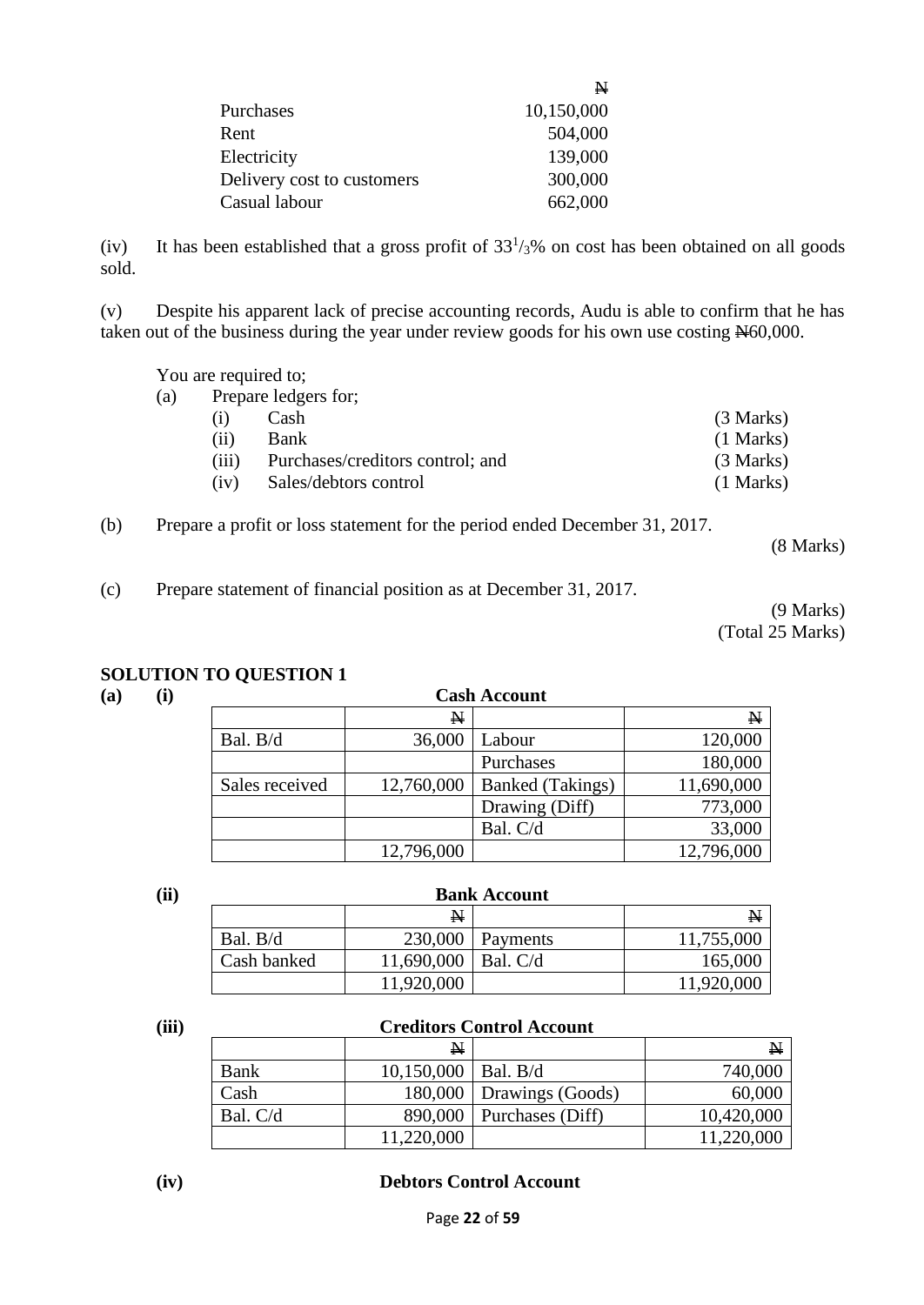| | ₦ |
|---|---:|
| Purchases | 10,150,000 |
| Rent | 504,000 |
| Electricity | 139,000 |
| Delivery cost to customers | 300,000 |
| Casual labour | 662,000 |

(iv) It has been established that a gross profit of $33^1/_3$% on cost has been obtained on all goods sold.

(v) Despite his apparent lack of precise accounting records, Audu is able to confirm that he has taken out of the business during the year under review goods for his own use costing ₦60,000.

You are required to;

(a) Prepare ledgers for;

| | | |
|---|---|---|
| (i) | Cash | (3 Marks) |
| (ii) | Bank | (1 Marks) |
| (iii) | Purchases/creditors control; and | (3 Marks) |
| (iv) | Sales/debtors control | (1 Marks) |

(b) Prepare a profit or loss statement for the period ended December 31, 2017. (8 Marks)

(c) Prepare statement of financial position as at December 31, 2017. (9 Marks)

(Total 25 Marks)

## SOLUTION TO QUESTION 1

**(a) (i)** **Cash Account**

| | ₦ | | ₦ |
|---|---:|---|---:|
| Bal. B/d | 36,000 | Labour | 120,000 |
| | | Purchases | 180,000 |
| Sales received | 12,760,000 | Banked (Takings) | 11,690,000 |
| | | Drawing (Diff) | 773,000 |
| | | Bal. C/d | 33,000 |
| | 12,796,000 | | 12,796,000 |

**(ii)** **Bank Account**

| | ₦ | | ₦ |
|---|---:|---|---:|
| Bal. B/d | 230,000 | Payments | 11,755,000 |
| Cash banked | 11,690,000 | Bal. C/d | 165,000 |
| | 11,920,000 | | 11,920,000 |

**(iii)** **Creditors Control Account**

| | ₦ | | ₦ |
|---|---:|---|---:|
| Bank | 10,150,000 | Bal. B/d | 740,000 |
| Cash | 180,000 | Drawings (Goods) | 60,000 |
| Bal. C/d | 890,000 | Purchases (Diff) | 10,420,000 |
| | 11,220,000 | | 11,220,000 |

**(iv)** **Debtors Control Account**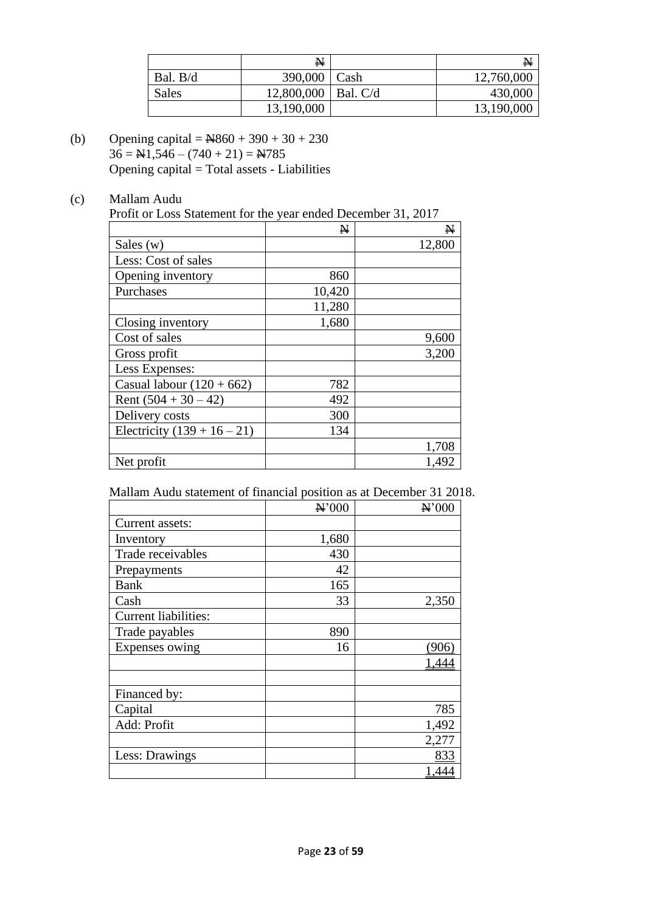| | ₦ | | ₦ |
|---|---|---|---|
| Bal. B/d | 390,000 | Cash | 12,760,000 |
| Sales | 12,800,000 | Bal. C/d | 430,000 |
| | 13,190,000 | | 13,190,000 |

(b) Opening capital = ₦860 + 390 + 30 + 230
36 = ₦1,546 – (740 + 21) = ₦785
Opening capital = Total assets - Liabilities

(c) Mallam Audu
Profit or Loss Statement for the year ended December 31, 2017

| | ₦ | ₦ |
|---|---|---|
| Sales (w) | | 12,800 |
| Less: Cost of sales | | |
| Opening inventory | 860 | |
| Purchases | 10,420 | |
| | 11,280 | |
| Closing inventory | 1,680 | |
| Cost of sales | | 9,600 |
| Gross profit | | 3,200 |
| Less Expenses: | | |
| Casual labour (120 + 662) | 782 | |
| Rent (504 + 30 – 42) | 492 | |
| Delivery costs | 300 | |
| Electricity (139 + 16 – 21) | 134 | |
| | | 1,708 |
| Net profit | | 1,492 |

Mallam Audu statement of financial position as at December 31 2018.

| | ₦'000 | ₦'000 |
|---|---|---|
| Current assets: | | |
| Inventory | 1,680 | |
| Trade receivables | 430 | |
| Prepayments | 42 | |
| Bank | 165 | |
| Cash | 33 | 2,350 |
| Current liabilities: | | |
| Trade payables | 890 | |
| Expenses owing | 16 | (906) |
| | | 1,444 |
| | | |
| Financed by: | | |
| Capital | | 785 |
| Add: Profit | | 1,492 |
| | | 2,277 |
| Less: Drawings | | 833 |
| | | 1,444 |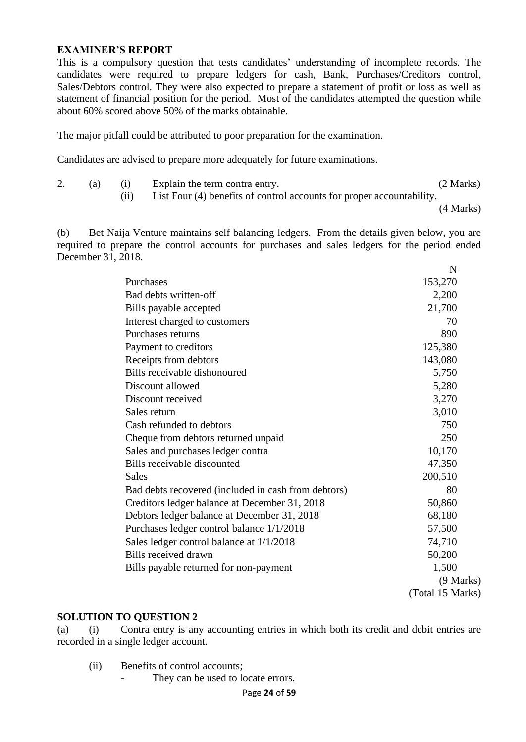**EXAMINER'S REPORT**

This is a compulsory question that tests candidates' understanding of incomplete records. The candidates were required to prepare ledgers for cash, Bank, Purchases/Creditors control, Sales/Debtors control. They were also expected to prepare a statement of profit or loss as well as statement of financial position for the period. Most of the candidates attempted the question while about 60% scored above 50% of the marks obtainable.

The major pitfall could be attributed to poor preparation for the examination.

Candidates are advised to prepare more adequately for future examinations.

2. (a) (i) Explain the term contra entry. (2 Marks)

(ii) List Four (4) benefits of control accounts for proper accountability. (4 Marks)

(b) Bet Naija Venture maintains self balancing ledgers. From the details given below, you are required to prepare the control accounts for purchases and sales ledgers for the period ended December 31, 2018.

| | ₦ |
|---|---|
| Purchases | 153,270 |
| Bad debts written-off | 2,200 |
| Bills payable accepted | 21,700 |
| Interest charged to customers | 70 |
| Purchases returns | 890 |
| Payment to creditors | 125,380 |
| Receipts from debtors | 143,080 |
| Bills receivable dishonoured | 5,750 |
| Discount allowed | 5,280 |
| Discount received | 3,270 |
| Sales return | 3,010 |
| Cash refunded to debtors | 750 |
| Cheque from debtors returned unpaid | 250 |
| Sales and purchases ledger contra | 10,170 |
| Bills receivable discounted | 47,350 |
| Sales | 200,510 |
| Bad debts recovered (included in cash from debtors) | 80 |
| Creditors ledger balance at December 31, 2018 | 50,860 |
| Debtors ledger balance at December 31, 2018 | 68,180 |
| Purchases ledger control balance 1/1/2018 | 57,500 |
| Sales ledger control balance at 1/1/2018 | 74,710 |
| Bills received drawn | 50,200 |
| Bills payable returned for non-payment | 1,500 |

(9 Marks)

(Total 15 Marks)

**SOLUTION TO QUESTION 2**

(a) (i) Contra entry is any accounting entries in which both its credit and debit entries are recorded in a single ledger account.

(ii) Benefits of control accounts;

- They can be used to locate errors.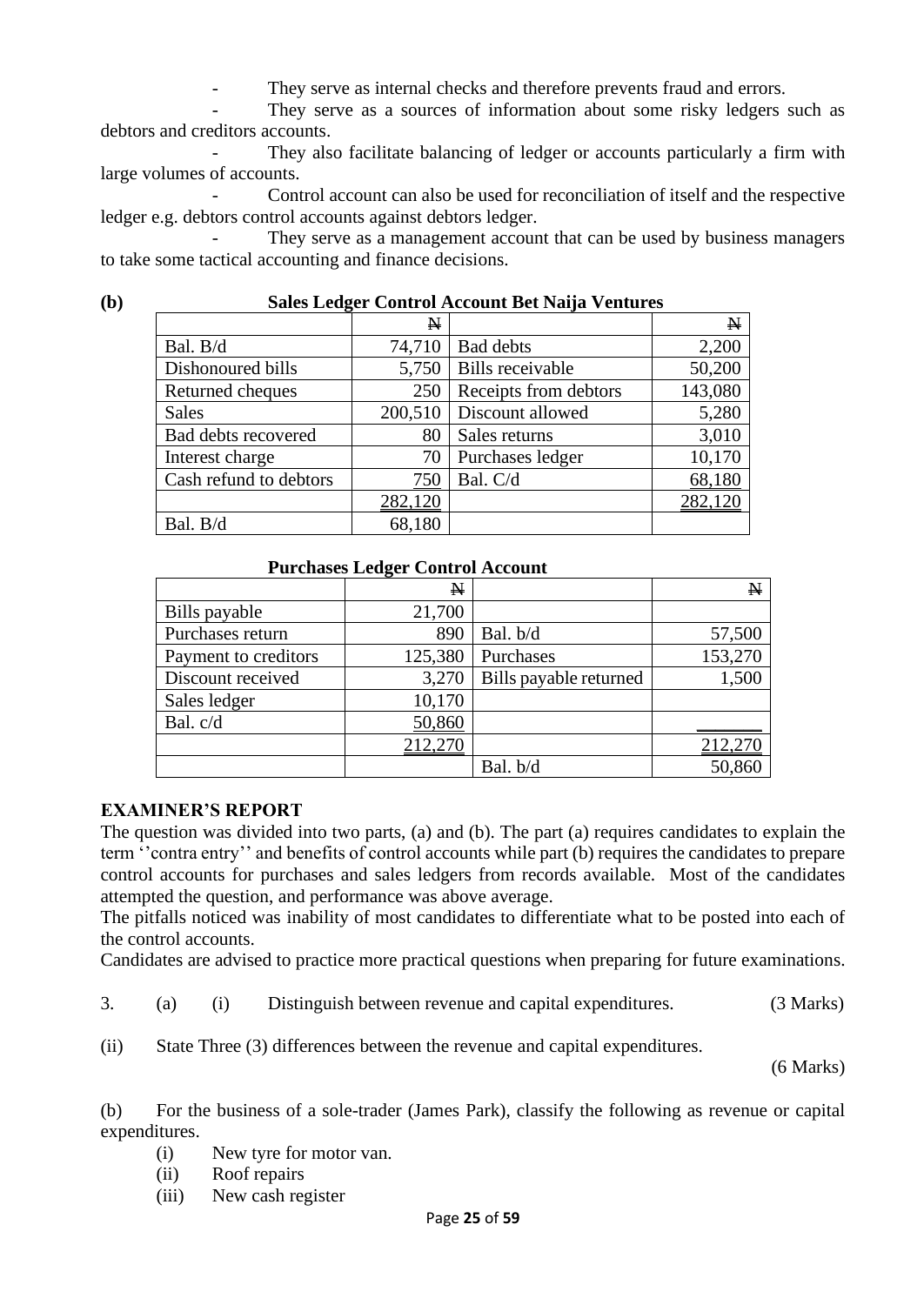- They serve as internal checks and therefore prevents fraud and errors.
- They serve as a sources of information about some risky ledgers such as debtors and creditors accounts.
- They also facilitate balancing of ledger or accounts particularly a firm with large volumes of accounts.
- Control account can also be used for reconciliation of itself and the respective ledger e.g. debtors control accounts against debtors ledger.
- They serve as a management account that can be used by business managers to take some tactical accounting and finance decisions.

**(b) Sales Ledger Control Account Bet Naija Ventures**

| | ₦ | | ₦ |
|---|---|---|---|
| Bal. B/d | 74,710 | Bad debts | 2,200 |
| Dishonoured bills | 5,750 | Bills receivable | 50,200 |
| Returned cheques | 250 | Receipts from debtors | 143,080 |
| Sales | 200,510 | Discount allowed | 5,280 |
| Bad debts recovered | 80 | Sales returns | 3,010 |
| Interest charge | 70 | Purchases ledger | 10,170 |
| Cash refund to debtors | 750 | Bal. C/d | 68,180 |
| | 282,120 | | 282,120 |
| Bal. B/d | 68,180 | | |

**Purchases Ledger Control Account**

| | ₦ | | ₦ |
|---|---|---|---|
| Bills payable | 21,700 | | |
| Purchases return | 890 | Bal. b/d | 57,500 |
| Payment to creditors | 125,380 | Purchases | 153,270 |
| Discount received | 3,270 | Bills payable returned | 1,500 |
| Sales ledger | 10,170 | | |
| Bal. c/d | 50,860 | | |
| | 212,270 | | 212,270 |
| | | Bal. b/d | 50,860 |

**EXAMINER'S REPORT**

The question was divided into two parts, (a) and (b). The part (a) requires candidates to explain the term ''contra entry'' and benefits of control accounts while part (b) requires the candidates to prepare control accounts for purchases and sales ledgers from records available. Most of the candidates attempted the question, and performance was above average.

The pitfalls noticed was inability of most candidates to differentiate what to be posted into each of the control accounts.

Candidates are advised to practice more practical questions when preparing for future examinations.

3. (a) (i) Distinguish between revenue and capital expenditures. (3 Marks)

(ii) State Three (3) differences between the revenue and capital expenditures. (6 Marks)

(b) For the business of a sole-trader (James Park), classify the following as revenue or capital expenditures.

(i) New tyre for motor van.
(ii) Roof repairs
(iii) New cash register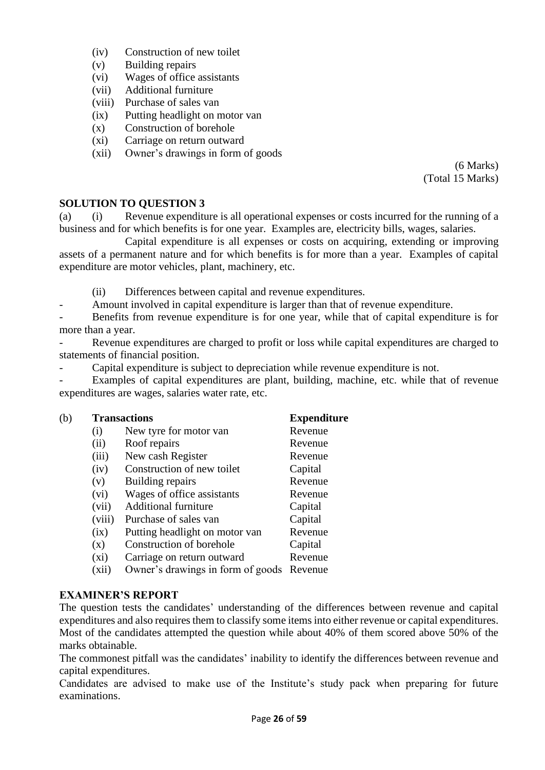(iv) Construction of new toilet
(v) Building repairs
(vi) Wages of office assistants
(vii) Additional furniture
(viii) Purchase of sales van
(ix) Putting headlight on motor van
(x) Construction of borehole
(xi) Carriage on return outward
(xii) Owner's drawings in form of goods

(6 Marks)
(Total 15 Marks)

## SOLUTION TO QUESTION 3

(a) (i) Revenue expenditure is all operational expenses or costs incurred for the running of a business and for which benefits is for one year. Examples are, electricity bills, wages, salaries.

Capital expenditure is all expenses or costs on acquiring, extending or improving assets of a permanent nature and for which benefits is for more than a year. Examples of capital expenditure are motor vehicles, plant, machinery, etc.

(ii) Differences between capital and revenue expenditures.

- Amount involved in capital expenditure is larger than that of revenue expenditure.
- Benefits from revenue expenditure is for one year, while that of capital expenditure is for more than a year.
- Revenue expenditures are charged to profit or loss while capital expenditures are charged to statements of financial position.
- Capital expenditure is subject to depreciation while revenue expenditure is not.
- Examples of capital expenditures are plant, building, machine, etc. while that of revenue expenditures are wages, salaries water rate, etc.

(b)

| | **Transactions** | **Expenditure** |
|---|---|---|
| (i) | New tyre for motor van | Revenue |
| (ii) | Roof repairs | Revenue |
| (iii) | New cash Register | Revenue |
| (iv) | Construction of new toilet | Capital |
| (v) | Building repairs | Revenue |
| (vi) | Wages of office assistants | Revenue |
| (vii) | Additional furniture | Capital |
| (viii) | Purchase of sales van | Capital |
| (ix) | Putting headlight on motor van | Revenue |
| (x) | Construction of borehole | Capital |
| (xi) | Carriage on return outward | Revenue |
| (xii) | Owner's drawings in form of goods | Revenue |

## EXAMINER'S REPORT

The question tests the candidates' understanding of the differences between revenue and capital expenditures and also requires them to classify some items into either revenue or capital expenditures. Most of the candidates attempted the question while about 40% of them scored above 50% of the marks obtainable.

The commonest pitfall was the candidates' inability to identify the differences between revenue and capital expenditures.

Candidates are advised to make use of the Institute's study pack when preparing for future examinations.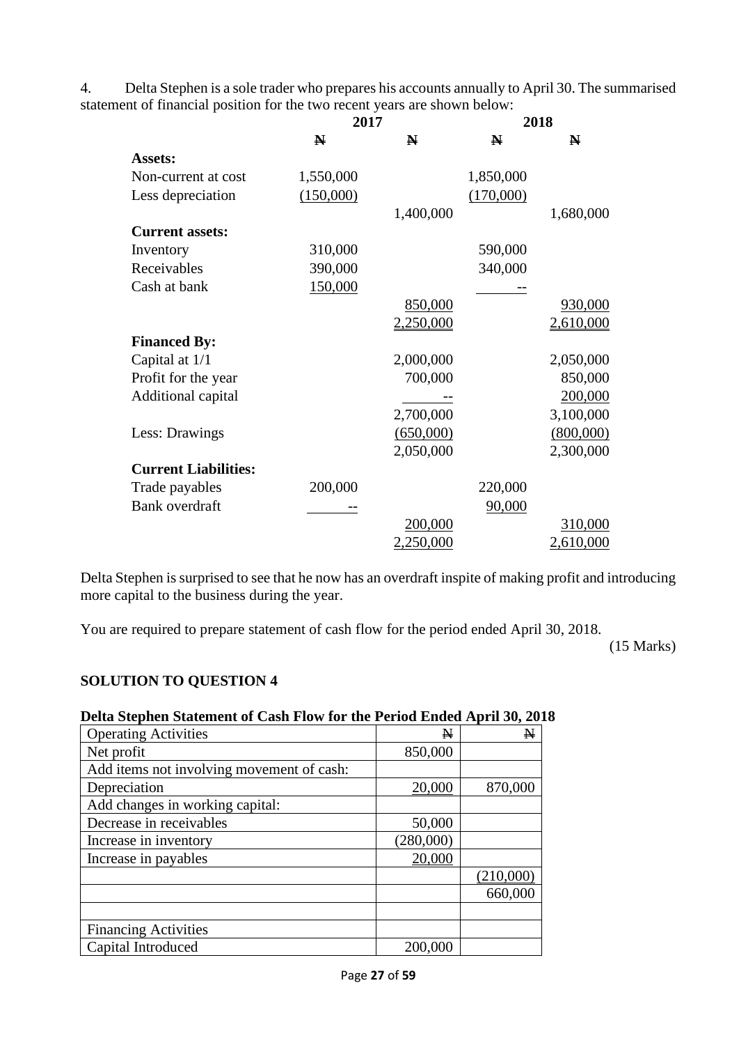4. Delta Stephen is a sole trader who prepares his accounts annually to April 30. The summarised statement of financial position for the two recent years are shown below:

| | 2017 | | 2018 | |
|---|---|---|---|---|
| | ₦ | ₦ | ₦ | ₦ |
| **Assets:** | | | | |
| Non-current at cost | 1,550,000 | | 1,850,000 | |
| Less depreciation | (150,000) | | (170,000) | |
| | | 1,400,000 | | 1,680,000 |
| **Current assets:** | | | | |
| Inventory | 310,000 | | 590,000 | |
| Receivables | 390,000 | | 340,000 | |
| Cash at bank | 150,000 | | -- | |
| | | 850,000 | | 930,000 |
| | | 2,250,000 | | 2,610,000 |
| **Financed By:** | | | | |
| Capital at 1/1 | | 2,000,000 | | 2,050,000 |
| Profit for the year | | 700,000 | | 850,000 |
| Additional capital | | -- | | 200,000 |
| | | 2,700,000 | | 3,100,000 |
| Less: Drawings | | (650,000) | | (800,000) |
| | | 2,050,000 | | 2,300,000 |
| **Current Liabilities:** | | | | |
| Trade payables | 200,000 | | 220,000 | |
| Bank overdraft | -- | | 90,000 | |
| | | 200,000 | | 310,000 |
| | | 2,250,000 | | 2,610,000 |

Delta Stephen is surprised to see that he now has an overdraft inspite of making profit and introducing more capital to the business during the year.

You are required to prepare statement of cash flow for the period ended April 30, 2018.

(15 Marks)

### SOLUTION TO QUESTION 4

**Delta Stephen Statement of Cash Flow for the Period Ended April 30, 2018**

| Operating Activities | ₦ | ₦ |
|---|---|---|
| Net profit | 850,000 | |
| Add items not involving movement of cash: | | |
| Depreciation | 20,000 | 870,000 |
| Add changes in working capital: | | |
| Decrease in receivables | 50,000 | |
| Increase in inventory | (280,000) | |
| Increase in payables | 20,000 | |
| | | (210,000) |
| | | 660,000 |
| | | |
| Financing Activities | | |
| Capital Introduced | 200,000 | |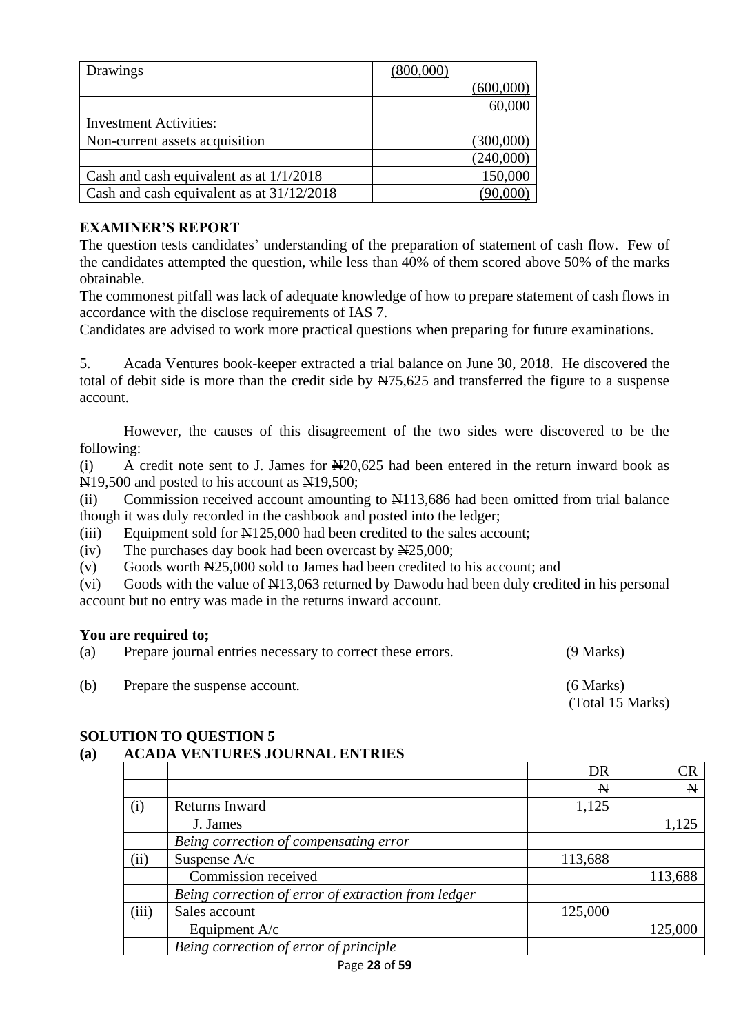| Drawings | (800,000) | |
|---|---|---|
| | | (600,000) |
| | | 60,000 |
| Investment Activities: | | |
| Non-current assets acquisition | | (300,000) |
| | | (240,000) |
| Cash and cash equivalent as at 1/1/2018 | | 150,000 |
| Cash and cash equivalent as at 31/12/2018 | | (90,000) |

**EXAMINER'S REPORT**

The question tests candidates' understanding of the preparation of statement of cash flow. Few of the candidates attempted the question, while less than 40% of them scored above 50% of the marks obtainable.

The commonest pitfall was lack of adequate knowledge of how to prepare statement of cash flows in accordance with the disclose requirements of IAS 7.

Candidates are advised to work more practical questions when preparing for future examinations.

5. Acada Ventures book-keeper extracted a trial balance on June 30, 2018. He discovered the total of debit side is more than the credit side by ₦75,625 and transferred the figure to a suspense account.

However, the causes of this disagreement of the two sides were discovered to be the following:

(i) A credit note sent to J. James for ₦20,625 had been entered in the return inward book as ₦19,500 and posted to his account as ₦19,500;

(ii) Commission received account amounting to ₦113,686 had been omitted from trial balance though it was duly recorded in the cashbook and posted into the ledger;

(iii) Equipment sold for ₦125,000 had been credited to the sales account;

(iv) The purchases day book had been overcast by ₦25,000;

(v) Goods worth ₦25,000 sold to James had been credited to his account; and

(vi) Goods with the value of ₦13,063 returned by Dawodu had been duly credited in his personal account but no entry was made in the returns inward account.

**You are required to;**

(a) Prepare journal entries necessary to correct these errors. (9 Marks)

(b) Prepare the suspense account. (6 Marks)

(Total 15 Marks)

**SOLUTION TO QUESTION 5**

**(a) ACADA VENTURES JOURNAL ENTRIES**

| | | DR | CR |
|---|---|---|---|
| | | ₦ | ₦ |
| (i) | Returns Inward | 1,125 | |
| | J. James | | 1,125 |
| | *Being correction of compensating error* | | |
| (ii) | Suspense A/c | 113,688 | |
| | Commission received | | 113,688 |
| | *Being correction of error of extraction from ledger* | | |
| (iii) | Sales account | 125,000 | |
| | Equipment A/c | | 125,000 |
| | *Being correction of error of principle* | | |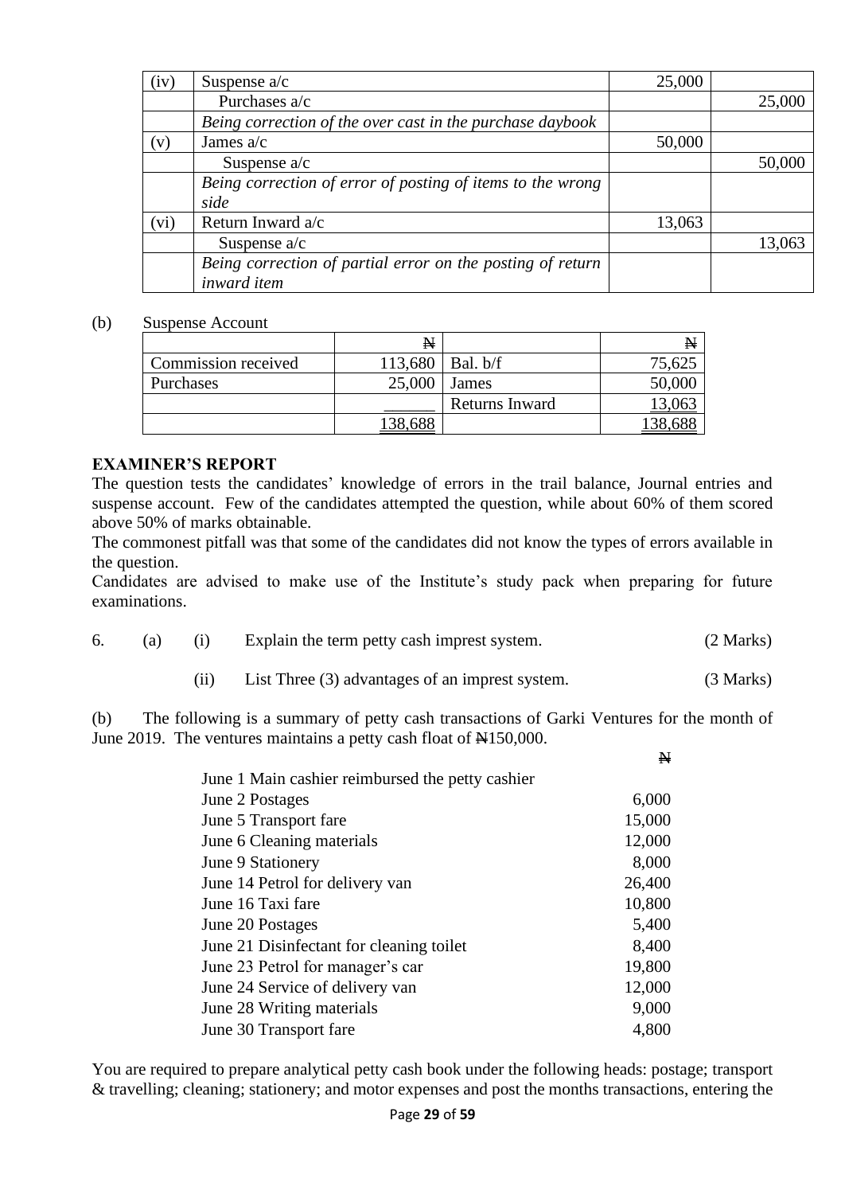| (iv) | Suspense a/c | 25,000 | |
|---|---|---|---|
| | Purchases a/c | | 25,000 |
| | *Being correction of the over cast in the purchase daybook* | | |
| (v) | James a/c | 50,000 | |
| | Suspense a/c | | 50,000 |
| | *Being correction of error of posting of items to the wrong side* | | |
| (vi) | Return Inward a/c | 13,063 | |
| | Suspense a/c | | 13,063 |
| | *Being correction of partial error on the posting of return inward item* | | |

(b) Suspense Account

| | ₦ | | ₦ |
|---|---|---|---|
| Commission received | 113,680 | Bal. b/f | 75,625 |
| Purchases | 25,000 | James | 50,000 |
| | ______ | Returns Inward | 13,063 |
| | 138,688 | | 138,688 |

**EXAMINER'S REPORT**

The question tests the candidates' knowledge of errors in the trail balance, Journal entries and suspense account. Few of the candidates attempted the question, while about 60% of them scored above 50% of marks obtainable.

The commonest pitfall was that some of the candidates did not know the types of errors available in the question.

Candidates are advised to make use of the Institute's study pack when preparing for future examinations.

6. (a) (i) Explain the term petty cash imprest system. (2 Marks)

(ii) List Three (3) advantages of an imprest system. (3 Marks)

(b) The following is a summary of petty cash transactions of Garki Ventures for the month of June 2019. The ventures maintains a petty cash float of ₦150,000.

| | ₦ |
|---|---|
| June 1 Main cashier reimbursed the petty cashier | |
| June 2 Postages | 6,000 |
| June 5 Transport fare | 15,000 |
| June 6 Cleaning materials | 12,000 |
| June 9 Stationery | 8,000 |
| June 14 Petrol for delivery van | 26,400 |
| June 16 Taxi fare | 10,800 |
| June 20 Postages | 5,400 |
| June 21 Disinfectant for cleaning toilet | 8,400 |
| June 23 Petrol for manager's car | 19,800 |
| June 24 Service of delivery van | 12,000 |
| June 28 Writing materials | 9,000 |
| June 30 Transport fare | 4,800 |

You are required to prepare analytical petty cash book under the following heads: postage; transport & travelling; cleaning; stationery; and motor expenses and post the months transactions, entering the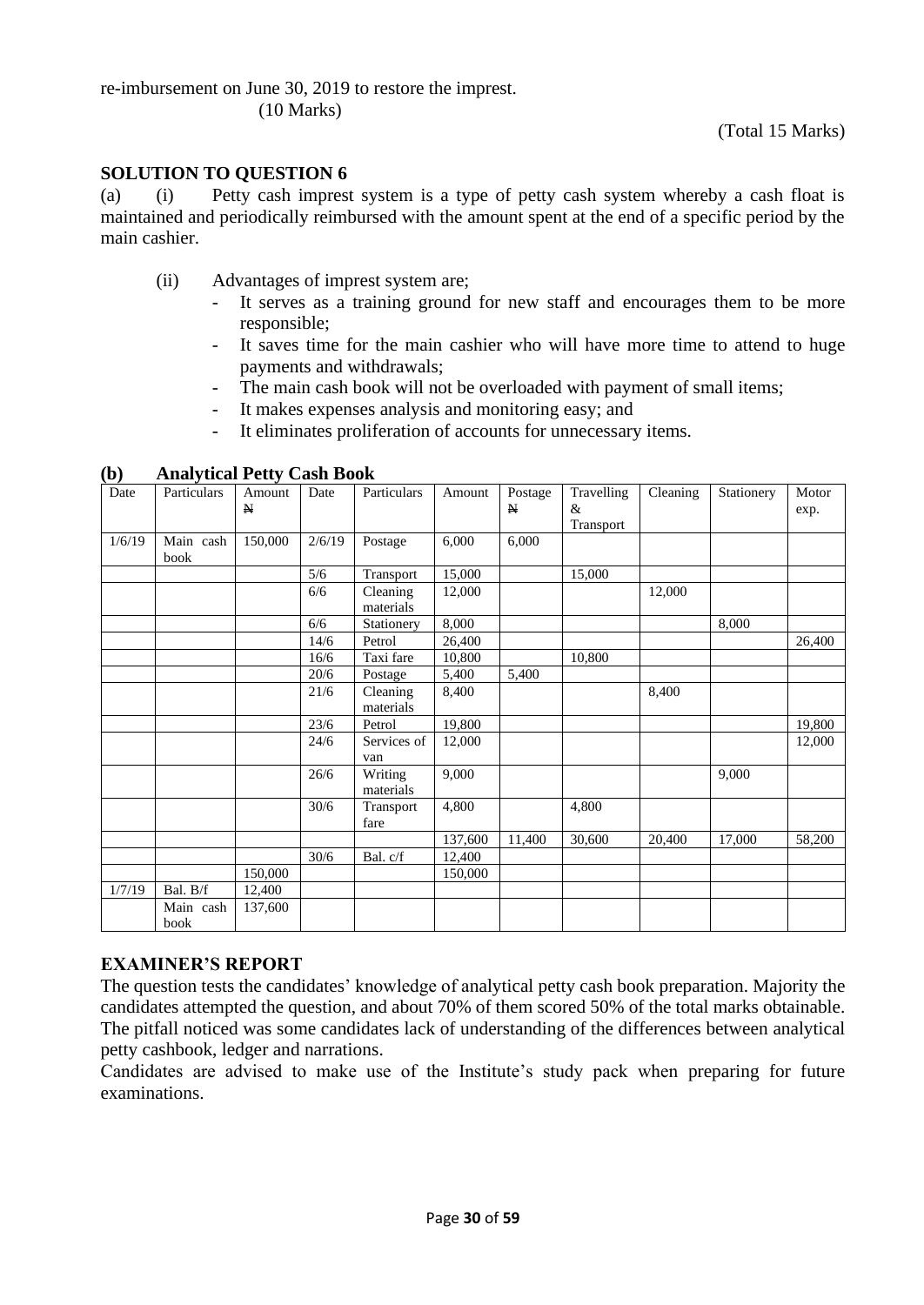re-imbursement on June 30, 2019 to restore the imprest.
(10 Marks)

(Total 15 Marks)

## SOLUTION TO QUESTION 6

(a) (i) Petty cash imprest system is a type of petty cash system whereby a cash float is maintained and periodically reimbursed with the amount spent at the end of a specific period by the main cashier.

(ii) Advantages of imprest system are;

- It serves as a training ground for new staff and encourages them to be more responsible;
- It saves time for the main cashier who will have more time to attend to huge payments and withdrawals;
- The main cash book will not be overloaded with payment of small items;
- It makes expenses analysis and monitoring easy; and
- It eliminates proliferation of accounts for unnecessary items.

**(b) Analytical Petty Cash Book**

| Date | Particulars | Amount ₦ | Date | Particulars | Amount | Postage ₦ | Travelling & Transport | Cleaning | Stationery | Motor exp. |
|---|---|---|---|---|---|---|---|---|---|---|
| 1/6/19 | Main cash book | 150,000 | 2/6/19 | Postage | 6,000 | 6,000 | | | | |
| | | | 5/6 | Transport | 15,000 | | 15,000 | | | |
| | | | 6/6 | Cleaning materials | 12,000 | | | 12,000 | | |
| | | | 6/6 | Stationery | 8,000 | | | | 8,000 | |
| | | | 14/6 | Petrol | 26,400 | | | | | 26,400 |
| | | | 16/6 | Taxi fare | 10,800 | | 10,800 | | | |
| | | | 20/6 | Postage | 5,400 | 5,400 | | | | |
| | | | 21/6 | Cleaning materials | 8,400 | | | 8,400 | | |
| | | | 23/6 | Petrol | 19,800 | | | | | 19,800 |
| | | | 24/6 | Services of van | 12,000 | | | | | 12,000 |
| | | | 26/6 | Writing materials | 9,000 | | | | 9,000 | |
| | | | 30/6 | Transport fare | 4,800 | | 4,800 | | | |
| | | | | | 137,600 | 11,400 | 30,600 | 20,400 | 17,000 | 58,200 |
| | | | 30/6 | Bal. c/f | 12,400 | | | | | |
| | | 150,000 | | | 150,000 | | | | | |
| 1/7/19 | Bal. B/f | 12,400 | | | | | | | | |
| | Main cash book | 137,600 | | | | | | | | |

## EXAMINER'S REPORT

The question tests the candidates' knowledge of analytical petty cash book preparation. Majority the candidates attempted the question, and about 70% of them scored 50% of the total marks obtainable. The pitfall noticed was some candidates lack of understanding of the differences between analytical petty cashbook, ledger and narrations.

Candidates are advised to make use of the Institute's study pack when preparing for future examinations.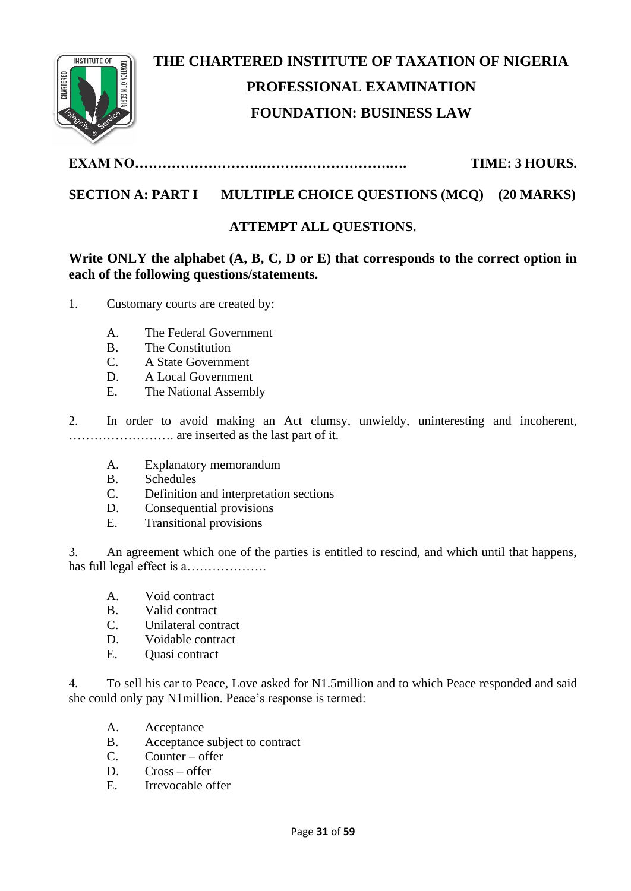# THE CHARTERED INSTITUTE OF TAXATION OF NIGERIA

## PROFESSIONAL EXAMINATION

## FOUNDATION: BUSINESS LAW

**EXAM NO………………………..……………………….….** **TIME: 3 HOURS.**

**SECTION A: PART I MULTIPLE CHOICE QUESTIONS (MCQ) (20 MARKS)**

**ATTEMPT ALL QUESTIONS.**

**Write ONLY the alphabet (A, B, C, D or E) that corresponds to the correct option in each of the following questions/statements.**

1. Customary courts are created by:

   A. The Federal Government
   B. The Constitution
   C. A State Government
   D. A Local Government
   E. The National Assembly

2. In order to avoid making an Act clumsy, unwieldy, uninteresting and incoherent, ……………………. are inserted as the last part of it.

   A. Explanatory memorandum
   B. Schedules
   C. Definition and interpretation sections
   D. Consequential provisions
   E. Transitional provisions

3. An agreement which one of the parties is entitled to rescind, and which until that happens, has full legal effect is a……………….

   A. Void contract
   B. Valid contract
   C. Unilateral contract
   D. Voidable contract
   E. Quasi contract

4. To sell his car to Peace, Love asked for ₦1.5million and to which Peace responded and said she could only pay ₦1million. Peace's response is termed:

   A. Acceptance
   B. Acceptance subject to contract
   C. Counter – offer
   D. Cross – offer
   E. Irrevocable offer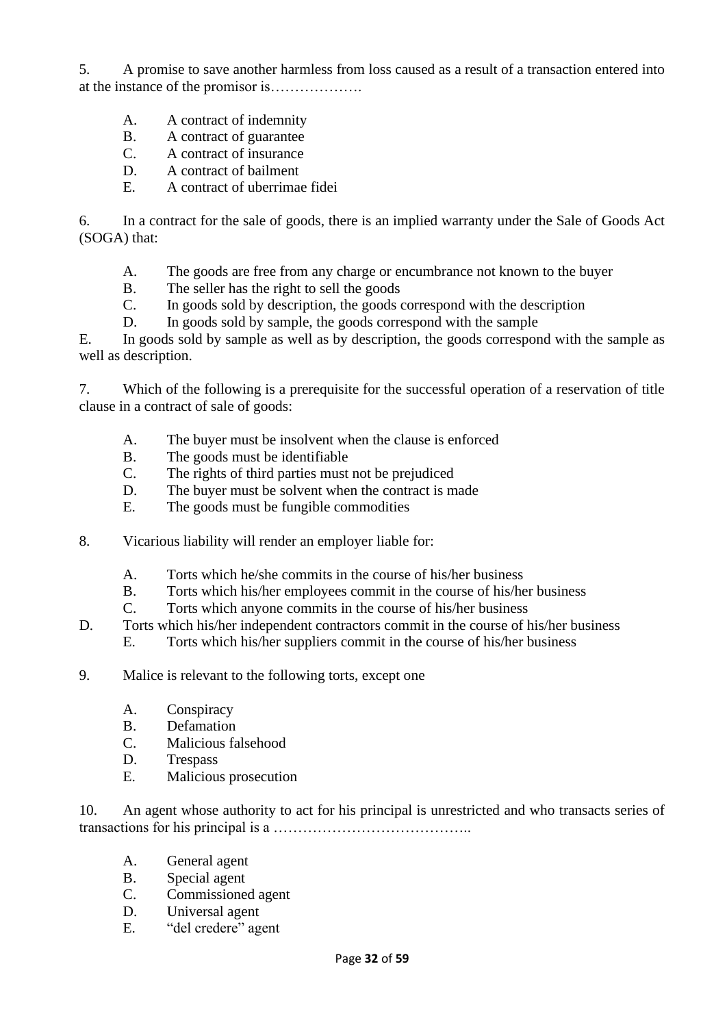5. A promise to save another harmless from loss caused as a result of a transaction entered into at the instance of the promisor is……………….

   A. A contract of indemnity
   B. A contract of guarantee
   C. A contract of insurance
   D. A contract of bailment
   E. A contract of uberrimae fidei

6. In a contract for the sale of goods, there is an implied warranty under the Sale of Goods Act (SOGA) that:

   A. The goods are free from any charge or encumbrance not known to the buyer
   B. The seller has the right to sell the goods
   C. In goods sold by description, the goods correspond with the description
   D. In goods sold by sample, the goods correspond with the sample
   E. In goods sold by sample as well as by description, the goods correspond with the sample as well as description.

7. Which of the following is a prerequisite for the successful operation of a reservation of title clause in a contract of sale of goods:

   A. The buyer must be insolvent when the clause is enforced
   B. The goods must be identifiable
   C. The rights of third parties must not be prejudiced
   D. The buyer must be solvent when the contract is made
   E. The goods must be fungible commodities

8. Vicarious liability will render an employer liable for:

   A. Torts which he/she commits in the course of his/her business
   B. Torts which his/her employees commit in the course of his/her business
   C. Torts which anyone commits in the course of his/her business
   D. Torts which his/her independent contractors commit in the course of his/her business
   E. Torts which his/her suppliers commit in the course of his/her business

9. Malice is relevant to the following torts, except one

   A. Conspiracy
   B. Defamation
   C. Malicious falsehood
   D. Trespass
   E. Malicious prosecution

10. An agent whose authority to act for his principal is unrestricted and who transacts series of transactions for his principal is a …………………………………..

   A. General agent
   B. Special agent
   C. Commissioned agent
   D. Universal agent
   E. "del credere" agent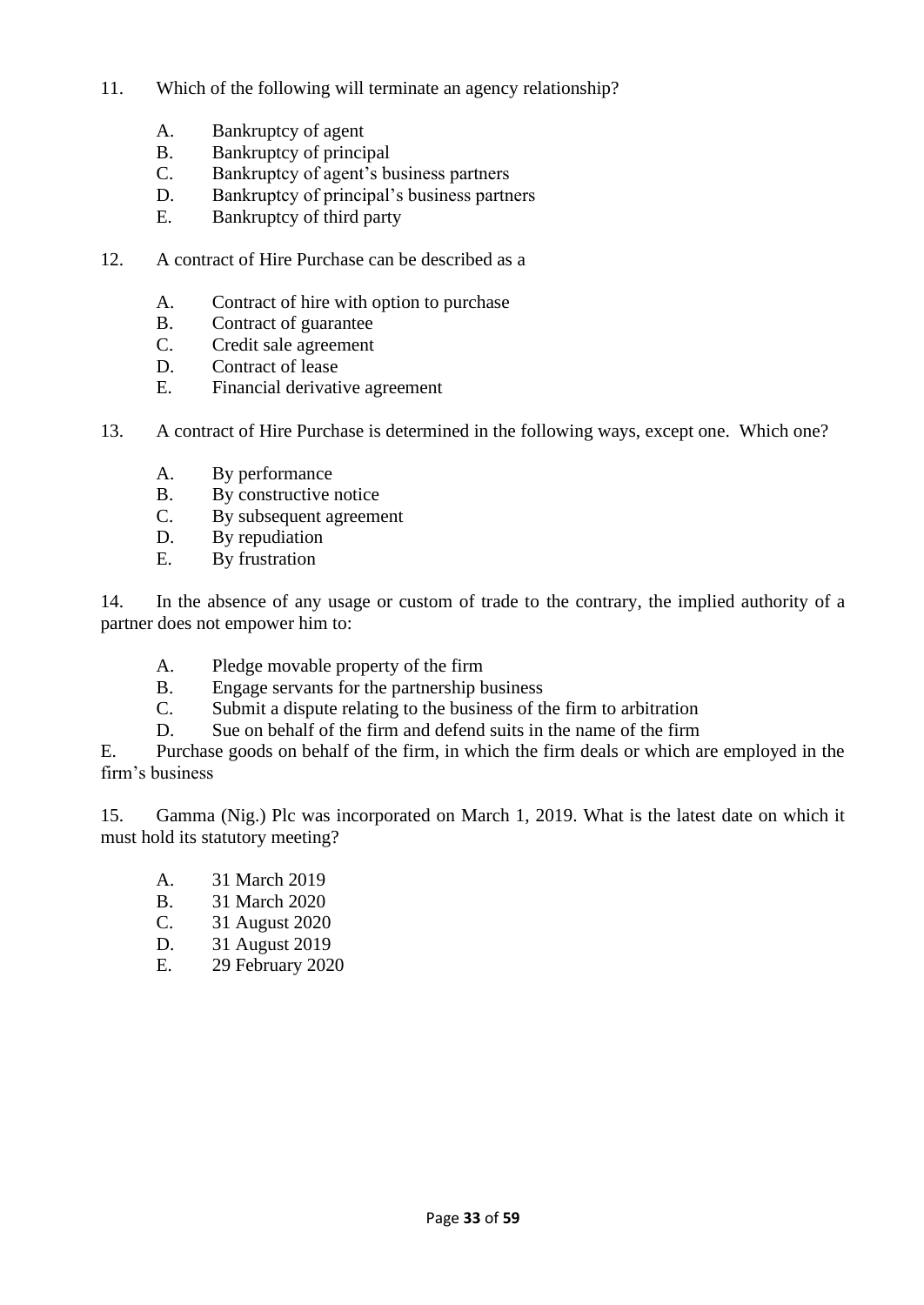11. Which of the following will terminate an agency relationship?

    A. Bankruptcy of agent
    B. Bankruptcy of principal
    C. Bankruptcy of agent's business partners
    D. Bankruptcy of principal's business partners
    E. Bankruptcy of third party

12. A contract of Hire Purchase can be described as a

    A. Contract of hire with option to purchase
    B. Contract of guarantee
    C. Credit sale agreement
    D. Contract of lease
    E. Financial derivative agreement

13. A contract of Hire Purchase is determined in the following ways, except one. Which one?

    A. By performance
    B. By constructive notice
    C. By subsequent agreement
    D. By repudiation
    E. By frustration

14. In the absence of any usage or custom of trade to the contrary, the implied authority of a partner does not empower him to:

    A. Pledge movable property of the firm
    B. Engage servants for the partnership business
    C. Submit a dispute relating to the business of the firm to arbitration
    D. Sue on behalf of the firm and defend suits in the name of the firm
    E. Purchase goods on behalf of the firm, in which the firm deals or which are employed in the firm's business

15. Gamma (Nig.) Plc was incorporated on March 1, 2019. What is the latest date on which it must hold its statutory meeting?

    A. 31 March 2019
    B. 31 March 2020
    C. 31 August 2020
    D. 31 August 2019
    E. 29 February 2020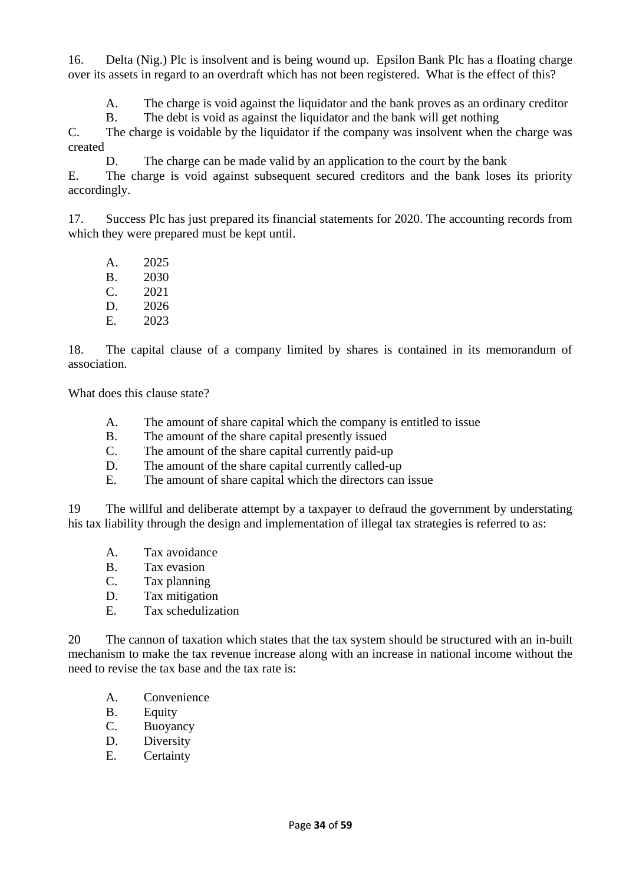16. Delta (Nig.) Plc is insolvent and is being wound up. Epsilon Bank Plc has a floating charge over its assets in regard to an overdraft which has not been registered. What is the effect of this?

A. The charge is void against the liquidator and the bank proves as an ordinary creditor
B. The debt is void as against the liquidator and the bank will get nothing
C. The charge is voidable by the liquidator if the company was insolvent when the charge was created
D. The charge can be made valid by an application to the court by the bank
E. The charge is void against subsequent secured creditors and the bank loses its priority accordingly.

17. Success Plc has just prepared its financial statements for 2020. The accounting records from which they were prepared must be kept until.

A. 2025
B. 2030
C. 2021
D. 2026
E. 2023

18. The capital clause of a company limited by shares is contained in its memorandum of association.

What does this clause state?

A. The amount of share capital which the company is entitled to issue
B. The amount of the share capital presently issued
C. The amount of the share capital currently paid-up
D. The amount of the share capital currently called-up
E. The amount of share capital which the directors can issue

19 The willful and deliberate attempt by a taxpayer to defraud the government by understating his tax liability through the design and implementation of illegal tax strategies is referred to as:

A. Tax avoidance
B. Tax evasion
C. Tax planning
D. Tax mitigation
E. Tax schedulization

20 The cannon of taxation which states that the tax system should be structured with an in-built mechanism to make the tax revenue increase along with an increase in national income without the need to revise the tax base and the tax rate is:

A. Convenience
B. Equity
C. Buoyancy
D. Diversity
E. Certainty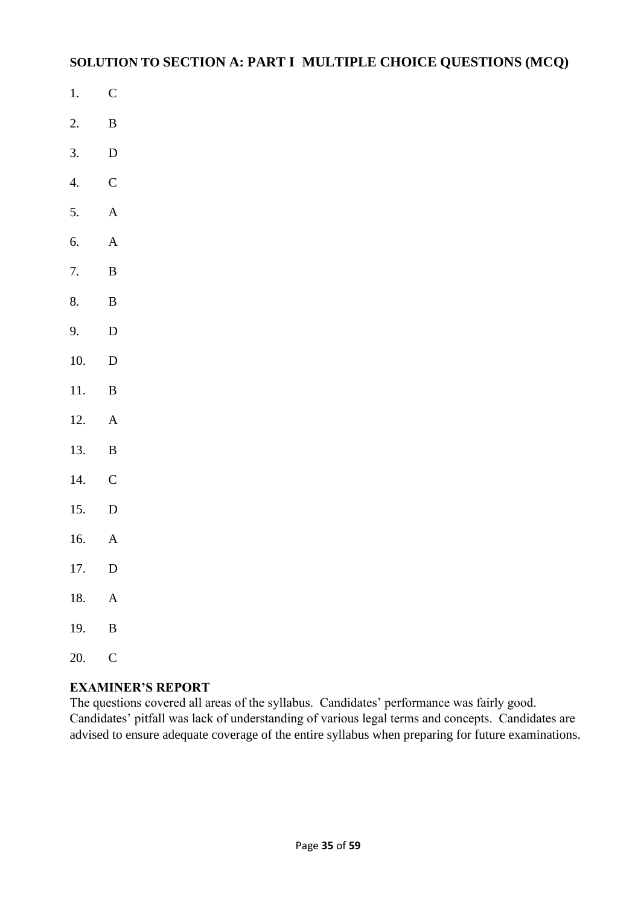## SOLUTION TO SECTION A: PART I MULTIPLE CHOICE QUESTIONS (MCQ)

1. C
2. B
3. D
4. C
5. A
6. A
7. B
8. B
9. D
10. D
11. B
12. A
13. B
14. C
15. D
16. A
17. D
18. A
19. B
20. C

**EXAMINER'S REPORT**

The questions covered all areas of the syllabus. Candidates' performance was fairly good. Candidates' pitfall was lack of understanding of various legal terms and concepts. Candidates are advised to ensure adequate coverage of the entire syllabus when preparing for future examinations.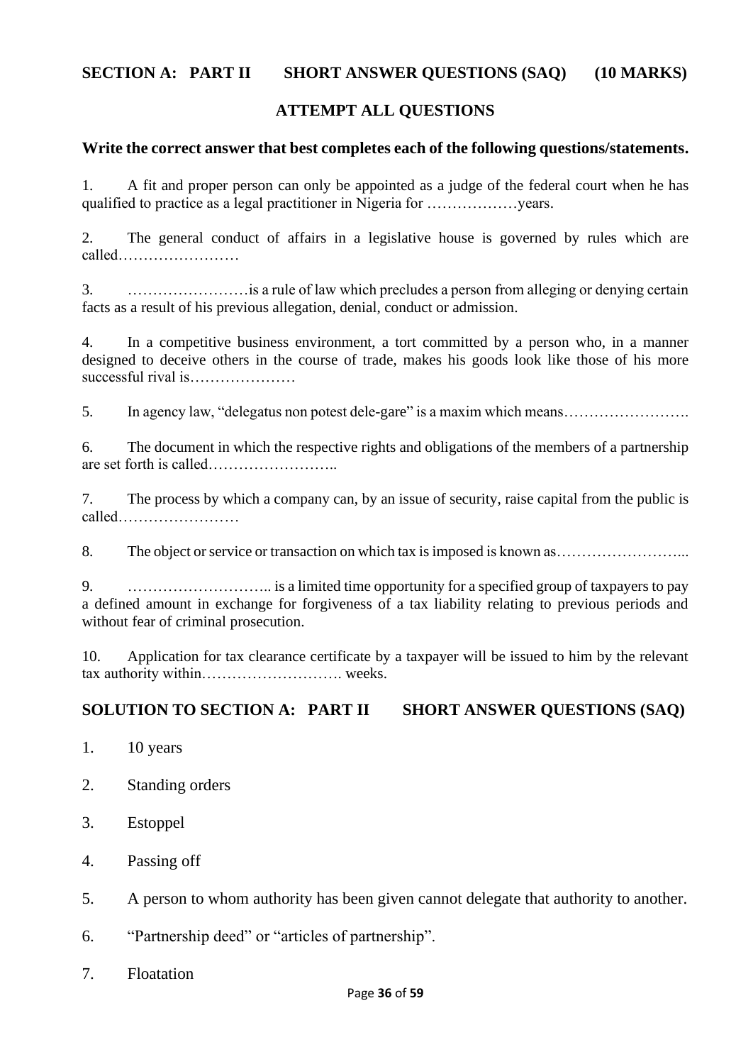## SECTION A: PART II SHORT ANSWER QUESTIONS (SAQ) (10 MARKS)

### ATTEMPT ALL QUESTIONS

**Write the correct answer that best completes each of the following questions/statements.**

1. A fit and proper person can only be appointed as a judge of the federal court when he has qualified to practice as a legal practitioner in Nigeria for ………………years.

2. The general conduct of affairs in a legislative house is governed by rules which are called……………………

3. ……………………is a rule of law which precludes a person from alleging or denying certain facts as a result of his previous allegation, denial, conduct or admission.

4. In a competitive business environment, a tort committed by a person who, in a manner designed to deceive others in the course of trade, makes his goods look like those of his more successful rival is…………………

5. In agency law, "delegatus non potest dele-gare" is a maxim which means…………………….

6. The document in which the respective rights and obligations of the members of a partnership are set forth is called……………………..

7. The process by which a company can, by an issue of security, raise capital from the public is called……………………

8. The object or service or transaction on which tax is imposed is known as……………………...

9. ……………………….. is a limited time opportunity for a specified group of taxpayers to pay a defined amount in exchange for forgiveness of a tax liability relating to previous periods and without fear of criminal prosecution.

10. Application for tax clearance certificate by a taxpayer will be issued to him by the relevant tax authority within………………………. weeks.

## SOLUTION TO SECTION A: PART II SHORT ANSWER QUESTIONS (SAQ)

1. 10 years
2. Standing orders
3. Estoppel
4. Passing off
5. A person to whom authority has been given cannot delegate that authority to another.
6. "Partnership deed" or "articles of partnership".
7. Floatation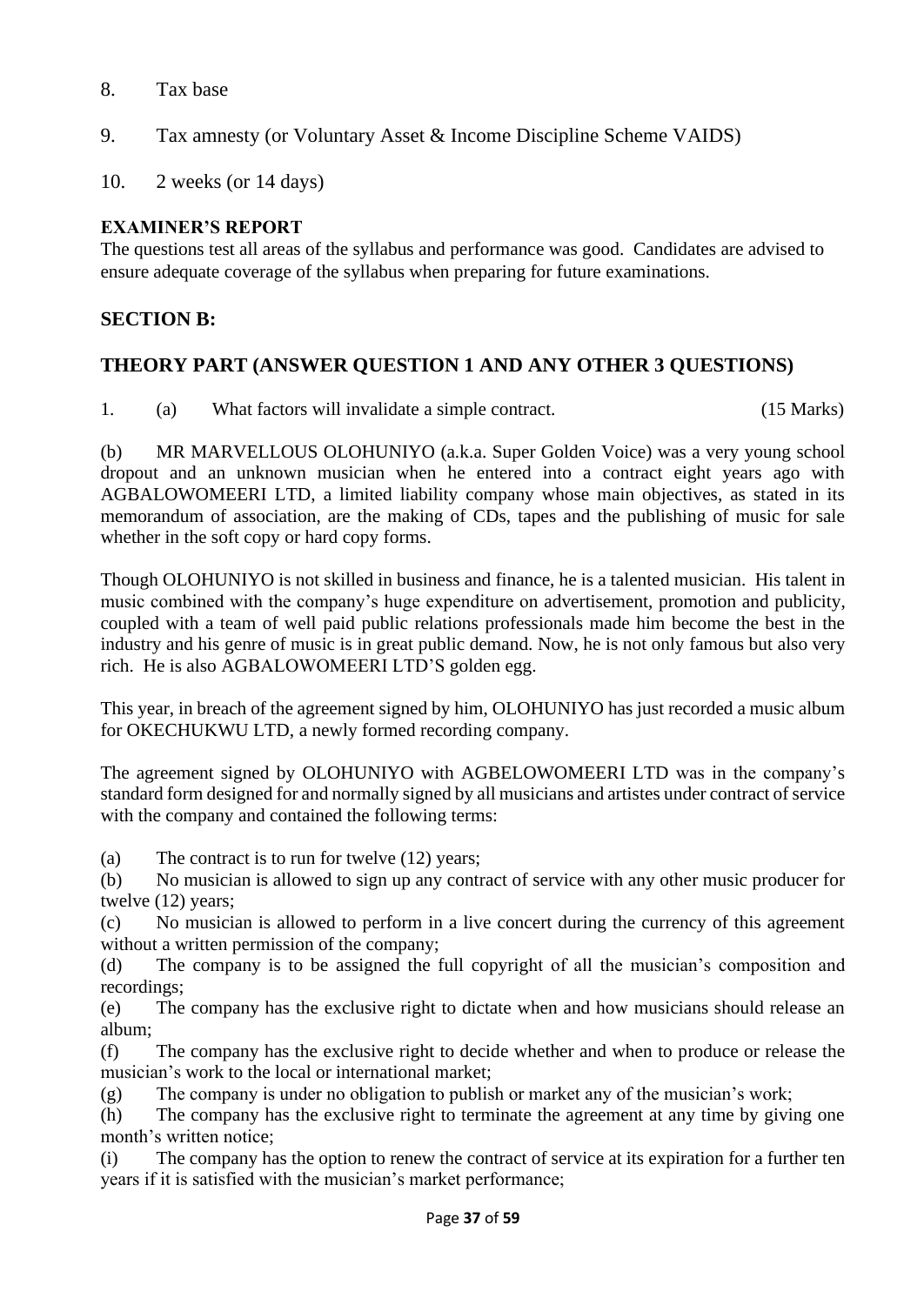8. Tax base

9. Tax amnesty (or Voluntary Asset & Income Discipline Scheme VAIDS)

10. 2 weeks (or 14 days)

**EXAMINER'S REPORT**

The questions test all areas of the syllabus and performance was good. Candidates are advised to ensure adequate coverage of the syllabus when preparing for future examinations.

## SECTION B:

## THEORY PART (ANSWER QUESTION 1 AND ANY OTHER 3 QUESTIONS)

1. (a) What factors will invalidate a simple contract. (15 Marks)

(b) MR MARVELLOUS OLOHUNIYO (a.k.a. Super Golden Voice) was a very young school dropout and an unknown musician when he entered into a contract eight years ago with AGBALOWOMEERI LTD, a limited liability company whose main objectives, as stated in its memorandum of association, are the making of CDs, tapes and the publishing of music for sale whether in the soft copy or hard copy forms.

Though OLOHUNIYO is not skilled in business and finance, he is a talented musician. His talent in music combined with the company's huge expenditure on advertisement, promotion and publicity, coupled with a team of well paid public relations professionals made him become the best in the industry and his genre of music is in great public demand. Now, he is not only famous but also very rich. He is also AGBALOWOMEERI LTD'S golden egg.

This year, in breach of the agreement signed by him, OLOHUNIYO has just recorded a music album for OKECHUKWU LTD, a newly formed recording company.

The agreement signed by OLOHUNIYO with AGBELOWOMEERI LTD was in the company's standard form designed for and normally signed by all musicians and artistes under contract of service with the company and contained the following terms:

(a) The contract is to run for twelve (12) years;

(b) No musician is allowed to sign up any contract of service with any other music producer for twelve (12) years;

(c) No musician is allowed to perform in a live concert during the currency of this agreement without a written permission of the company;

(d) The company is to be assigned the full copyright of all the musician's composition and recordings;

(e) The company has the exclusive right to dictate when and how musicians should release an album;

(f) The company has the exclusive right to decide whether and when to produce or release the musician's work to the local or international market;

(g) The company is under no obligation to publish or market any of the musician's work;

(h) The company has the exclusive right to terminate the agreement at any time by giving one month's written notice;

(i) The company has the option to renew the contract of service at its expiration for a further ten years if it is satisfied with the musician's market performance;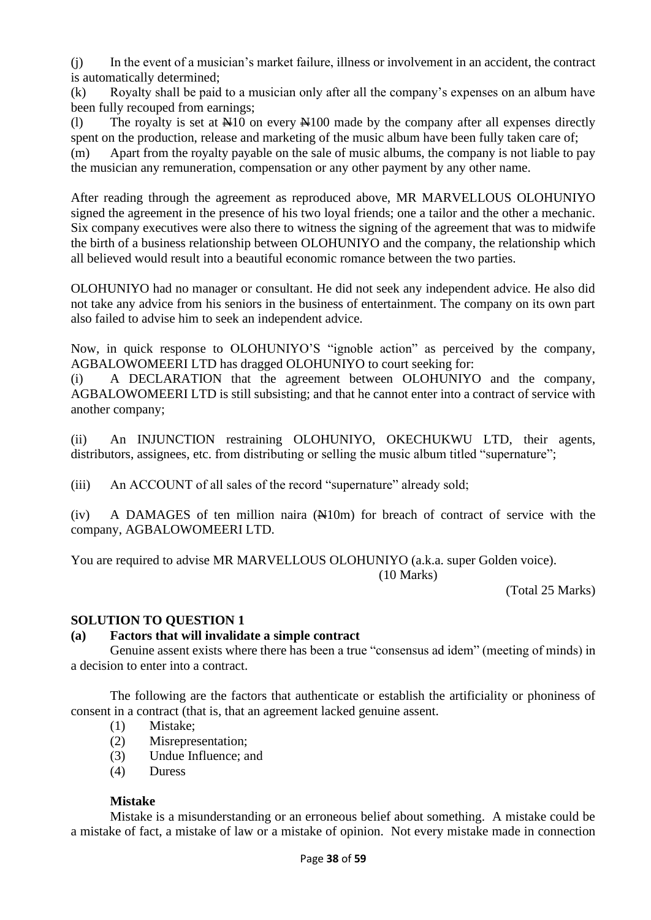(j) In the event of a musician's market failure, illness or involvement in an accident, the contract is automatically determined;

(k) Royalty shall be paid to a musician only after all the company's expenses on an album have been fully recouped from earnings;

(l) The royalty is set at ₦10 on every ₦100 made by the company after all expenses directly spent on the production, release and marketing of the music album have been fully taken care of;

(m) Apart from the royalty payable on the sale of music albums, the company is not liable to pay the musician any remuneration, compensation or any other payment by any other name.

After reading through the agreement as reproduced above, MR MARVELLOUS OLOHUNIYO signed the agreement in the presence of his two loyal friends; one a tailor and the other a mechanic. Six company executives were also there to witness the signing of the agreement that was to midwife the birth of a business relationship between OLOHUNIYO and the company, the relationship which all believed would result into a beautiful economic romance between the two parties.

OLOHUNIYO had no manager or consultant. He did not seek any independent advice. He also did not take any advice from his seniors in the business of entertainment. The company on its own part also failed to advise him to seek an independent advice.

Now, in quick response to OLOHUNIYO'S "ignoble action" as perceived by the company, AGBALOWOMEERI LTD has dragged OLOHUNIYO to court seeking for:

(i) A DECLARATION that the agreement between OLOHUNIYO and the company, AGBALOWOMEERI LTD is still subsisting; and that he cannot enter into a contract of service with another company;

(ii) An INJUNCTION restraining OLOHUNIYO, OKECHUKWU LTD, their agents, distributors, assignees, etc. from distributing or selling the music album titled "supernature";

(iii) An ACCOUNT of all sales of the record "supernature" already sold;

(iv) A DAMAGES of ten million naira (₦10m) for breach of contract of service with the company, AGBALOWOMEERI LTD.

You are required to advise MR MARVELLOUS OLOHUNIYO (a.k.a. super Golden voice).
(10 Marks)

(Total 25 Marks)

## SOLUTION TO QUESTION 1

### (a) Factors that will invalidate a simple contract

Genuine assent exists where there has been a true "consensus ad idem" (meeting of minds) in a decision to enter into a contract.

The following are the factors that authenticate or establish the artificiality or phoniness of consent in a contract (that is, that an agreement lacked genuine assent.

1. Mistake;
2. Misrepresentation;
3. Undue Influence; and
4. Duress

**Mistake**

Mistake is a misunderstanding or an erroneous belief about something. A mistake could be a mistake of fact, a mistake of law or a mistake of opinion. Not every mistake made in connection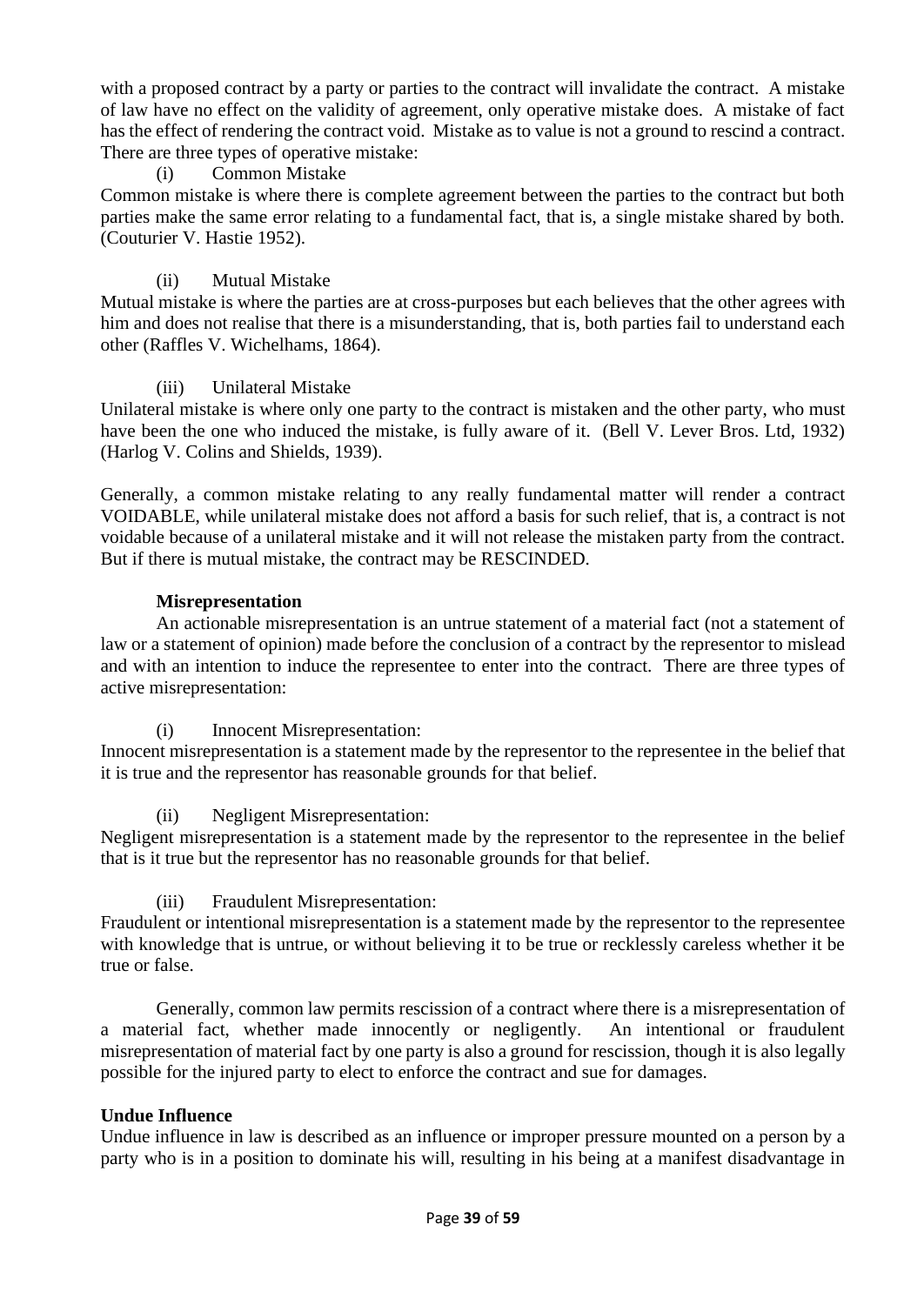with a proposed contract by a party or parties to the contract will invalidate the contract. A mistake of law have no effect on the validity of agreement, only operative mistake does. A mistake of fact has the effect of rendering the contract void. Mistake as to value is not a ground to rescind a contract. There are three types of operative mistake:

(i) Common Mistake

Common mistake is where there is complete agreement between the parties to the contract but both parties make the same error relating to a fundamental fact, that is, a single mistake shared by both. (Couturier V. Hastie 1952).

(ii) Mutual Mistake

Mutual mistake is where the parties are at cross-purposes but each believes that the other agrees with him and does not realise that there is a misunderstanding, that is, both parties fail to understand each other (Raffles V. Wichelhams, 1864).

(iii) Unilateral Mistake

Unilateral mistake is where only one party to the contract is mistaken and the other party, who must have been the one who induced the mistake, is fully aware of it. (Bell V. Lever Bros. Ltd, 1932) (Harlog V. Colins and Shields, 1939).

Generally, a common mistake relating to any really fundamental matter will render a contract VOIDABLE, while unilateral mistake does not afford a basis for such relief, that is, a contract is not voidable because of a unilateral mistake and it will not release the mistaken party from the contract. But if there is mutual mistake, the contract may be RESCINDED.

**Misrepresentation**

An actionable misrepresentation is an untrue statement of a material fact (not a statement of law or a statement of opinion) made before the conclusion of a contract by the representor to mislead and with an intention to induce the representee to enter into the contract. There are three types of active misrepresentation:

(i) Innocent Misrepresentation:

Innocent misrepresentation is a statement made by the representor to the representee in the belief that it is true and the representor has reasonable grounds for that belief.

(ii) Negligent Misrepresentation:

Negligent misrepresentation is a statement made by the representor to the representee in the belief that is it true but the representor has no reasonable grounds for that belief.

(iii) Fraudulent Misrepresentation:

Fraudulent or intentional misrepresentation is a statement made by the representor to the representee with knowledge that is untrue, or without believing it to be true or recklessly careless whether it be true or false.

Generally, common law permits rescission of a contract where there is a misrepresentation of a material fact, whether made innocently or negligently. An intentional or fraudulent misrepresentation of material fact by one party is also a ground for rescission, though it is also legally possible for the injured party to elect to enforce the contract and sue for damages.

**Undue Influence**

Undue influence in law is described as an influence or improper pressure mounted on a person by a party who is in a position to dominate his will, resulting in his being at a manifest disadvantage in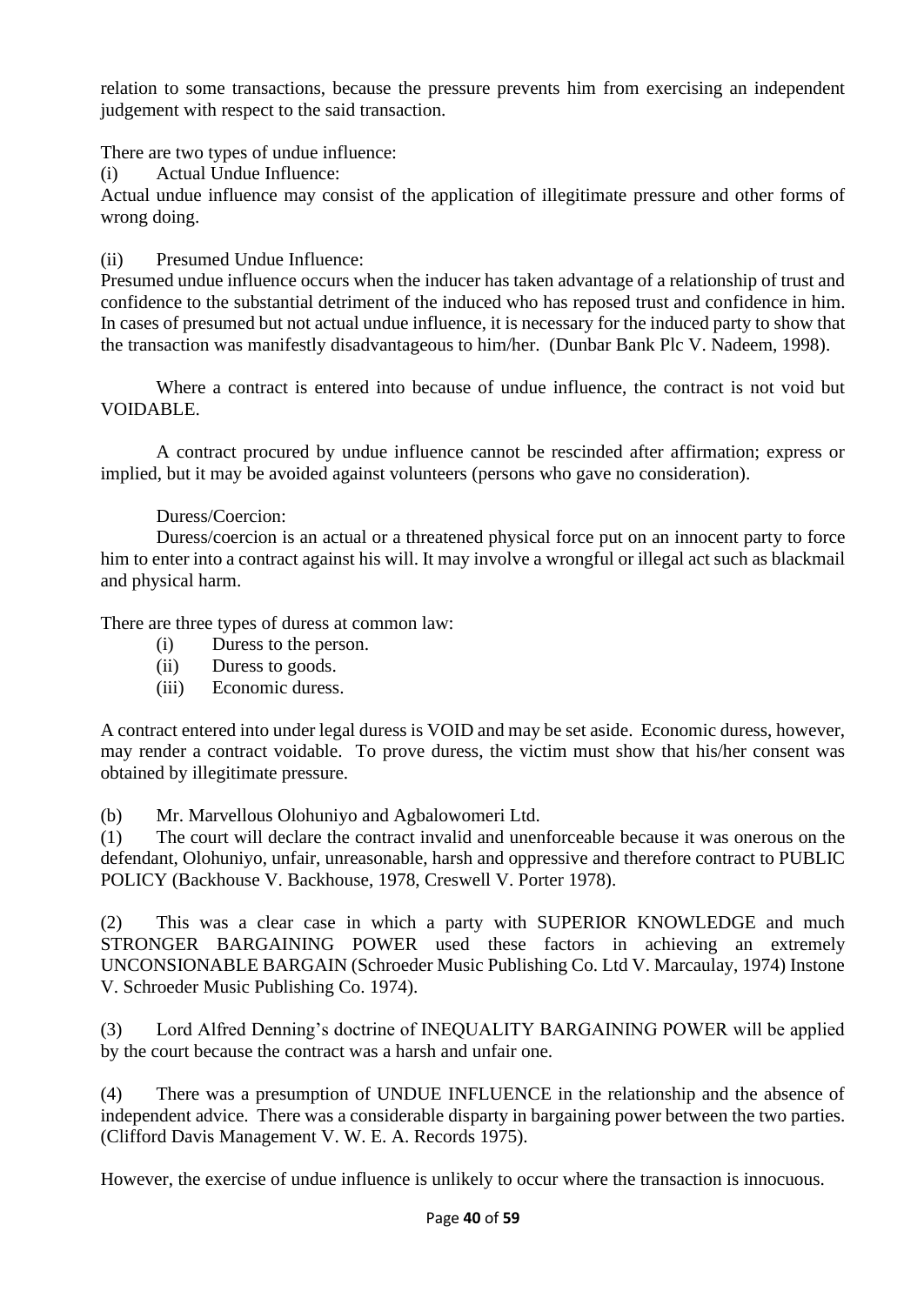relation to some transactions, because the pressure prevents him from exercising an independent judgement with respect to the said transaction.

There are two types of undue influence:

(i) Actual Undue Influence:

Actual undue influence may consist of the application of illegitimate pressure and other forms of wrong doing.

(ii) Presumed Undue Influence:

Presumed undue influence occurs when the inducer has taken advantage of a relationship of trust and confidence to the substantial detriment of the induced who has reposed trust and confidence in him. In cases of presumed but not actual undue influence, it is necessary for the induced party to show that the transaction was manifestly disadvantageous to him/her. (Dunbar Bank Plc V. Nadeem, 1998).

Where a contract is entered into because of undue influence, the contract is not void but VOIDABLE.

A contract procured by undue influence cannot be rescinded after affirmation; express or implied, but it may be avoided against volunteers (persons who gave no consideration).

Duress/Coercion:

Duress/coercion is an actual or a threatened physical force put on an innocent party to force him to enter into a contract against his will. It may involve a wrongful or illegal act such as blackmail and physical harm.

There are three types of duress at common law:

(i) Duress to the person.
(ii) Duress to goods.
(iii) Economic duress.

A contract entered into under legal duress is VOID and may be set aside. Economic duress, however, may render a contract voidable. To prove duress, the victim must show that his/her consent was obtained by illegitimate pressure.

(b) Mr. Marvellous Olohuniyo and Agbalowomeri Ltd.

(1) The court will declare the contract invalid and unenforceable because it was onerous on the defendant, Olohuniyo, unfair, unreasonable, harsh and oppressive and therefore contract to PUBLIC POLICY (Backhouse V. Backhouse, 1978, Creswell V. Porter 1978).

(2) This was a clear case in which a party with SUPERIOR KNOWLEDGE and much STRONGER BARGAINING POWER used these factors in achieving an extremely UNCONSIONABLE BARGAIN (Schroeder Music Publishing Co. Ltd V. Marcaulay, 1974) Instone V. Schroeder Music Publishing Co. 1974).

(3) Lord Alfred Denning's doctrine of INEQUALITY BARGAINING POWER will be applied by the court because the contract was a harsh and unfair one.

(4) There was a presumption of UNDUE INFLUENCE in the relationship and the absence of independent advice. There was a considerable disparty in bargaining power between the two parties. (Clifford Davis Management V. W. E. A. Records 1975).

However, the exercise of undue influence is unlikely to occur where the transaction is innocuous.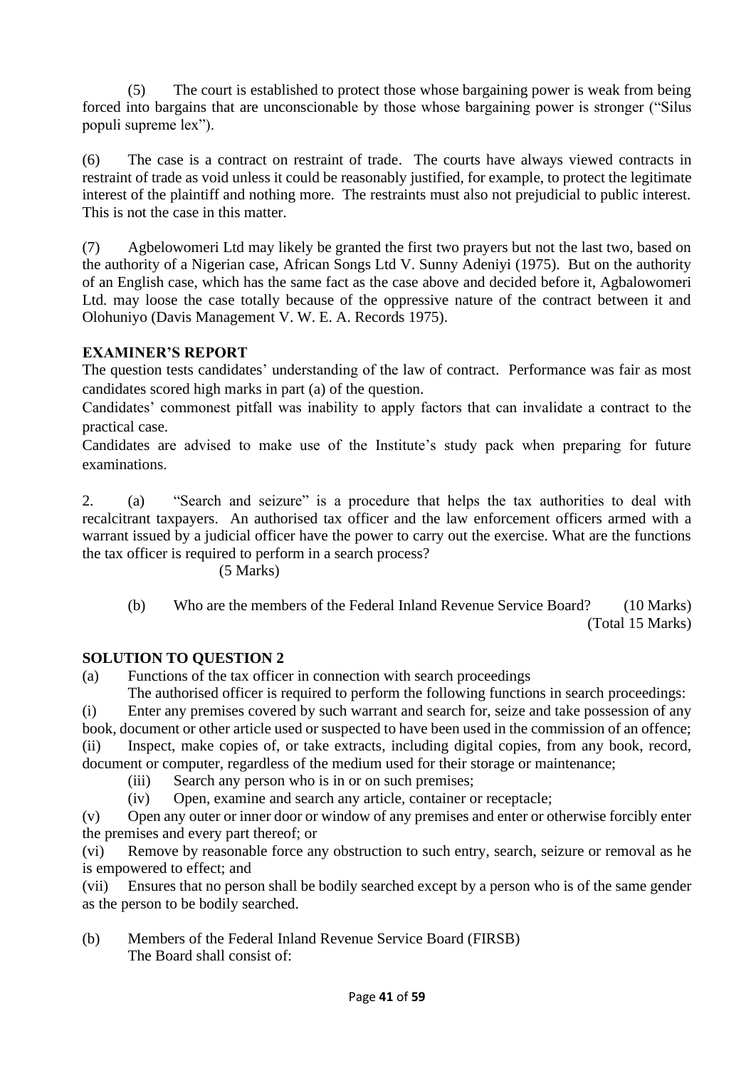(5) The court is established to protect those whose bargaining power is weak from being forced into bargains that are unconscionable by those whose bargaining power is stronger ("Silus populi supreme lex").

(6) The case is a contract on restraint of trade. The courts have always viewed contracts in restraint of trade as void unless it could be reasonably justified, for example, to protect the legitimate interest of the plaintiff and nothing more. The restraints must also not prejudicial to public interest. This is not the case in this matter.

(7) Agbelowomeri Ltd may likely be granted the first two prayers but not the last two, based on the authority of a Nigerian case, African Songs Ltd V. Sunny Adeniyi (1975). But on the authority of an English case, which has the same fact as the case above and decided before it, Agbalowomeri Ltd. may loose the case totally because of the oppressive nature of the contract between it and Olohuniyo (Davis Management V. W. E. A. Records 1975).

**EXAMINER'S REPORT**

The question tests candidates' understanding of the law of contract. Performance was fair as most candidates scored high marks in part (a) of the question.

Candidates' commonest pitfall was inability to apply factors that can invalidate a contract to the practical case.

Candidates are advised to make use of the Institute's study pack when preparing for future examinations.

2. (a) "Search and seizure" is a procedure that helps the tax authorities to deal with recalcitrant taxpayers. An authorised tax officer and the law enforcement officers armed with a warrant issued by a judicial officer have the power to carry out the exercise. What are the functions the tax officer is required to perform in a search process? (5 Marks)

(b) Who are the members of the Federal Inland Revenue Service Board? (10 Marks)
(Total 15 Marks)

**SOLUTION TO QUESTION 2**

(a) Functions of the tax officer in connection with search proceedings

The authorised officer is required to perform the following functions in search proceedings:

(i) Enter any premises covered by such warrant and search for, seize and take possession of any book, document or other article used or suspected to have been used in the commission of an offence;

(ii) Inspect, make copies of, or take extracts, including digital copies, from any book, record, document or computer, regardless of the medium used for their storage or maintenance;

(iii) Search any person who is in or on such premises;

(iv) Open, examine and search any article, container or receptacle;

(v) Open any outer or inner door or window of any premises and enter or otherwise forcibly enter the premises and every part thereof; or

(vi) Remove by reasonable force any obstruction to such entry, search, seizure or removal as he is empowered to effect; and

(vii) Ensures that no person shall be bodily searched except by a person who is of the same gender as the person to be bodily searched.

(b) Members of the Federal Inland Revenue Service Board (FIRSB)

The Board shall consist of: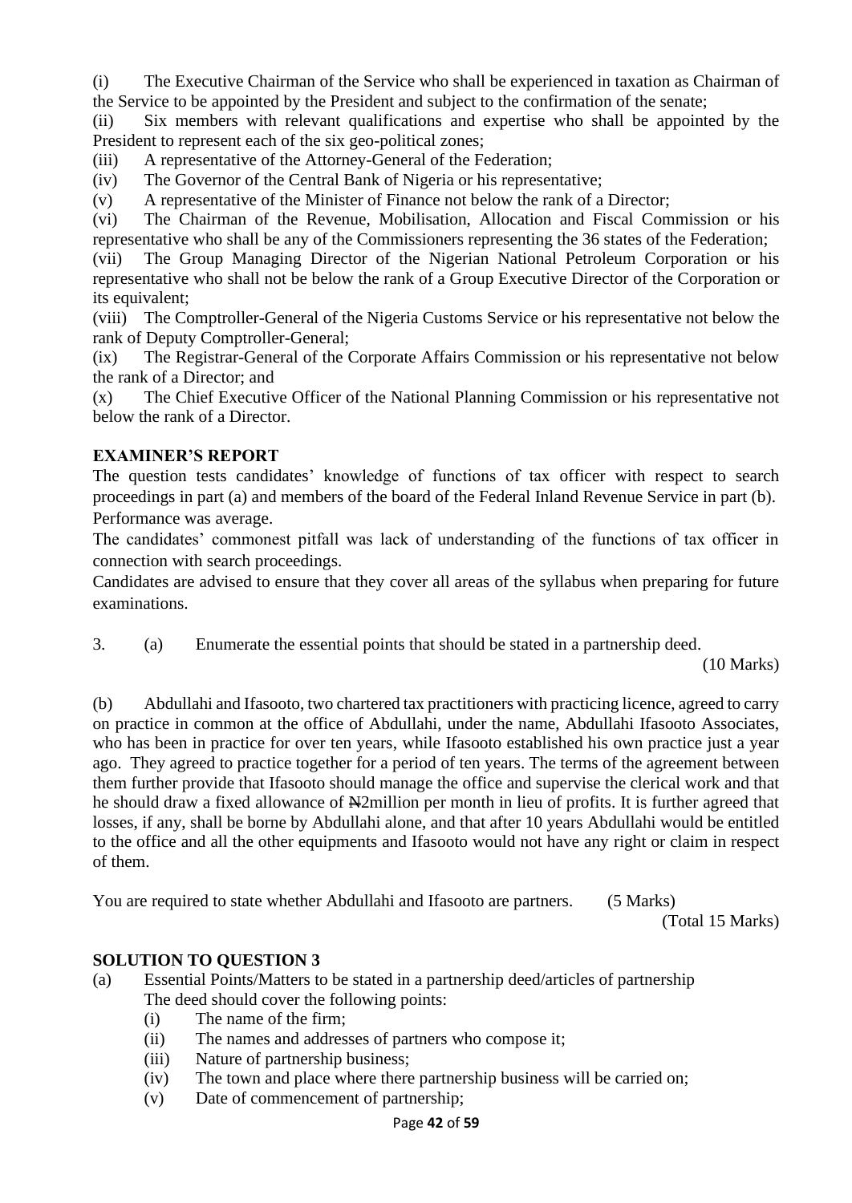(i) The Executive Chairman of the Service who shall be experienced in taxation as Chairman of the Service to be appointed by the President and subject to the confirmation of the senate;

(ii) Six members with relevant qualifications and expertise who shall be appointed by the President to represent each of the six geo-political zones;

(iii) A representative of the Attorney-General of the Federation;

(iv) The Governor of the Central Bank of Nigeria or his representative;

(v) A representative of the Minister of Finance not below the rank of a Director;

(vi) The Chairman of the Revenue, Mobilisation, Allocation and Fiscal Commission or his representative who shall be any of the Commissioners representing the 36 states of the Federation;

(vii) The Group Managing Director of the Nigerian National Petroleum Corporation or his representative who shall not be below the rank of a Group Executive Director of the Corporation or its equivalent;

(viii) The Comptroller-General of the Nigeria Customs Service or his representative not below the rank of Deputy Comptroller-General;

(ix) The Registrar-General of the Corporate Affairs Commission or his representative not below the rank of a Director; and

(x) The Chief Executive Officer of the National Planning Commission or his representative not below the rank of a Director.

**EXAMINER'S REPORT**

The question tests candidates' knowledge of functions of tax officer with respect to search proceedings in part (a) and members of the board of the Federal Inland Revenue Service in part (b).

Performance was average.

The candidates' commonest pitfall was lack of understanding of the functions of tax officer in connection with search proceedings.

Candidates are advised to ensure that they cover all areas of the syllabus when preparing for future examinations.

3. (a) Enumerate the essential points that should be stated in a partnership deed. (10 Marks)

(b) Abdullahi and Ifasooto, two chartered tax practitioners with practicing licence, agreed to carry on practice in common at the office of Abdullahi, under the name, Abdullahi Ifasooto Associates, who has been in practice for over ten years, while Ifasooto established his own practice just a year ago. They agreed to practice together for a period of ten years. The terms of the agreement between them further provide that Ifasooto should manage the office and supervise the clerical work and that he should draw a fixed allowance of ₦2million per month in lieu of profits. It is further agreed that losses, if any, shall be borne by Abdullahi alone, and that after 10 years Abdullahi would be entitled to the office and all the other equipments and Ifasooto would not have any right or claim in respect of them.

You are required to state whether Abdullahi and Ifasooto are partners. (5 Marks)

(Total 15 Marks)

**SOLUTION TO QUESTION 3**

(a) Essential Points/Matters to be stated in a partnership deed/articles of partnership

The deed should cover the following points:

(i) The name of the firm;

(ii) The names and addresses of partners who compose it;

(iii) Nature of partnership business;

(iv) The town and place where there partnership business will be carried on;

(v) Date of commencement of partnership;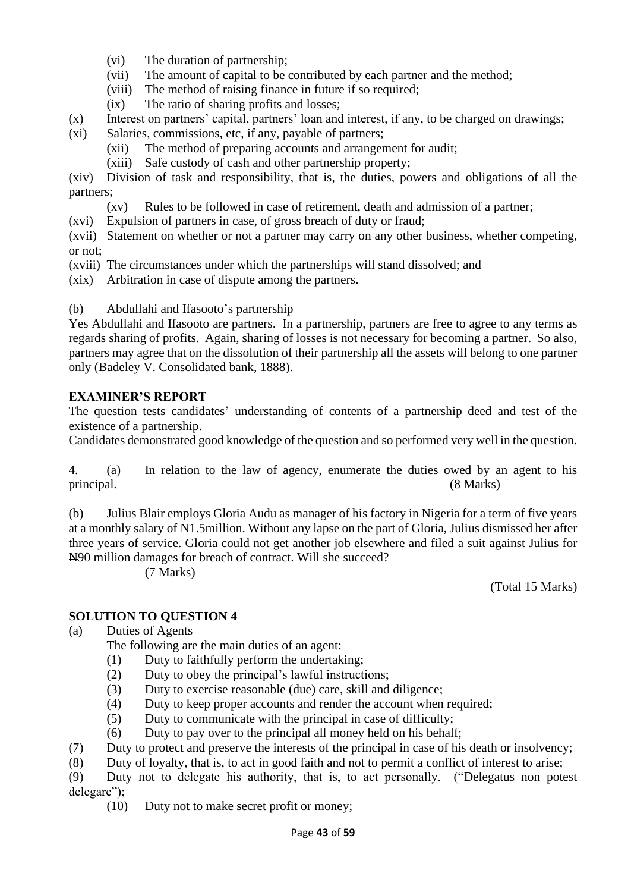(vi) The duration of partnership;
(vii) The amount of capital to be contributed by each partner and the method;
(viii) The method of raising finance in future if so required;
(ix) The ratio of sharing profits and losses;
(x) Interest on partners' capital, partners' loan and interest, if any, to be charged on drawings;
(xi) Salaries, commissions, etc, if any, payable of partners;
(xii) The method of preparing accounts and arrangement for audit;
(xiii) Safe custody of cash and other partnership property;
(xiv) Division of task and responsibility, that is, the duties, powers and obligations of all the partners;
(xv) Rules to be followed in case of retirement, death and admission of a partner;
(xvi) Expulsion of partners in case, of gross breach of duty or fraud;
(xvii) Statement on whether or not a partner may carry on any other business, whether competing, or not;
(xviii) The circumstances under which the partnerships will stand dissolved; and
(xix) Arbitration in case of dispute among the partners.

(b) Abdullahi and Ifasooto's partnership

Yes Abdullahi and Ifasooto are partners. In a partnership, partners are free to agree to any terms as regards sharing of profits. Again, sharing of losses is not necessary for becoming a partner. So also, partners may agree that on the dissolution of their partnership all the assets will belong to one partner only (Badeley V. Consolidated bank, 1888).

## EXAMINER'S REPORT

The question tests candidates' understanding of contents of a partnership deed and test of the existence of a partnership.

Candidates demonstrated good knowledge of the question and so performed very well in the question.

4. (a) In relation to the law of agency, enumerate the duties owed by an agent to his principal. (8 Marks)

(b) Julius Blair employs Gloria Audu as manager of his factory in Nigeria for a term of five years at a monthly salary of ₦1.5million. Without any lapse on the part of Gloria, Julius dismissed her after three years of service. Gloria could not get another job elsewhere and filed a suit against Julius for ₦90 million damages for breach of contract. Will she succeed?
(7 Marks)

(Total 15 Marks)

## SOLUTION TO QUESTION 4

(a) Duties of Agents

The following are the main duties of an agent:

(1) Duty to faithfully perform the undertaking;
(2) Duty to obey the principal's lawful instructions;
(3) Duty to exercise reasonable (due) care, skill and diligence;
(4) Duty to keep proper accounts and render the account when required;
(5) Duty to communicate with the principal in case of difficulty;
(6) Duty to pay over to the principal all money held on his behalf;
(7) Duty to protect and preserve the interests of the principal in case of his death or insolvency;
(8) Duty of loyalty, that is, to act in good faith and not to permit a conflict of interest to arise;
(9) Duty not to delegate his authority, that is, to act personally. ("Delegatus non potest delegare");
(10) Duty not to make secret profit or money;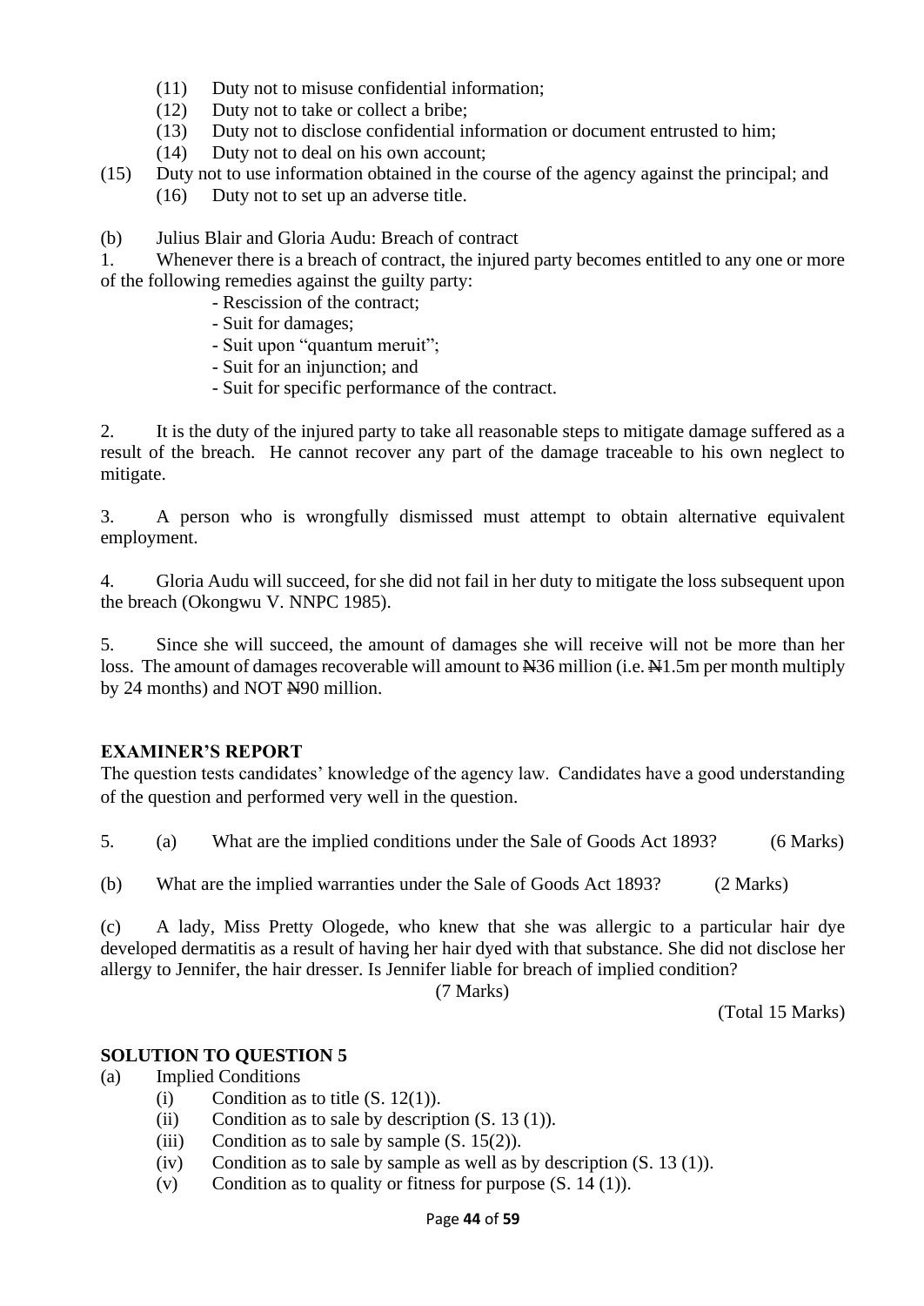(11) Duty not to misuse confidential information;
(12) Duty not to take or collect a bribe;
(13) Duty not to disclose confidential information or document entrusted to him;
(14) Duty not to deal on his own account;
(15) Duty not to use information obtained in the course of the agency against the principal; and
(16) Duty not to set up an adverse title.

(b) Julius Blair and Gloria Audu: Breach of contract

1. Whenever there is a breach of contract, the injured party becomes entitled to any one or more of the following remedies against the guilty party:
   - Rescission of the contract;
   - Suit for damages;
   - Suit upon "quantum meruit";
   - Suit for an injunction; and
   - Suit for specific performance of the contract.

2. It is the duty of the injured party to take all reasonable steps to mitigate damage suffered as a result of the breach. He cannot recover any part of the damage traceable to his own neglect to mitigate.

3. A person who is wrongfully dismissed must attempt to obtain alternative equivalent employment.

4. Gloria Audu will succeed, for she did not fail in her duty to mitigate the loss subsequent upon the breach (Okongwu V. NNPC 1985).

5. Since she will succeed, the amount of damages she will receive will not be more than her loss. The amount of damages recoverable will amount to ₦36 million (i.e. ₦1.5m per month multiply by 24 months) and NOT ₦90 million.

## EXAMINER'S REPORT

The question tests candidates' knowledge of the agency law. Candidates have a good understanding of the question and performed very well in the question.

5. (a) What are the implied conditions under the Sale of Goods Act 1893? (6 Marks)

(b) What are the implied warranties under the Sale of Goods Act 1893? (2 Marks)

(c) A lady, Miss Pretty Ologede, who knew that she was allergic to a particular hair dye developed dermatitis as a result of having her hair dyed with that substance. She did not disclose her allergy to Jennifer, the hair dresser. Is Jennifer liable for breach of implied condition? (7 Marks)

(Total 15 Marks)

## SOLUTION TO QUESTION 5

(a) Implied Conditions
   (i) Condition as to title (S. 12(1)).
   (ii) Condition as to sale by description (S. 13 (1)).
   (iii) Condition as to sale by sample (S. 15(2)).
   (iv) Condition as to sale by sample as well as by description (S. 13 (1)).
   (v) Condition as to quality or fitness for purpose (S. 14 (1)).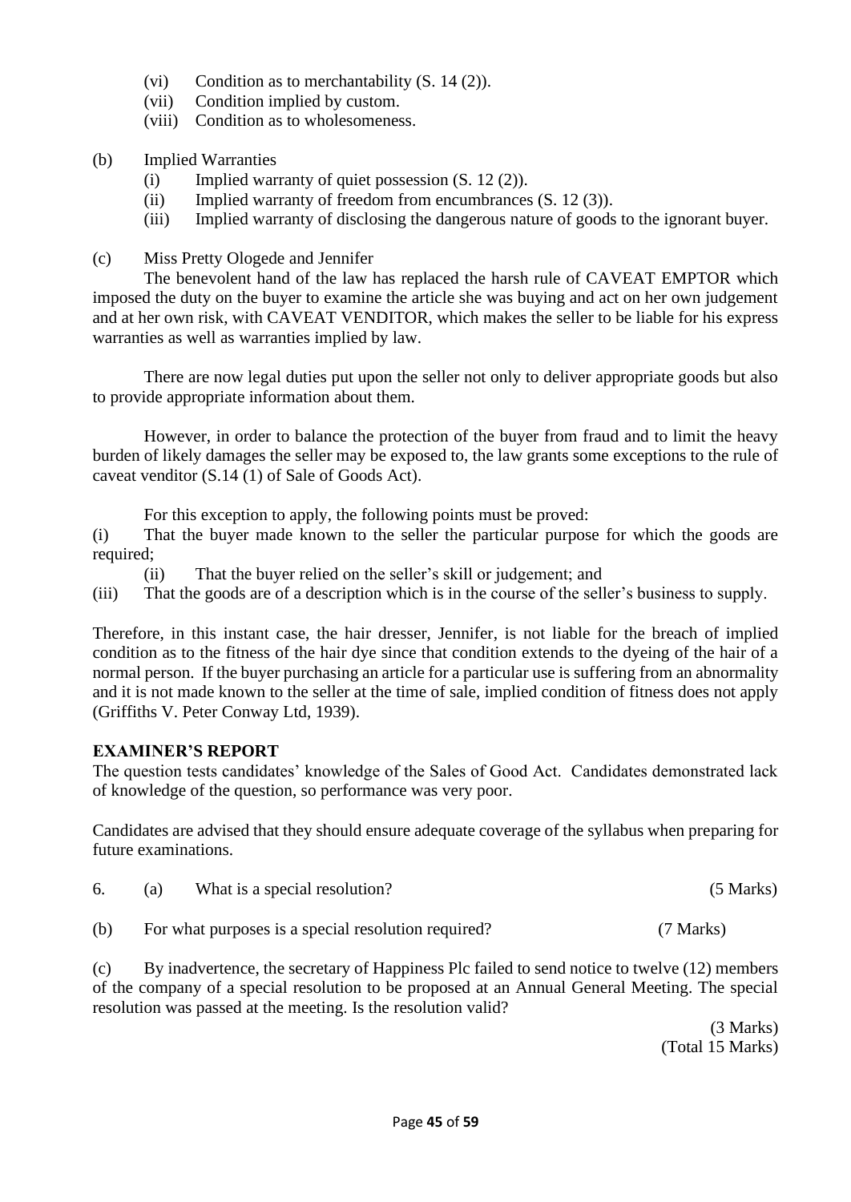(vi) Condition as to merchantability (S. 14 (2)).
(vii) Condition implied by custom.
(viii) Condition as to wholesomeness.

(b) Implied Warranties
  (i) Implied warranty of quiet possession (S. 12 (2)).
  (ii) Implied warranty of freedom from encumbrances (S. 12 (3)).
  (iii) Implied warranty of disclosing the dangerous nature of goods to the ignorant buyer.

(c) Miss Pretty Ologede and Jennifer

The benevolent hand of the law has replaced the harsh rule of CAVEAT EMPTOR which imposed the duty on the buyer to examine the article she was buying and act on her own judgement and at her own risk, with CAVEAT VENDITOR, which makes the seller to be liable for his express warranties as well as warranties implied by law.

There are now legal duties put upon the seller not only to deliver appropriate goods but also to provide appropriate information about them.

However, in order to balance the protection of the buyer from fraud and to limit the heavy burden of likely damages the seller may be exposed to, the law grants some exceptions to the rule of caveat venditor (S.14 (1) of Sale of Goods Act).

For this exception to apply, the following points must be proved:

(i) That the buyer made known to the seller the particular purpose for which the goods are required;
(ii) That the buyer relied on the seller's skill or judgement; and
(iii) That the goods are of a description which is in the course of the seller's business to supply.

Therefore, in this instant case, the hair dresser, Jennifer, is not liable for the breach of implied condition as to the fitness of the hair dye since that condition extends to the dyeing of the hair of a normal person. If the buyer purchasing an article for a particular use is suffering from an abnormality and it is not made known to the seller at the time of sale, implied condition of fitness does not apply (Griffiths V. Peter Conway Ltd, 1939).

**EXAMINER'S REPORT**

The question tests candidates' knowledge of the Sales of Good Act. Candidates demonstrated lack of knowledge of the question, so performance was very poor.

Candidates are advised that they should ensure adequate coverage of the syllabus when preparing for future examinations.

6. (a) What is a special resolution? (5 Marks)

(b) For what purposes is a special resolution required? (7 Marks)

(c) By inadvertence, the secretary of Happiness Plc failed to send notice to twelve (12) members of the company of a special resolution to be proposed at an Annual General Meeting. The special resolution was passed at the meeting. Is the resolution valid?

(3 Marks)
(Total 15 Marks)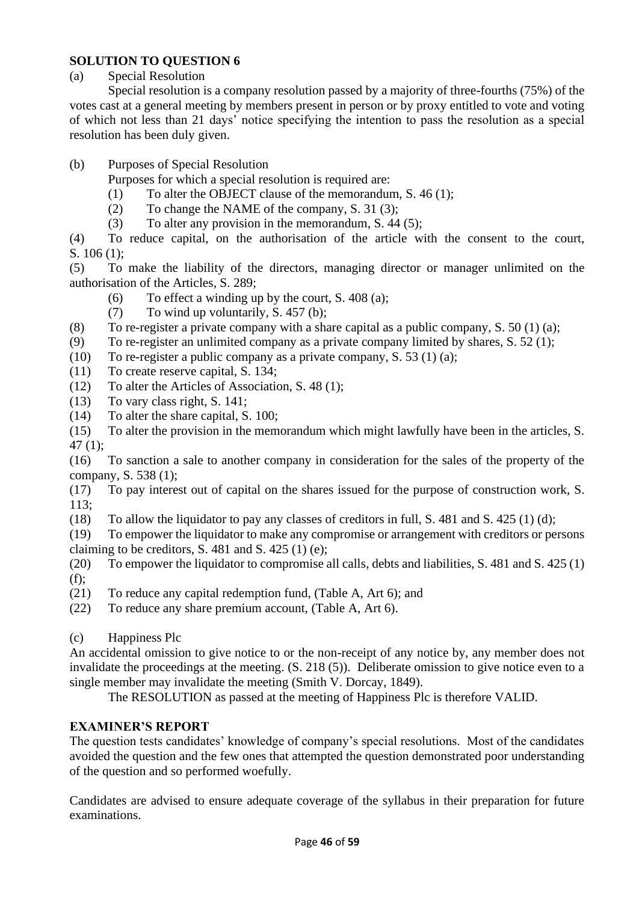**SOLUTION TO QUESTION 6**

(a) Special Resolution

Special resolution is a company resolution passed by a majority of three-fourths (75%) of the votes cast at a general meeting by members present in person or by proxy entitled to vote and voting of which not less than 21 days' notice specifying the intention to pass the resolution as a special resolution has been duly given.

(b) Purposes of Special Resolution

Purposes for which a special resolution is required are:

(1) To alter the OBJECT clause of the memorandum, S. 46 (1);
(2) To change the NAME of the company, S. 31 (3);
(3) To alter any provision in the memorandum, S. 44 (5);
(4) To reduce capital, on the authorisation of the article with the consent to the court, S. 106 (1);
(5) To make the liability of the directors, managing director or manager unlimited on the authorisation of the Articles, S. 289;
(6) To effect a winding up by the court, S. 408 (a);
(7) To wind up voluntarily, S. 457 (b);
(8) To re-register a private company with a share capital as a public company, S. 50 (1) (a);
(9) To re-register an unlimited company as a private company limited by shares, S. 52 (1);
(10) To re-register a public company as a private company, S. 53 (1) (a);
(11) To create reserve capital, S. 134;
(12) To alter the Articles of Association, S. 48 (1);
(13) To vary class right, S. 141;
(14) To alter the share capital, S. 100;
(15) To alter the provision in the memorandum which might lawfully have been in the articles, S. 47 (1);
(16) To sanction a sale to another company in consideration for the sales of the property of the company, S. 538 (1);
(17) To pay interest out of capital on the shares issued for the purpose of construction work, S. 113;
(18) To allow the liquidator to pay any classes of creditors in full, S. 481 and S. 425 (1) (d);
(19) To empower the liquidator to make any compromise or arrangement with creditors or persons claiming to be creditors, S. 481 and S. 425 (1) (e);
(20) To empower the liquidator to compromise all calls, debts and liabilities, S. 481 and S. 425 (1) (f);
(21) To reduce any capital redemption fund, (Table A, Art 6); and
(22) To reduce any share premium account, (Table A, Art 6).

(c) Happiness Plc

An accidental omission to give notice to or the non-receipt of any notice by, any member does not invalidate the proceedings at the meeting. (S. 218 (5)). Deliberate omission to give notice even to a single member may invalidate the meeting (Smith V. Dorcay, 1849).

The RESOLUTION as passed at the meeting of Happiness Plc is therefore VALID.

**EXAMINER'S REPORT**

The question tests candidates' knowledge of company's special resolutions. Most of the candidates avoided the question and the few ones that attempted the question demonstrated poor understanding of the question and so performed woefully.

Candidates are advised to ensure adequate coverage of the syllabus in their preparation for future examinations.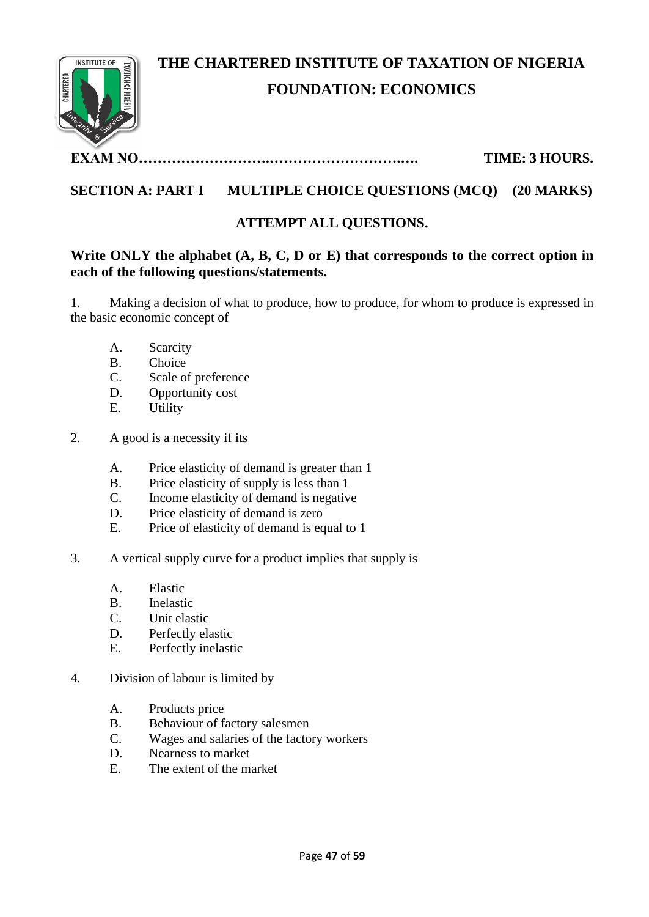# THE CHARTERED INSTITUTE OF TAXATION OF NIGERIA

## FOUNDATION: ECONOMICS

**EXAM NO……………………….………………………..….** **TIME: 3 HOURS.**

**SECTION A: PART I MULTIPLE CHOICE QUESTIONS (MCQ) (20 MARKS)**

**ATTEMPT ALL QUESTIONS.**

**Write ONLY the alphabet (A, B, C, D or E) that corresponds to the correct option in each of the following questions/statements.**

1. Making a decision of what to produce, how to produce, for whom to produce is expressed in the basic economic concept of

   A. Scarcity
   B. Choice
   C. Scale of preference
   D. Opportunity cost
   E. Utility

2. A good is a necessity if its

   A. Price elasticity of demand is greater than 1
   B. Price elasticity of supply is less than 1
   C. Income elasticity of demand is negative
   D. Price elasticity of demand is zero
   E. Price of elasticity of demand is equal to 1

3. A vertical supply curve for a product implies that supply is

   A. Elastic
   B. Inelastic
   C. Unit elastic
   D. Perfectly elastic
   E. Perfectly inelastic

4. Division of labour is limited by

   A. Products price
   B. Behaviour of factory salesmen
   C. Wages and salaries of the factory workers
   D. Nearness to market
   E. The extent of the market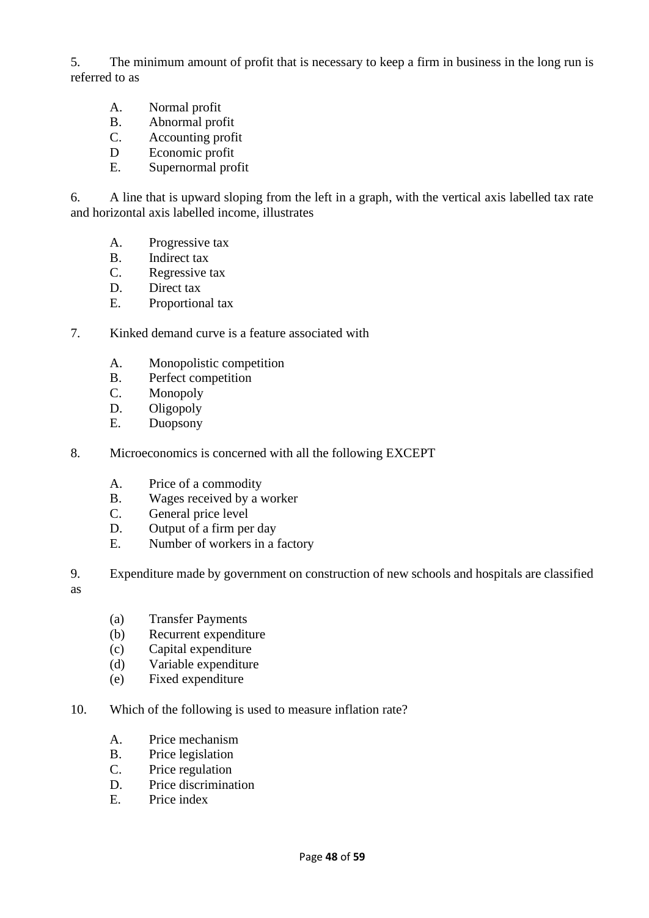5. The minimum amount of profit that is necessary to keep a firm in business in the long run is referred to as

   A. Normal profit
   B. Abnormal profit
   C. Accounting profit
   D Economic profit
   E. Supernormal profit

6. A line that is upward sloping from the left in a graph, with the vertical axis labelled tax rate and horizontal axis labelled income, illustrates

   A. Progressive tax
   B. Indirect tax
   C. Regressive tax
   D. Direct tax
   E. Proportional tax

7. Kinked demand curve is a feature associated with

   A. Monopolistic competition
   B. Perfect competition
   C. Monopoly
   D. Oligopoly
   E. Duopsony

8. Microeconomics is concerned with all the following EXCEPT

   A. Price of a commodity
   B. Wages received by a worker
   C. General price level
   D. Output of a firm per day
   E. Number of workers in a factory

9. Expenditure made by government on construction of new schools and hospitals are classified as

   (a) Transfer Payments
   (b) Recurrent expenditure
   (c) Capital expenditure
   (d) Variable expenditure
   (e) Fixed expenditure

10. Which of the following is used to measure inflation rate?

   A. Price mechanism
   B. Price legislation
   C. Price regulation
   D. Price discrimination
   E. Price index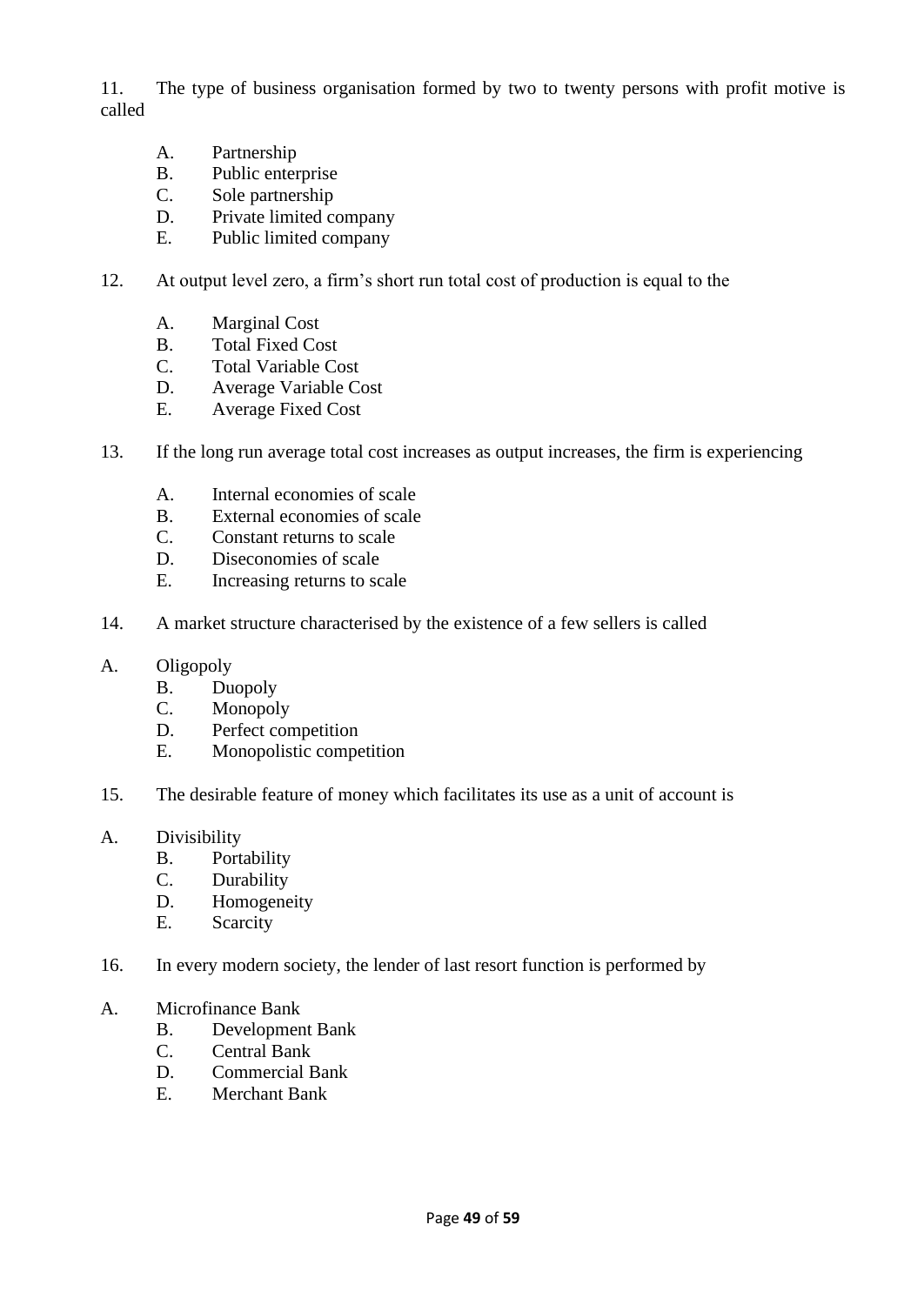11. The type of business organisation formed by two to twenty persons with profit motive is called

   A. Partnership
   B. Public enterprise
   C. Sole partnership
   D. Private limited company
   E. Public limited company

12. At output level zero, a firm's short run total cost of production is equal to the

   A. Marginal Cost
   B. Total Fixed Cost
   C. Total Variable Cost
   D. Average Variable Cost
   E. Average Fixed Cost

13. If the long run average total cost increases as output increases, the firm is experiencing

   A. Internal economies of scale
   B. External economies of scale
   C. Constant returns to scale
   D. Diseconomies of scale
   E. Increasing returns to scale

14. A market structure characterised by the existence of a few sellers is called

   A. Oligopoly
   B. Duopoly
   C. Monopoly
   D. Perfect competition
   E. Monopolistic competition

15. The desirable feature of money which facilitates its use as a unit of account is

   A. Divisibility
   B. Portability
   C. Durability
   D. Homogeneity
   E. Scarcity

16. In every modern society, the lender of last resort function is performed by

   A. Microfinance Bank
   B. Development Bank
   C. Central Bank
   D. Commercial Bank
   E. Merchant Bank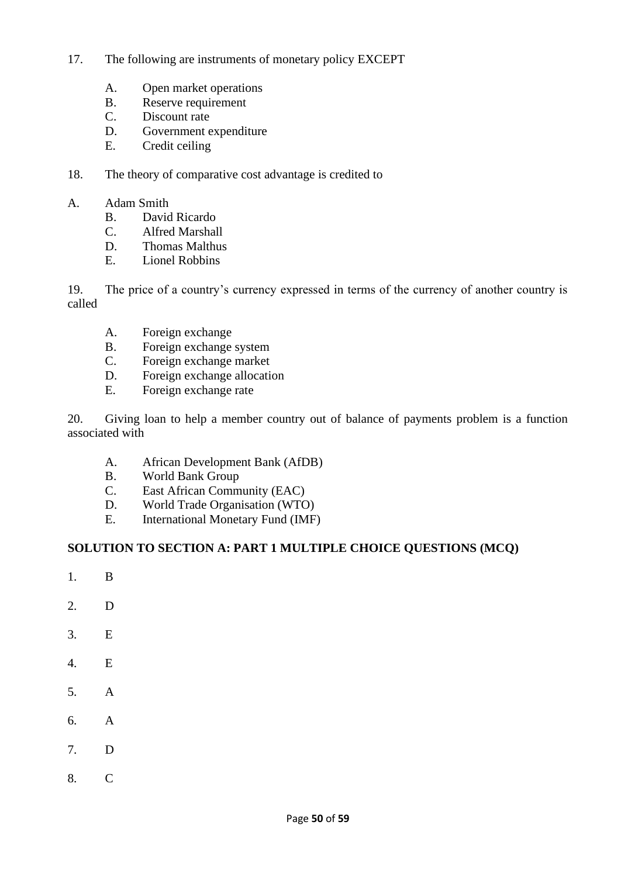17. The following are instruments of monetary policy EXCEPT

    A. Open market operations
    B. Reserve requirement
    C. Discount rate
    D. Government expenditure
    E. Credit ceiling

18. The theory of comparative cost advantage is credited to

    A. Adam Smith
    B. David Ricardo
    C. Alfred Marshall
    D. Thomas Malthus
    E. Lionel Robbins

19. The price of a country's currency expressed in terms of the currency of another country is called

    A. Foreign exchange
    B. Foreign exchange system
    C. Foreign exchange market
    D. Foreign exchange allocation
    E. Foreign exchange rate

20. Giving loan to help a member country out of balance of payments problem is a function associated with

    A. African Development Bank (AfDB)
    B. World Bank Group
    C. East African Community (EAC)
    D. World Trade Organisation (WTO)
    E. International Monetary Fund (IMF)

**SOLUTION TO SECTION A: PART 1 MULTIPLE CHOICE QUESTIONS (MCQ)**

1. B

2. D

3. E

4. E

5. A

6. A

7. D

8. C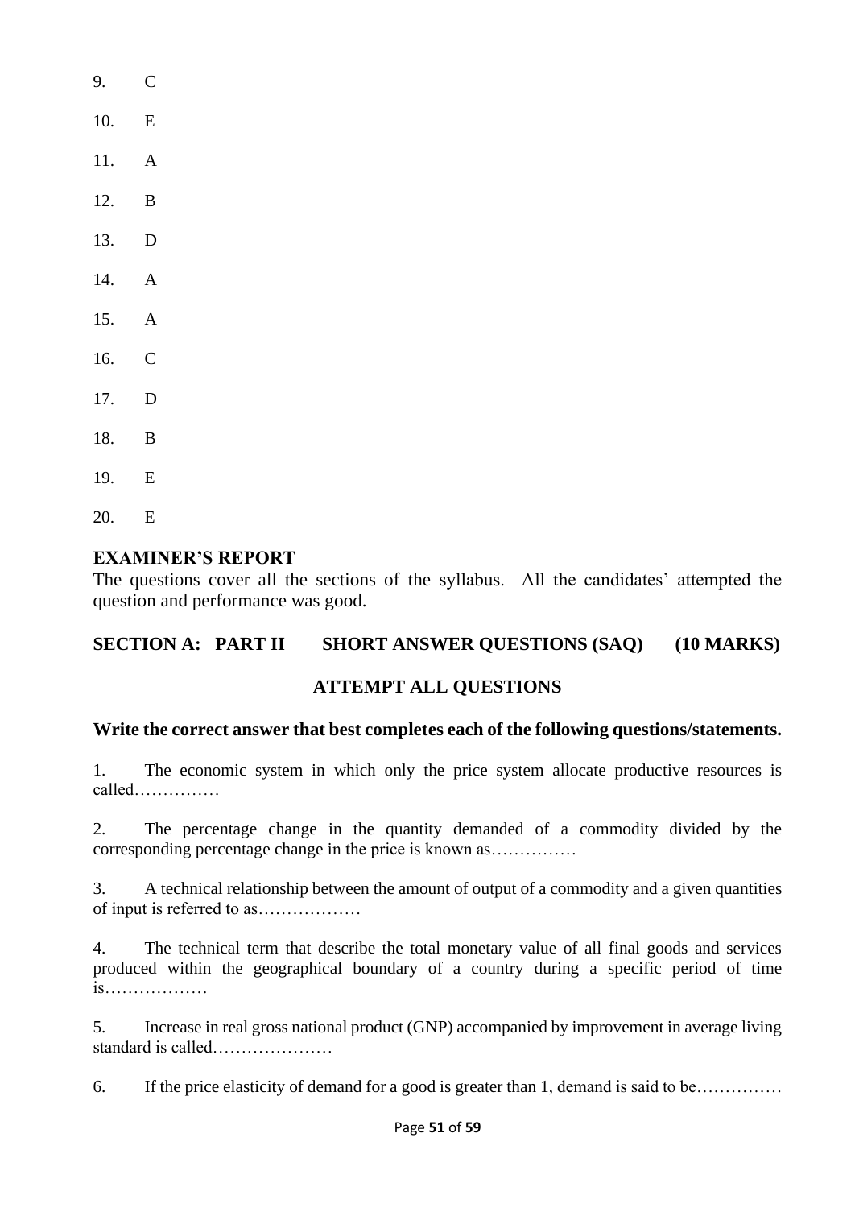9. C

10. E

11. A

12. B

13. D

14. A

15. A

16. C

17. D

18. B

19. E

20. E

**EXAMINER'S REPORT**

The questions cover all the sections of the syllabus. All the candidates' attempted the question and performance was good.

## SECTION A: PART II SHORT ANSWER QUESTIONS (SAQ) (10 MARKS)

### ATTEMPT ALL QUESTIONS

**Write the correct answer that best completes each of the following questions/statements.**

1. The economic system in which only the price system allocate productive resources is called……………

2. The percentage change in the quantity demanded of a commodity divided by the corresponding percentage change in the price is known as……………

3. A technical relationship between the amount of output of a commodity and a given quantities of input is referred to as………………

4. The technical term that describe the total monetary value of all final goods and services produced within the geographical boundary of a country during a specific period of time is………………

5. Increase in real gross national product (GNP) accompanied by improvement in average living standard is called…………………

6. If the price elasticity of demand for a good is greater than 1, demand is said to be……………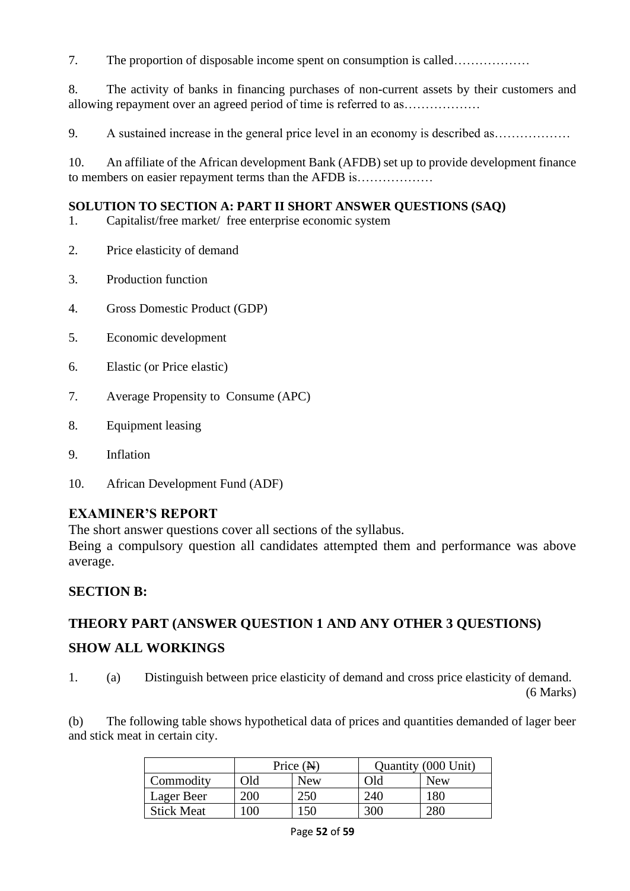7. The proportion of disposable income spent on consumption is called………………

8. The activity of banks in financing purchases of non-current assets by their customers and allowing repayment over an agreed period of time is referred to as………………

9. A sustained increase in the general price level in an economy is described as………………

10. An affiliate of the African development Bank (AFDB) set up to provide development finance to members on easier repayment terms than the AFDB is………………

**SOLUTION TO SECTION A: PART II SHORT ANSWER QUESTIONS (SAQ)**

1. Capitalist/free market/ free enterprise economic system

2. Price elasticity of demand

3. Production function

4. Gross Domestic Product (GDP)

5. Economic development

6. Elastic (or Price elastic)

7. Average Propensity to Consume (APC)

8. Equipment leasing

9. Inflation

10. African Development Fund (ADF)

## EXAMINER'S REPORT

The short answer questions cover all sections of the syllabus.
Being a compulsory question all candidates attempted them and performance was above average.

## SECTION B:

## THEORY PART (ANSWER QUESTION 1 AND ANY OTHER 3 QUESTIONS)

## SHOW ALL WORKINGS

1. (a) Distinguish between price elasticity of demand and cross price elasticity of demand. (6 Marks)

(b) The following table shows hypothetical data of prices and quantities demanded of lager beer and stick meat in certain city.

| | Price (₦) | | Quantity (000 Unit) | |
|---|---|---|---|---|
| Commodity | Old | New | Old | New |
| Lager Beer | 200 | 250 | 240 | 180 |
| Stick Meat | 100 | 150 | 300 | 280 |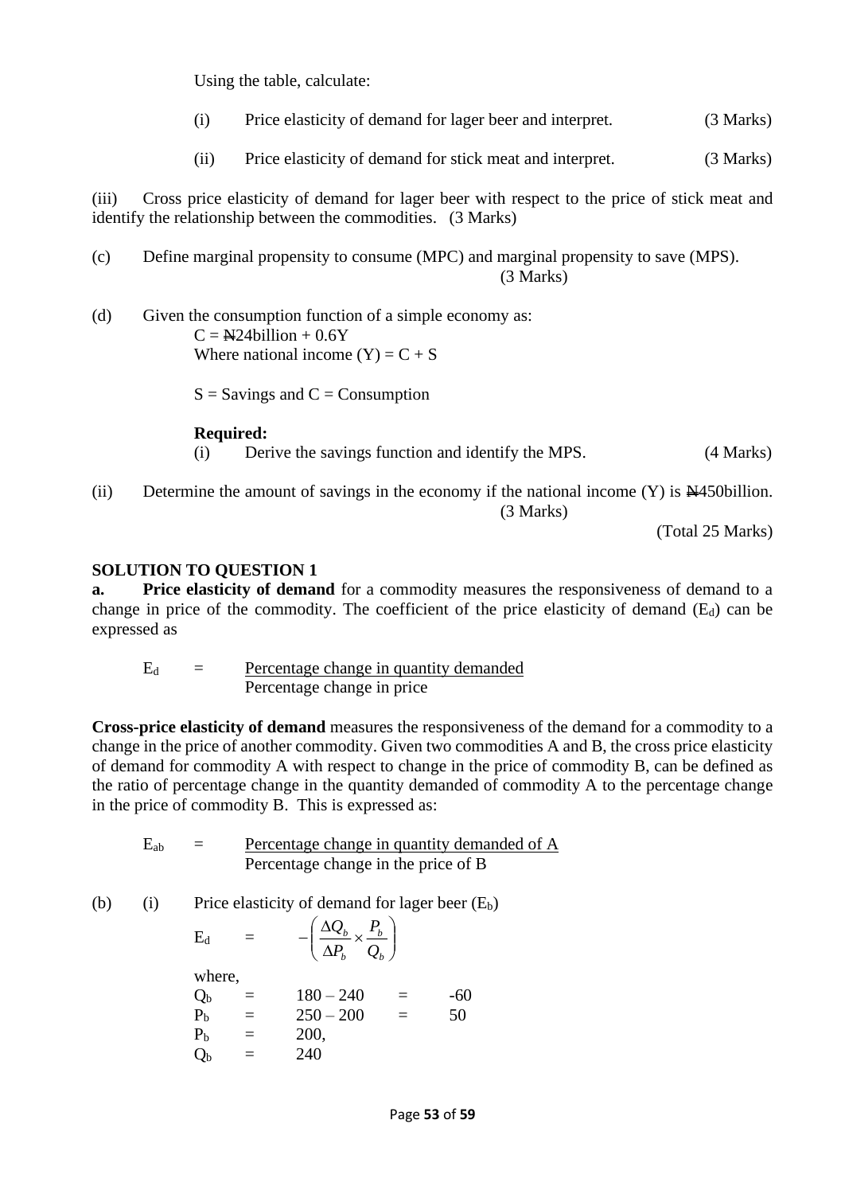Using the table, calculate:

(i) Price elasticity of demand for lager beer and interpret. (3 Marks)

(ii) Price elasticity of demand for stick meat and interpret. (3 Marks)

(iii) Cross price elasticity of demand for lager beer with respect to the price of stick meat and identify the relationship between the commodities. (3 Marks)

(c) Define marginal propensity to consume (MPC) and marginal propensity to save (MPS). (3 Marks)

(d) Given the consumption function of a simple economy as:

$C = ₦24\text{billion} + 0.6Y$

Where national income $(Y) = C + S$

$S$ = Savings and $C$ = Consumption

**Required:**

(i) Derive the savings function and identify the MPS. (4 Marks)

(ii) Determine the amount of savings in the economy if the national income (Y) is ₦450billion. (3 Marks)

(Total 25 Marks)

**SOLUTION TO QUESTION 1**

**a.** **Price elasticity of demand** for a commodity measures the responsiveness of demand to a change in price of the commodity. The coefficient of the price elasticity of demand ($E_d$) can be expressed as

$$E_d = \frac{\text{Percentage change in quantity demanded}}{\text{Percentage change in price}}$$

**Cross-price elasticity of demand** measures the responsiveness of the demand for a commodity to a change in the price of another commodity. Given two commodities A and B, the cross price elasticity of demand for commodity A with respect to change in the price of commodity B, can be defined as the ratio of percentage change in the quantity demanded of commodity A to the percentage change in the price of commodity B. This is expressed as:

$$E_{ab} = \frac{\text{Percentage change in quantity demanded of A}}{\text{Percentage change in the price of B}}$$

(b) (i) Price elasticity of demand for lager beer ($E_b$)

$$E_d = -\left(\frac{\Delta Q_b}{\Delta P_b} \times \frac{P_b}{Q_b}\right)$$

where,

$Q_b = 180 - 240 = -60$

$P_b = 250 - 200 = 50$

$P_b = 200,$

$Q_b = 240$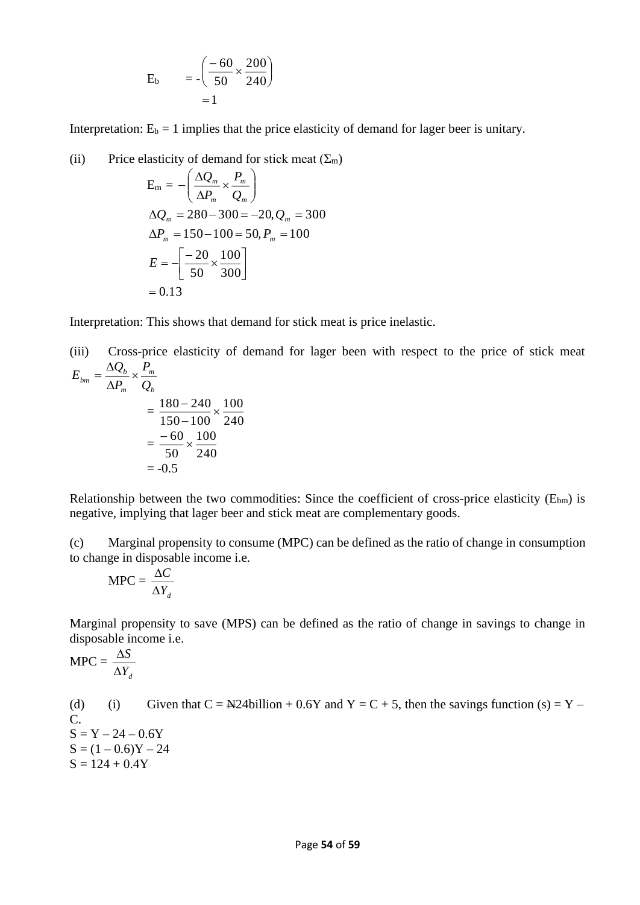$$E_b = -\left(\frac{-60}{50} \times \frac{200}{240}\right)$$
$$= 1$$

Interpretation: $E_b = 1$ implies that the price elasticity of demand for lager beer is unitary.

(ii) Price elasticity of demand for stick meat ($\Sigma_m$)

$$E_m = -\left(\frac{\Delta Q_m}{\Delta P_m} \times \frac{P_m}{Q_m}\right)$$
$$\Delta Q_m = 280 - 300 = -20, Q_m = 300$$
$$\Delta P_m = 150 - 100 = 50, P_m = 100$$
$$E = -\left[\frac{-20}{50} \times \frac{100}{300}\right]$$
$$= 0.13$$

Interpretation: This shows that demand for stick meat is price inelastic.

(iii) Cross-price elasticity of demand for lager been with respect to the price of stick meat

$$E_{bm} = \frac{\Delta Q_b}{\Delta P_m} \times \frac{P_m}{Q_b}$$
$$= \frac{180 - 240}{150 - 100} \times \frac{100}{240}$$
$$= \frac{-60}{50} \times \frac{100}{240}$$
$$= -0.5$$

Relationship between the two commodities: Since the coefficient of cross-price elasticity ($E_{bm}$) is negative, implying that lager beer and stick meat are complementary goods.

(c) Marginal propensity to consume (MPC) can be defined as the ratio of change in consumption to change in disposable income i.e.

$$\text{MPC} = \frac{\Delta C}{\Delta Y_d}$$

Marginal propensity to save (MPS) can be defined as the ratio of change in savings to change in disposable income i.e.

$$\text{MPC} = \frac{\Delta S}{\Delta Y_d}$$

(d) (i) Given that C = ₦24billion + 0.6Y and Y = C + 5, then the savings function (s) = Y – C.

S = Y – 24 – 0.6Y

S = (1 – 0.6)Y – 24

S = 124 + 0.4Y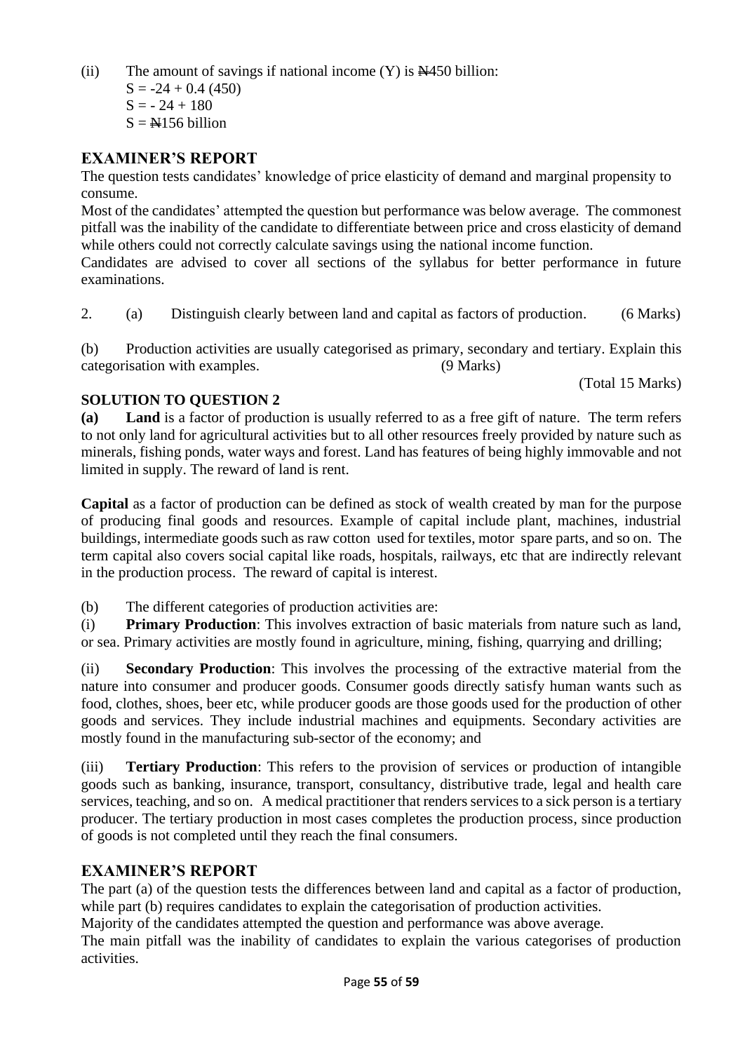(ii) The amount of savings if national income (Y) is ₦450 billion:

$S = -24 + 0.4\ (450)$

$S = -24 + 180$

$S = ₦156$ billion

## EXAMINER'S REPORT

The question tests candidates' knowledge of price elasticity of demand and marginal propensity to consume.

Most of the candidates' attempted the question but performance was below average. The commonest pitfall was the inability of the candidate to differentiate between price and cross elasticity of demand while others could not correctly calculate savings using the national income function.

Candidates are advised to cover all sections of the syllabus for better performance in future examinations.

2. (a) Distinguish clearly between land and capital as factors of production. (6 Marks)

(b) Production activities are usually categorised as primary, secondary and tertiary. Explain this categorisation with examples. (9 Marks)

(Total 15 Marks)

### SOLUTION TO QUESTION 2

**(a) Land** is a factor of production is usually referred to as a free gift of nature. The term refers to not only land for agricultural activities but to all other resources freely provided by nature such as minerals, fishing ponds, water ways and forest. Land has features of being highly immovable and not limited in supply. The reward of land is rent.

**Capital** as a factor of production can be defined as stock of wealth created by man for the purpose of producing final goods and resources. Example of capital include plant, machines, industrial buildings, intermediate goods such as raw cotton used for textiles, motor spare parts, and so on. The term capital also covers social capital like roads, hospitals, railways, etc that are indirectly relevant in the production process. The reward of capital is interest.

(b) The different categories of production activities are:

(i) **Primary Production**: This involves extraction of basic materials from nature such as land, or sea. Primary activities are mostly found in agriculture, mining, fishing, quarrying and drilling;

(ii) **Secondary Production**: This involves the processing of the extractive material from the nature into consumer and producer goods. Consumer goods directly satisfy human wants such as food, clothes, shoes, beer etc, while producer goods are those goods used for the production of other goods and services. They include industrial machines and equipments. Secondary activities are mostly found in the manufacturing sub-sector of the economy; and

(iii) **Tertiary Production**: This refers to the provision of services or production of intangible goods such as banking, insurance, transport, consultancy, distributive trade, legal and health care services, teaching, and so on. A medical practitioner that renders services to a sick person is a tertiary producer. The tertiary production in most cases completes the production process, since production of goods is not completed until they reach the final consumers.

## EXAMINER'S REPORT

The part (a) of the question tests the differences between land and capital as a factor of production, while part (b) requires candidates to explain the categorisation of production activities.

Majority of the candidates attempted the question and performance was above average.

The main pitfall was the inability of candidates to explain the various categorises of production activities.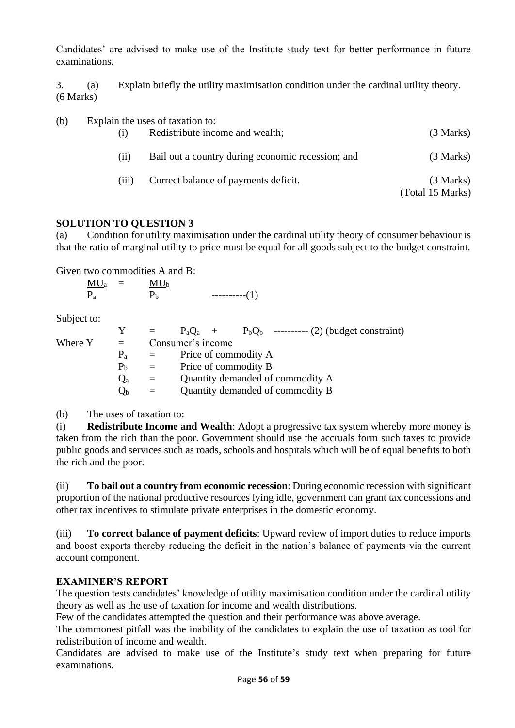Candidates' are advised to make use of the Institute study text for better performance in future examinations.

3. (a) Explain briefly the utility maximisation condition under the cardinal utility theory. (6 Marks)

(b) Explain the uses of taxation to:

(i) Redistribute income and wealth; (3 Marks)

(ii) Bail out a country during economic recession; and (3 Marks)

(iii) Correct balance of payments deficit. (3 Marks)

(Total 15 Marks)

**SOLUTION TO QUESTION 3**

(a) Condition for utility maximisation under the cardinal utility theory of consumer behaviour is that the ratio of marginal utility to price must be equal for all goods subject to the budget constraint.

Given two commodities A and B:

$$\frac{MU_a}{P_a} = \frac{MU_b}{P_b} \qquad \text{----------(1)}$$

Subject to:

$$Y = P_aQ_a + P_bQ_b \qquad \text{---------- (2) (budget constraint)}$$

Where Y = Consumer's income

$P_a$ = Price of commodity A

$P_b$ = Price of commodity B

$Q_a$ = Quantity demanded of commodity A

$Q_b$ = Quantity demanded of commodity B

(b) The uses of taxation to:

(i) **Redistribute Income and Wealth**: Adopt a progressive tax system whereby more money is taken from the rich than the poor. Government should use the accruals form such taxes to provide public goods and services such as roads, schools and hospitals which will be of equal benefits to both the rich and the poor.

(ii) **To bail out a country from economic recession**: During economic recession with significant proportion of the national productive resources lying idle, government can grant tax concessions and other tax incentives to stimulate private enterprises in the domestic economy.

(iii) **To correct balance of payment deficits**: Upward review of import duties to reduce imports and boost exports thereby reducing the deficit in the nation's balance of payments via the current account component.

**EXAMINER'S REPORT**

The question tests candidates' knowledge of utility maximisation condition under the cardinal utility theory as well as the use of taxation for income and wealth distributions.

Few of the candidates attempted the question and their performance was above average.

The commonest pitfall was the inability of the candidates to explain the use of taxation as tool for redistribution of income and wealth.

Candidates are advised to make use of the Institute's study text when preparing for future examinations.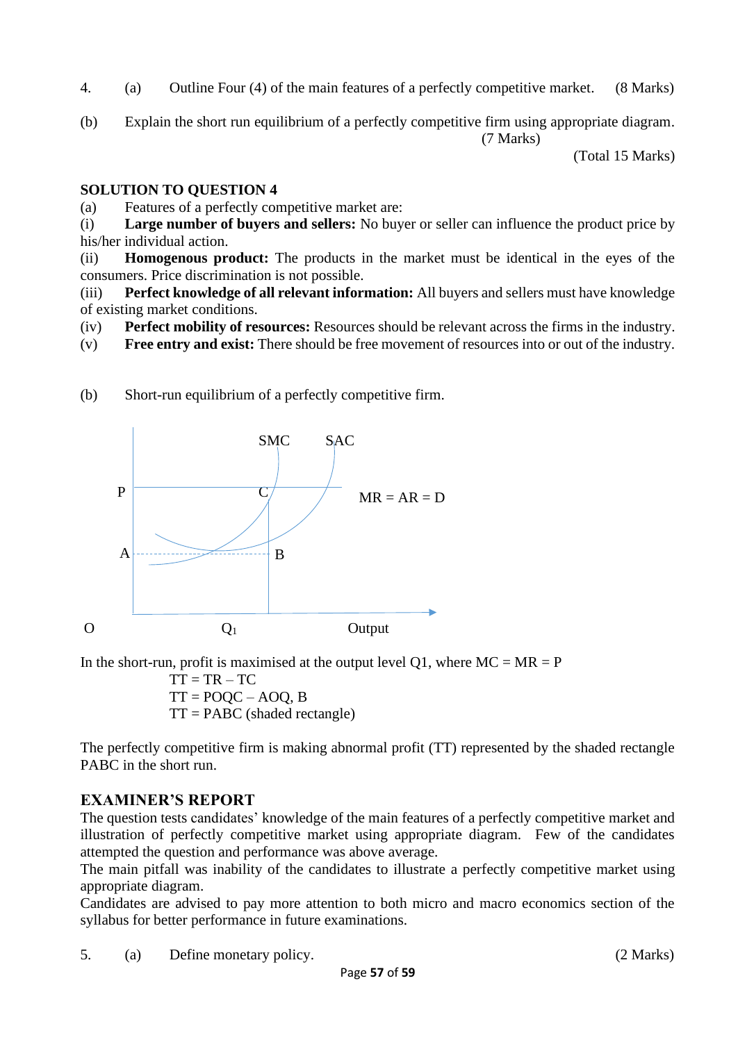4. (a) Outline Four (4) of the main features of a perfectly competitive market. (8 Marks)

(b) Explain the short run equilibrium of a perfectly competitive firm using appropriate diagram. (7 Marks)

(Total 15 Marks)

**SOLUTION TO QUESTION 4**

(a) Features of a perfectly competitive market are:

(i) **Large number of buyers and sellers:** No buyer or seller can influence the product price by his/her individual action.

(ii) **Homogenous product:** The products in the market must be identical in the eyes of the consumers. Price discrimination is not possible.

(iii) **Perfect knowledge of all relevant information:** All buyers and sellers must have knowledge of existing market conditions.

(iv) **Perfect mobility of resources:** Resources should be relevant across the firms in the industry.

(v) **Free entry and exist:** There should be free movement of resources into or out of the industry.

(b) Short-run equilibrium of a perfectly competitive firm.

SMC SAC

P C MR = AR = D

A B

O $Q_1$ Output

In the short-run, profit is maximised at the output level Q1, where MC = MR = P

TT = TR – TC

TT = POQC – AOQ, B

TT = PABC (shaded rectangle)

The perfectly competitive firm is making abnormal profit (TT) represented by the shaded rectangle PABC in the short run.

## EXAMINER'S REPORT

The question tests candidates' knowledge of the main features of a perfectly competitive market and illustration of perfectly competitive market using appropriate diagram. Few of the candidates attempted the question and performance was above average.

The main pitfall was inability of the candidates to illustrate a perfectly competitive market using appropriate diagram.

Candidates are advised to pay more attention to both micro and macro economics section of the syllabus for better performance in future examinations.

5. (a) Define monetary policy. (2 Marks)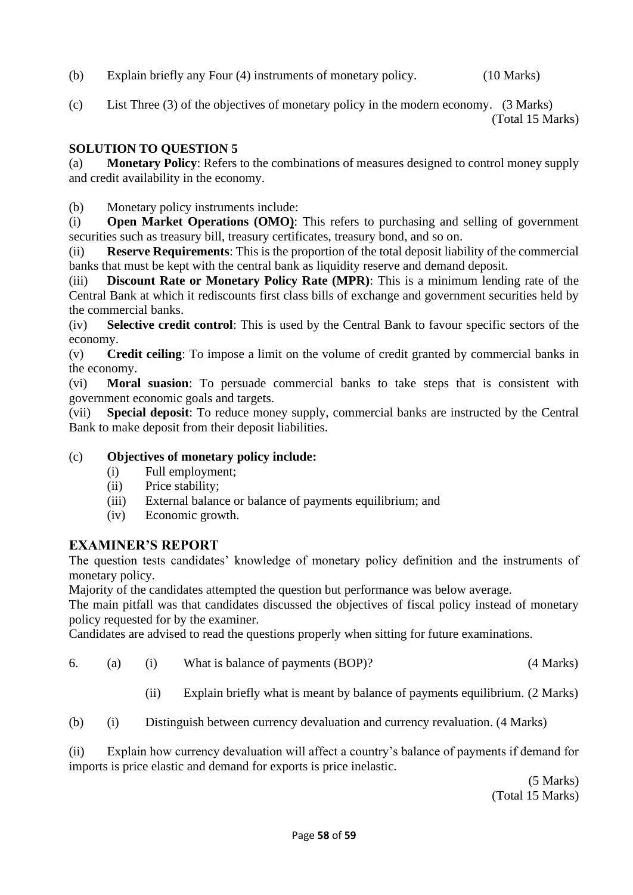(b) Explain briefly any Four (4) instruments of monetary policy. (10 Marks)

(c) List Three (3) of the objectives of monetary policy in the modern economy. (3 Marks)
(Total 15 Marks)

**SOLUTION TO QUESTION 5**

(a) **Monetary Policy**: Refers to the combinations of measures designed to control money supply and credit availability in the economy.

(b) Monetary policy instruments include:

(i) **Open Market Operations (OMO)**: This refers to purchasing and selling of government securities such as treasury bill, treasury certificates, treasury bond, and so on.

(ii) **Reserve Requirements**: This is the proportion of the total deposit liability of the commercial banks that must be kept with the central bank as liquidity reserve and demand deposit.

(iii) **Discount Rate or Monetary Policy Rate (MPR)**: This is a minimum lending rate of the Central Bank at which it rediscounts first class bills of exchange and government securities held by the commercial banks.

(iv) **Selective credit control**: This is used by the Central Bank to favour specific sectors of the economy.

(v) **Credit ceiling**: To impose a limit on the volume of credit granted by commercial banks in the economy.

(vi) **Moral suasion**: To persuade commercial banks to take steps that is consistent with government economic goals and targets.

(vii) **Special deposit**: To reduce money supply, commercial banks are instructed by the Central Bank to make deposit from their deposit liabilities.

(c) **Objectives of monetary policy include:**

- (i) Full employment;
- (ii) Price stability;
- (iii) External balance or balance of payments equilibrium; and
- (iv) Economic growth.

## EXAMINER'S REPORT

The question tests candidates' knowledge of monetary policy definition and the instruments of monetary policy.

Majority of the candidates attempted the question but performance was below average.

The main pitfall was that candidates discussed the objectives of fiscal policy instead of monetary policy requested for by the examiner.

Candidates are advised to read the questions properly when sitting for future examinations.

6. (a) (i) What is balance of payments (BOP)? (4 Marks)

(ii) Explain briefly what is meant by balance of payments equilibrium. (2 Marks)

(b) (i) Distinguish between currency devaluation and currency revaluation. (4 Marks)

(ii) Explain how currency devaluation will affect a country's balance of payments if demand for imports is price elastic and demand for exports is price inelastic.

(5 Marks)
(Total 15 Marks)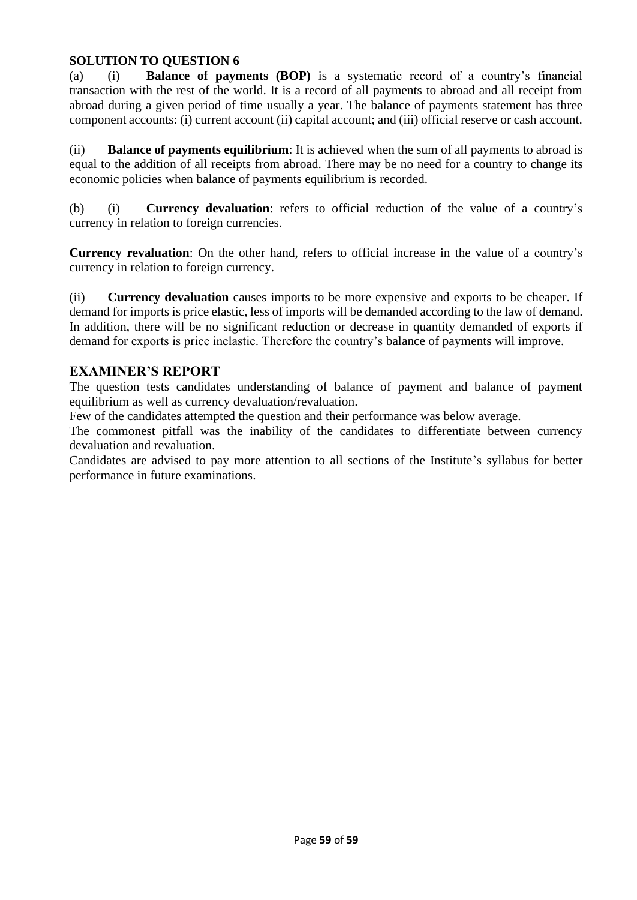**SOLUTION TO QUESTION 6**

(a) (i) **Balance of payments (BOP)** is a systematic record of a country's financial transaction with the rest of the world. It is a record of all payments to abroad and all receipt from abroad during a given period of time usually a year. The balance of payments statement has three component accounts: (i) current account (ii) capital account; and (iii) official reserve or cash account.

(ii) **Balance of payments equilibrium**: It is achieved when the sum of all payments to abroad is equal to the addition of all receipts from abroad. There may be no need for a country to change its economic policies when balance of payments equilibrium is recorded.

(b) (i) **Currency devaluation**: refers to official reduction of the value of a country's currency in relation to foreign currencies.

**Currency revaluation**: On the other hand, refers to official increase in the value of a country's currency in relation to foreign currency.

(ii) **Currency devaluation** causes imports to be more expensive and exports to be cheaper. If demand for imports is price elastic, less of imports will be demanded according to the law of demand. In addition, there will be no significant reduction or decrease in quantity demanded of exports if demand for exports is price inelastic. Therefore the country's balance of payments will improve.

## EXAMINER'S REPORT

The question tests candidates understanding of balance of payment and balance of payment equilibrium as well as currency devaluation/revaluation.

Few of the candidates attempted the question and their performance was below average.

The commonest pitfall was the inability of the candidates to differentiate between currency devaluation and revaluation.

Candidates are advised to pay more attention to all sections of the Institute's syllabus for better performance in future examinations.